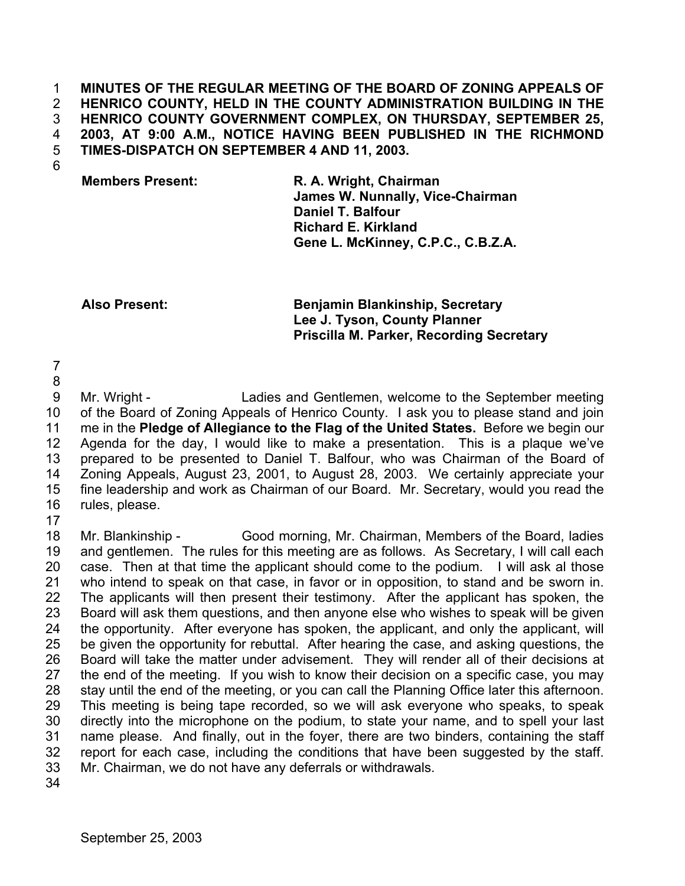**MINUTES OF THE REGULAR MEETING OF THE BOARD OF ZONING APPEALS OF HENRICO COUNTY, HELD IN THE COUNTY ADMINISTRATION BUILDING IN THE HENRICO COUNTY GOVERNMENT COMPLEX, ON THURSDAY, SEPTEMBER 25, 2003, AT 9:00 A.M., NOTICE HAVING BEEN PUBLISHED IN THE RICHMOND TIMES-DISPATCH ON SEPTEMBER 4 AND 11, 2003.**

| | |
|---|---|
| **Members Present:** | **R. A. Wright, Chairman** |
| | **James W. Nunnally, Vice-Chairman** |
| | **Daniel T. Balfour** |
| | **Richard E. Kirkland** |
| | **Gene L. McKinney, C.P.C., C.B.Z.A.** |
| **Also Present:** | **Benjamin Blankinship, Secretary** |
| | **Lee J. Tyson, County Planner** |
| | **Priscilla M. Parker, Recording Secretary** |

Mr. Wright - Ladies and Gentlemen, welcome to the September meeting of the Board of Zoning Appeals of Henrico County. I ask you to please stand and join me in the **Pledge of Allegiance to the Flag of the United States.** Before we begin our Agenda for the day, I would like to make a presentation. This is a plaque we've prepared to be presented to Daniel T. Balfour, who was Chairman of the Board of Zoning Appeals, August 23, 2001, to August 28, 2003. We certainly appreciate your fine leadership and work as Chairman of our Board. Mr. Secretary, would you read the rules, please.

Mr. Blankinship - Good morning, Mr. Chairman, Members of the Board, ladies and gentlemen. The rules for this meeting are as follows. As Secretary, I will call each case. Then at that time the applicant should come to the podium. I will ask al those who intend to speak on that case, in favor or in opposition, to stand and be sworn in. The applicants will then present their testimony. After the applicant has spoken, the Board will ask them questions, and then anyone else who wishes to speak will be given the opportunity. After everyone has spoken, the applicant, and only the applicant, will be given the opportunity for rebuttal. After hearing the case, and asking questions, the Board will take the matter under advisement. They will render all of their decisions at the end of the meeting. If you wish to know their decision on a specific case, you may stay until the end of the meeting, or you can call the Planning Office later this afternoon. This meeting is being tape recorded, so we will ask everyone who speaks, to speak directly into the microphone on the podium, to state your name, and to spell your last name please. And finally, out in the foyer, there are two binders, containing the staff report for each case, including the conditions that have been suggested by the staff. Mr. Chairman, we do not have any deferrals or withdrawals.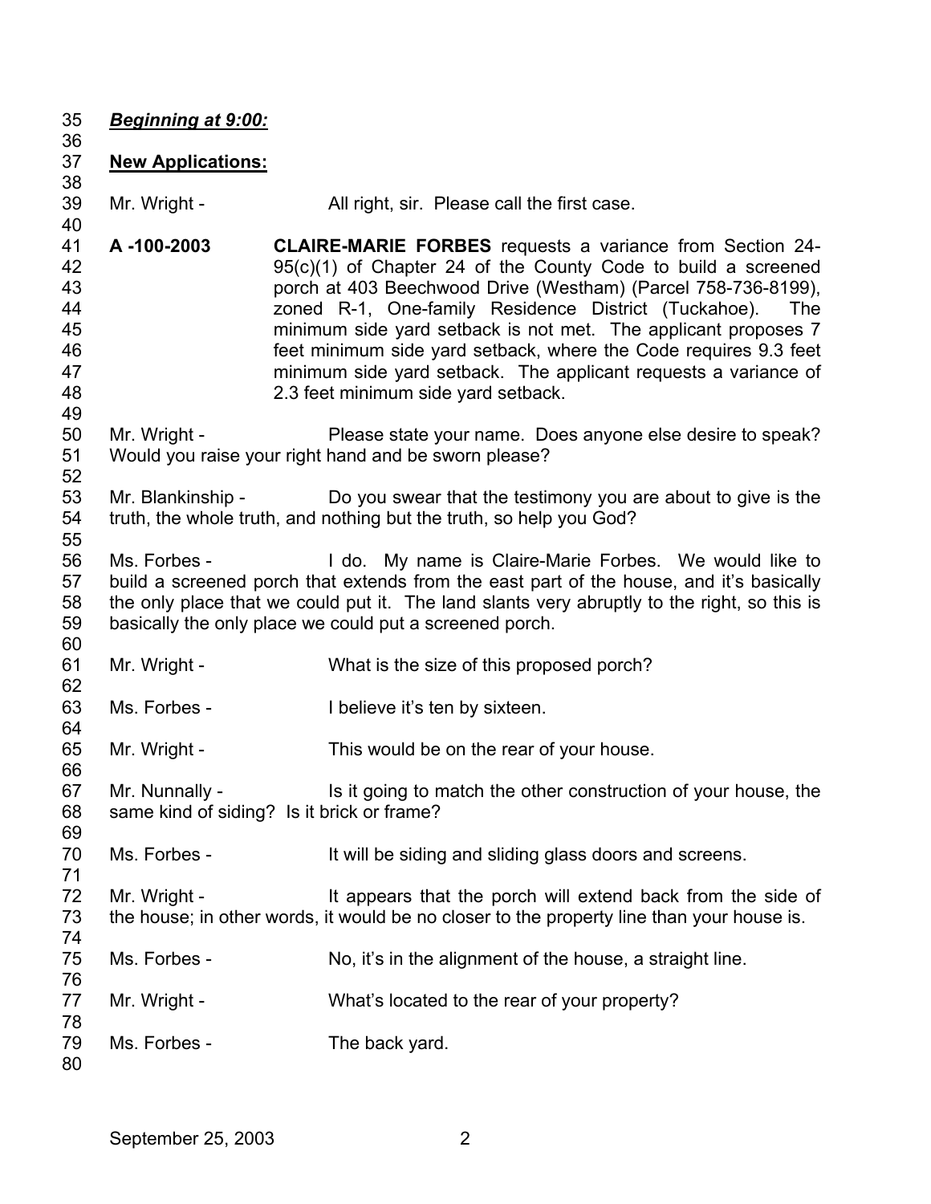***Beginning at 9:00:***

**New Applications:**

Mr. Wright - All right, sir. Please call the first case.

**A -100-2003** **CLAIRE-MARIE FORBES** requests a variance from Section 24-95(c)(1) of Chapter 24 of the County Code to build a screened porch at 403 Beechwood Drive (Westham) (Parcel 758-736-8199), zoned R-1, One-family Residence District (Tuckahoe). The minimum side yard setback is not met. The applicant proposes 7 feet minimum side yard setback, where the Code requires 9.3 feet minimum side yard setback. The applicant requests a variance of 2.3 feet minimum side yard setback.

Mr. Wright - Please state your name. Does anyone else desire to speak? Would you raise your right hand and be sworn please?

Mr. Blankinship - Do you swear that the testimony you are about to give is the truth, the whole truth, and nothing but the truth, so help you God?

Ms. Forbes - I do. My name is Claire-Marie Forbes. We would like to build a screened porch that extends from the east part of the house, and it's basically the only place that we could put it. The land slants very abruptly to the right, so this is basically the only place we could put a screened porch.

Mr. Wright - What is the size of this proposed porch?

Ms. Forbes - I believe it's ten by sixteen.

Mr. Wright - This would be on the rear of your house.

Mr. Nunnally - Is it going to match the other construction of your house, the same kind of siding? Is it brick or frame?

Ms. Forbes - It will be siding and sliding glass doors and screens.

Mr. Wright - It appears that the porch will extend back from the side of the house; in other words, it would be no closer to the property line than your house is.

Ms. Forbes - No, it's in the alignment of the house, a straight line.

Mr. Wright - What's located to the rear of your property?

Ms. Forbes - The back yard.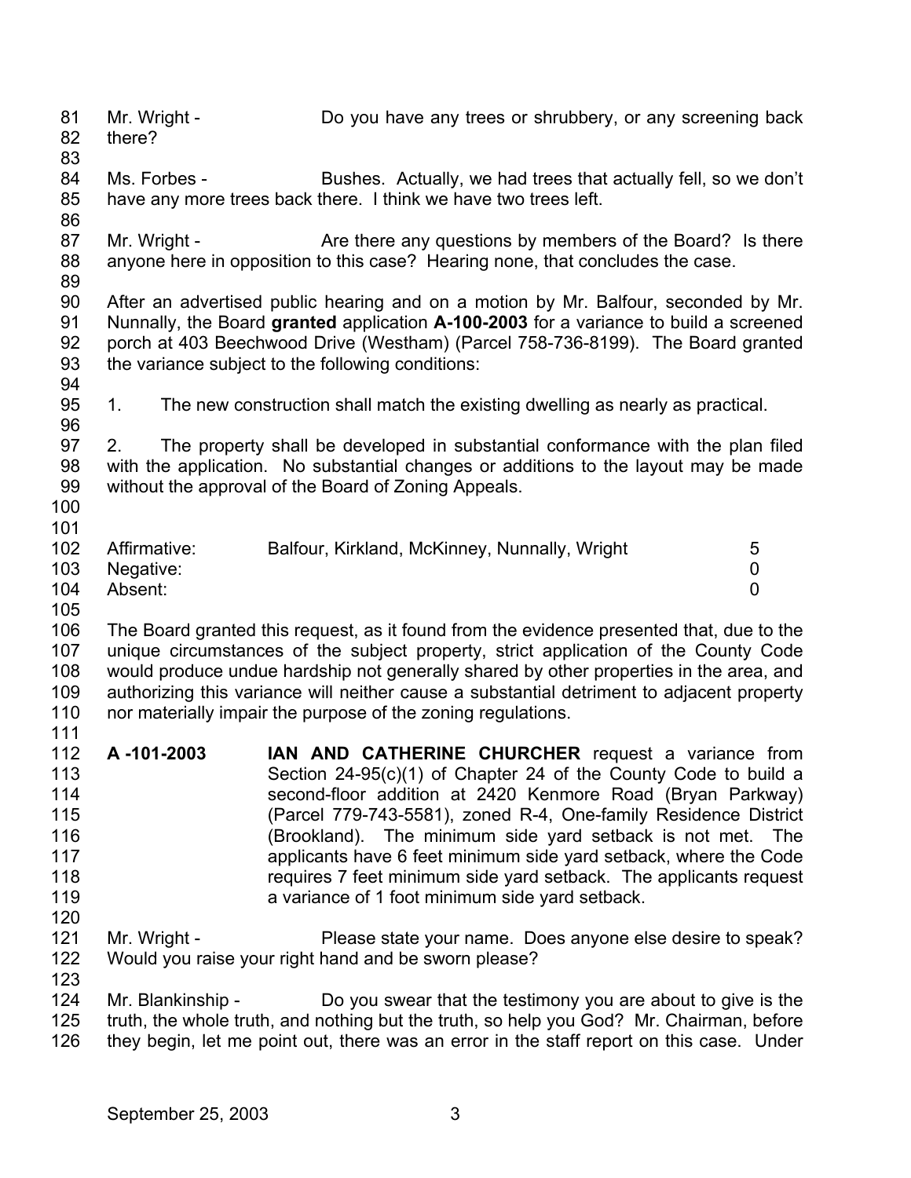Mr. Wright - Do you have any trees or shrubbery, or any screening back there?

Ms. Forbes - Bushes. Actually, we had trees that actually fell, so we don't have any more trees back there. I think we have two trees left.

Mr. Wright - Are there any questions by members of the Board? Is there anyone here in opposition to this case? Hearing none, that concludes the case.

After an advertised public hearing and on a motion by Mr. Balfour, seconded by Mr. Nunnally, the Board **granted** application **A-100-2003** for a variance to build a screened porch at 403 Beechwood Drive (Westham) (Parcel 758-736-8199). The Board granted the variance subject to the following conditions:

1. The new construction shall match the existing dwelling as nearly as practical.

2. The property shall be developed in substantial conformance with the plan filed with the application. No substantial changes or additions to the layout may be made without the approval of the Board of Zoning Appeals.

| | | |
|---|---|---|
| Affirmative: | Balfour, Kirkland, McKinney, Nunnally, Wright | 5 |
| Negative: | | 0 |
| Absent: | | 0 |

The Board granted this request, as it found from the evidence presented that, due to the unique circumstances of the subject property, strict application of the County Code would produce undue hardship not generally shared by other properties in the area, and authorizing this variance will neither cause a substantial detriment to adjacent property nor materially impair the purpose of the zoning regulations.

**A -101-2003** **IAN AND CATHERINE CHURCHER** request a variance from Section 24-95(c)(1) of Chapter 24 of the County Code to build a second-floor addition at 2420 Kenmore Road (Bryan Parkway) (Parcel 779-743-5581), zoned R-4, One-family Residence District (Brookland). The minimum side yard setback is not met. The applicants have 6 feet minimum side yard setback, where the Code requires 7 feet minimum side yard setback. The applicants request a variance of 1 foot minimum side yard setback.

Mr. Wright - Please state your name. Does anyone else desire to speak? Would you raise your right hand and be sworn please?

Mr. Blankinship - Do you swear that the testimony you are about to give is the truth, the whole truth, and nothing but the truth, so help you God? Mr. Chairman, before they begin, let me point out, there was an error in the staff report on this case. Under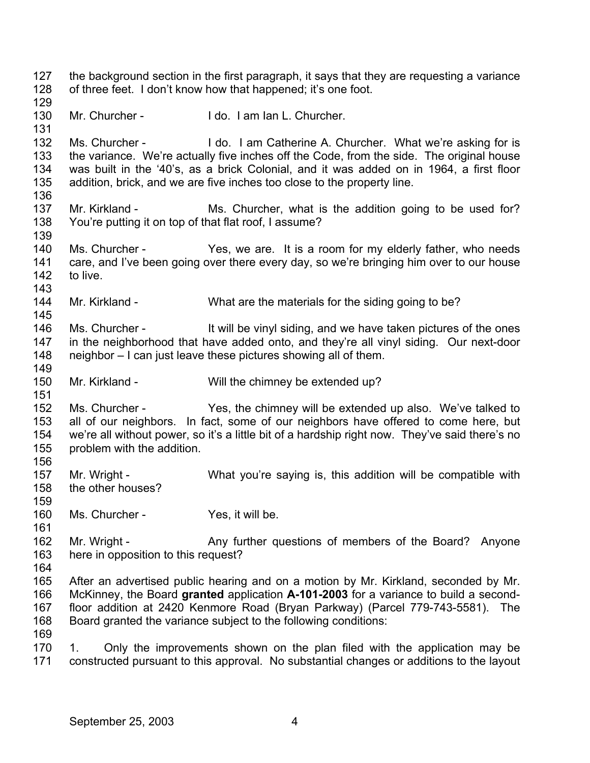127 the background section in the first paragraph, it says that they are requesting a variance
128 of three feet. I don't know how that happened; it's one foot.

130 Mr. Churcher - I do. I am Ian L. Churcher.

132 Ms. Churcher - I do. I am Catherine A. Churcher. What we're asking for is
133 the variance. We're actually five inches off the Code, from the side. The original house
134 was built in the '40's, as a brick Colonial, and it was added on in 1964, a first floor
135 addition, brick, and we are five inches too close to the property line.

137 Mr. Kirkland - Ms. Churcher, what is the addition going to be used for?
138 You're putting it on top of that flat roof, I assume?

140 Ms. Churcher - Yes, we are. It is a room for my elderly father, who needs
141 care, and I've been going over there every day, so we're bringing him over to our house
142 to live.

144 Mr. Kirkland - What are the materials for the siding going to be?

146 Ms. Churcher - It will be vinyl siding, and we have taken pictures of the ones
147 in the neighborhood that have added onto, and they're all vinyl siding. Our next-door
148 neighbor – I can just leave these pictures showing all of them.

150 Mr. Kirkland - Will the chimney be extended up?

152 Ms. Churcher - Yes, the chimney will be extended up also. We've talked to
153 all of our neighbors. In fact, some of our neighbors have offered to come here, but
154 we're all without power, so it's a little bit of a hardship right now. They've said there's no
155 problem with the addition.

157 Mr. Wright - What you're saying is, this addition will be compatible with
158 the other houses?

160 Ms. Churcher - Yes, it will be.

162 Mr. Wright - Any further questions of members of the Board? Anyone
163 here in opposition to this request?

165 After an advertised public hearing and on a motion by Mr. Kirkland, seconded by Mr.
166 McKinney, the Board **granted** application **A-101-2003** for a variance to build a second-
167 floor addition at 2420 Kenmore Road (Bryan Parkway) (Parcel 779-743-5581). The
168 Board granted the variance subject to the following conditions:

170 1. Only the improvements shown on the plan filed with the application may be
171 constructed pursuant to this approval. No substantial changes or additions to the layout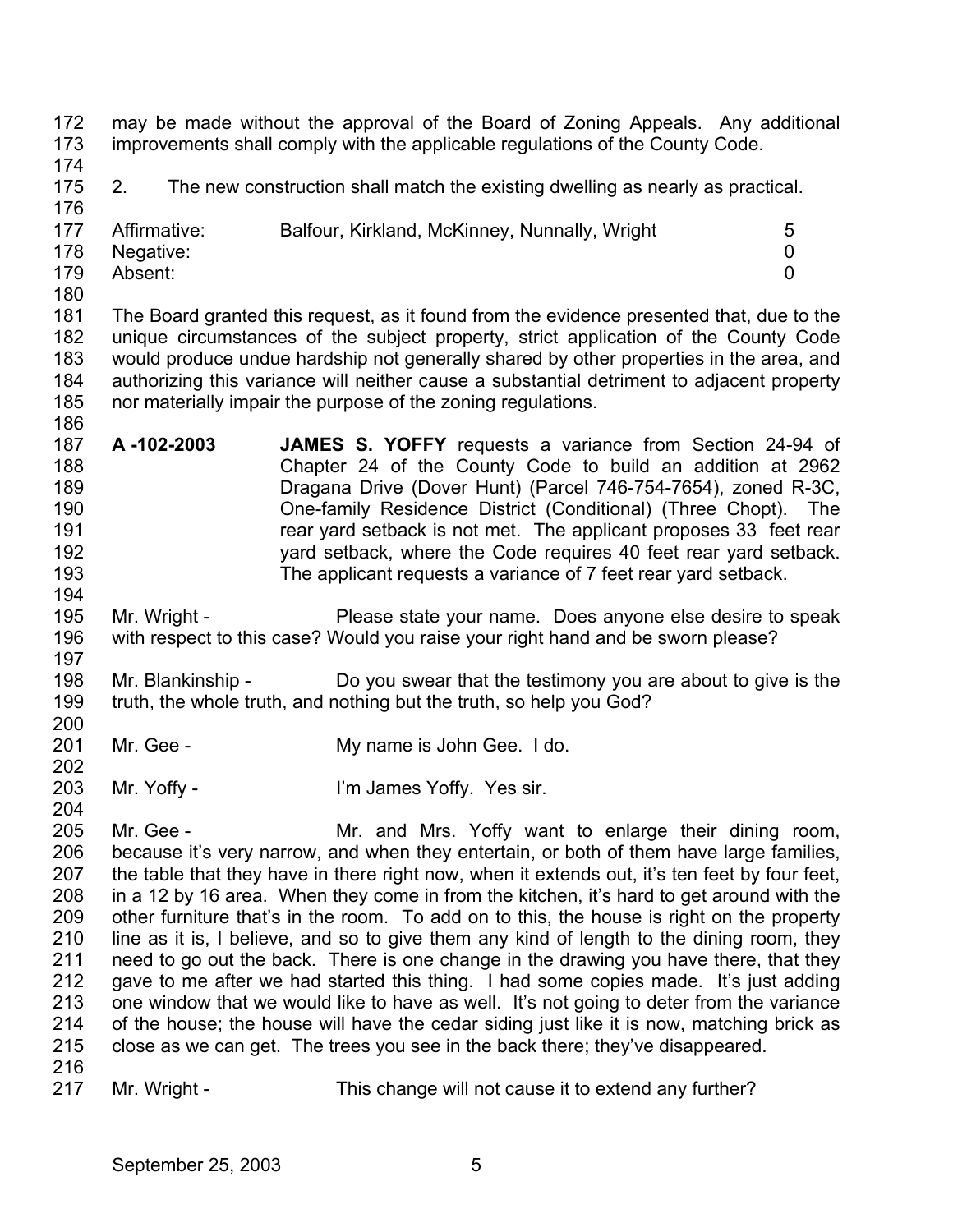may be made without the approval of the Board of Zoning Appeals. Any additional improvements shall comply with the applicable regulations of the County Code.

2. The new construction shall match the existing dwelling as nearly as practical.

| | | |
|---|---|---|
| Affirmative: | Balfour, Kirkland, McKinney, Nunnally, Wright | 5 |
| Negative: | | 0 |
| Absent: | | 0 |

The Board granted this request, as it found from the evidence presented that, due to the unique circumstances of the subject property, strict application of the County Code would produce undue hardship not generally shared by other properties in the area, and authorizing this variance will neither cause a substantial detriment to adjacent property nor materially impair the purpose of the zoning regulations.

**A -102-2003** **JAMES S. YOFFY** requests a variance from Section 24-94 of Chapter 24 of the County Code to build an addition at 2962 Dragana Drive (Dover Hunt) (Parcel 746-754-7654), zoned R-3C, One-family Residence District (Conditional) (Three Chopt). The rear yard setback is not met. The applicant proposes 33 feet rear yard setback, where the Code requires 40 feet rear yard setback. The applicant requests a variance of 7 feet rear yard setback.

Mr. Wright - Please state your name. Does anyone else desire to speak with respect to this case? Would you raise your right hand and be sworn please?

Mr. Blankinship - Do you swear that the testimony you are about to give is the truth, the whole truth, and nothing but the truth, so help you God?

Mr. Gee - My name is John Gee. I do.

Mr. Yoffy - I'm James Yoffy. Yes sir.

Mr. Gee - Mr. and Mrs. Yoffy want to enlarge their dining room, because it's very narrow, and when they entertain, or both of them have large families, the table that they have in there right now, when it extends out, it's ten feet by four feet, in a 12 by 16 area. When they come in from the kitchen, it's hard to get around with the other furniture that's in the room. To add on to this, the house is right on the property line as it is, I believe, and so to give them any kind of length to the dining room, they need to go out the back. There is one change in the drawing you have there, that they gave to me after we had started this thing. I had some copies made. It's just adding one window that we would like to have as well. It's not going to deter from the variance of the house; the house will have the cedar siding just like it is now, matching brick as close as we can get. The trees you see in the back there; they've disappeared.

Mr. Wright - This change will not cause it to extend any further?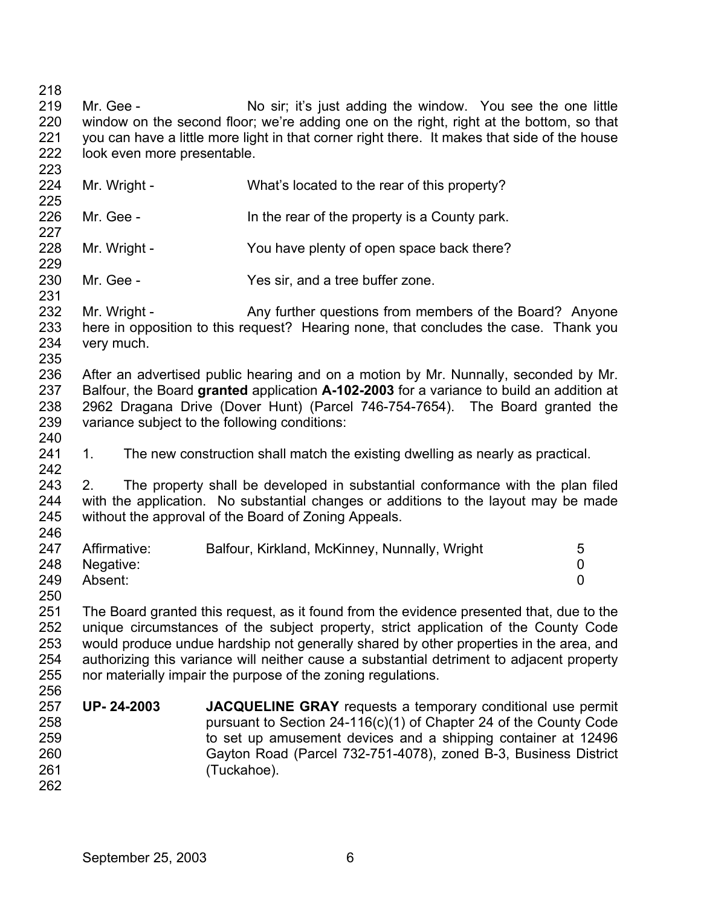Mr. Gee - No sir; it's just adding the window. You see the one little window on the second floor; we're adding one on the right, right at the bottom, so that you can have a little more light in that corner right there. It makes that side of the house look even more presentable.

Mr. Wright - What's located to the rear of this property?

Mr. Gee - In the rear of the property is a County park.

Mr. Wright - You have plenty of open space back there?

Mr. Gee - Yes sir, and a tree buffer zone.

Mr. Wright - Any further questions from members of the Board? Anyone here in opposition to this request? Hearing none, that concludes the case. Thank you very much.

After an advertised public hearing and on a motion by Mr. Nunnally, seconded by Mr. Balfour, the Board **granted** application **A-102-2003** for a variance to build an addition at 2962 Dragana Drive (Dover Hunt) (Parcel 746-754-7654). The Board granted the variance subject to the following conditions:

1. The new construction shall match the existing dwelling as nearly as practical.

2. The property shall be developed in substantial conformance with the plan filed with the application. No substantial changes or additions to the layout may be made without the approval of the Board of Zoning Appeals.

| | | |
|---|---|---|
| Affirmative: | Balfour, Kirkland, McKinney, Nunnally, Wright | 5 |
| Negative: | | 0 |
| Absent: | | 0 |

The Board granted this request, as it found from the evidence presented that, due to the unique circumstances of the subject property, strict application of the County Code would produce undue hardship not generally shared by other properties in the area, and authorizing this variance will neither cause a substantial detriment to adjacent property nor materially impair the purpose of the zoning regulations.

**UP- 24-2003** **JACQUELINE GRAY** requests a temporary conditional use permit pursuant to Section 24-116(c)(1) of Chapter 24 of the County Code to set up amusement devices and a shipping container at 12496 Gayton Road (Parcel 732-751-4078), zoned B-3, Business District (Tuckahoe).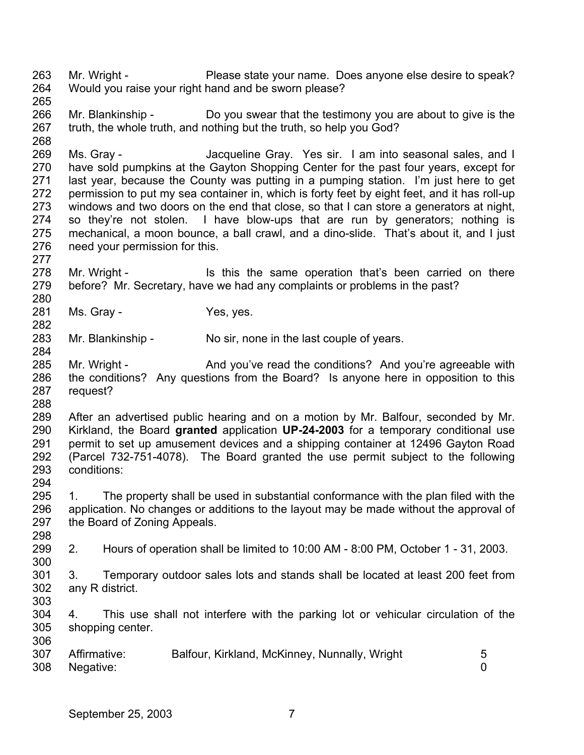263 Mr. Wright - Please state your name. Does anyone else desire to speak?
264 Would you raise your right hand and be sworn please?
265
266 Mr. Blankinship - Do you swear that the testimony you are about to give is the
267 truth, the whole truth, and nothing but the truth, so help you God?
268
269 Ms. Gray - Jacqueline Gray. Yes sir. I am into seasonal sales, and I
270 have sold pumpkins at the Gayton Shopping Center for the past four years, except for
271 last year, because the County was putting in a pumping station. I'm just here to get
272 permission to put my sea container in, which is forty feet by eight feet, and it has roll-up
273 windows and two doors on the end that close, so that I can store a generators at night,
274 so they're not stolen. I have blow-ups that are run by generators; nothing is
275 mechanical, a moon bounce, a ball crawl, and a dino-slide. That's about it, and I just
276 need your permission for this.
277
278 Mr. Wright - Is this the same operation that's been carried on there
279 before? Mr. Secretary, have we had any complaints or problems in the past?
280
281 Ms. Gray - Yes, yes.
282
283 Mr. Blankinship - No sir, none in the last couple of years.
284
285 Mr. Wright - And you've read the conditions? And you're agreeable with
286 the conditions? Any questions from the Board? Is anyone here in opposition to this
287 request?
288
289 After an advertised public hearing and on a motion by Mr. Balfour, seconded by Mr.
290 Kirkland, the Board **granted** application **UP-24-2003** for a temporary conditional use
291 permit to set up amusement devices and a shipping container at 12496 Gayton Road
292 (Parcel 732-751-4078). The Board granted the use permit subject to the following
293 conditions:
294
295 1. The property shall be used in substantial conformance with the plan filed with the
296 application. No changes or additions to the layout may be made without the approval of
297 the Board of Zoning Appeals.
298
299 2. Hours of operation shall be limited to 10:00 AM - 8:00 PM, October 1 - 31, 2003.
300
301 3. Temporary outdoor sales lots and stands shall be located at least 200 feet from
302 any R district.
303
304 4. This use shall not interfere with the parking lot or vehicular circulation of the
305 shopping center.
306
307 Affirmative: Balfour, Kirkland, McKinney, Nunnally, Wright 5
308 Negative: 0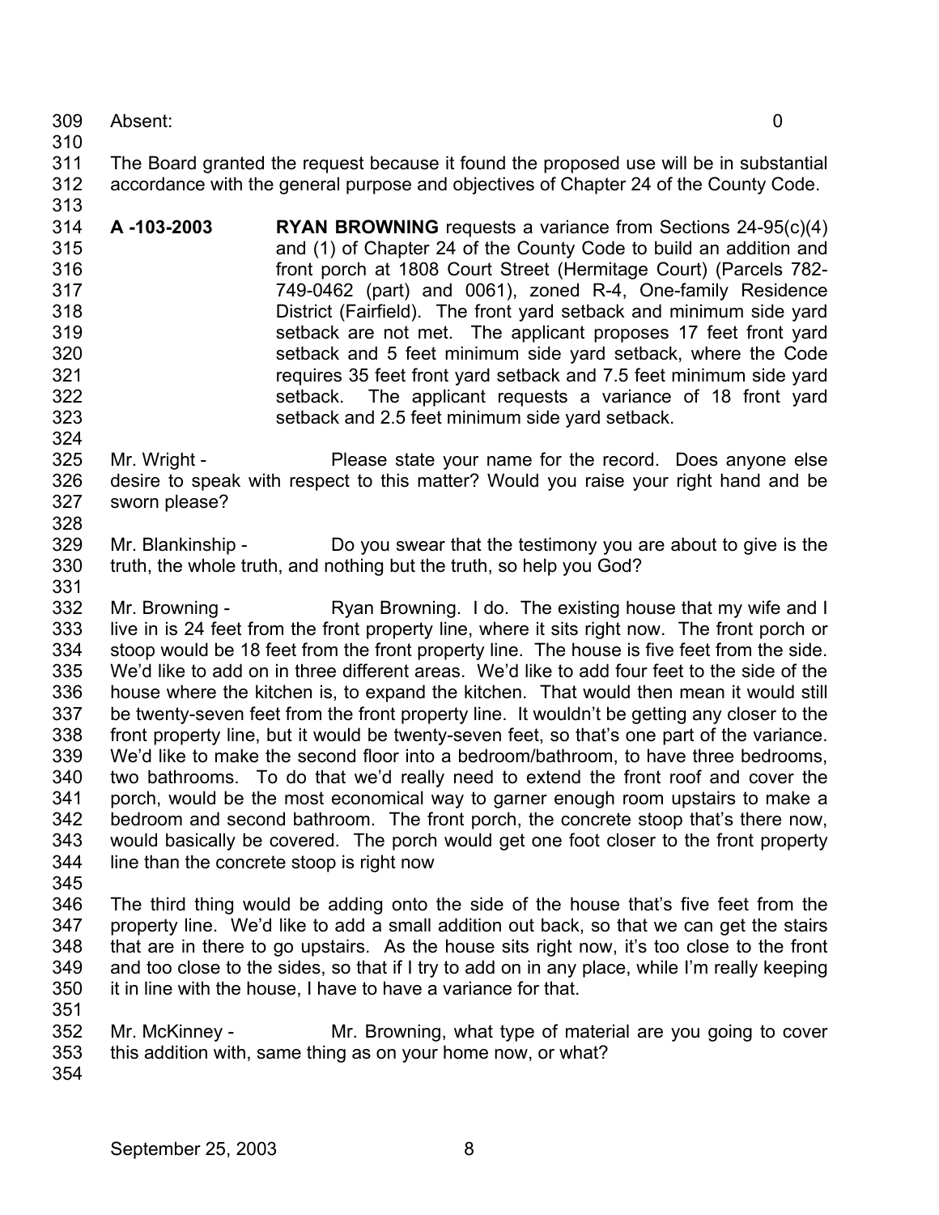Absent: 0

The Board granted the request because it found the proposed use will be in substantial accordance with the general purpose and objectives of Chapter 24 of the County Code.

**A -103-2003** **RYAN BROWNING** requests a variance from Sections 24-95(c)(4) and (1) of Chapter 24 of the County Code to build an addition and front porch at 1808 Court Street (Hermitage Court) (Parcels 782-749-0462 (part) and 0061), zoned R-4, One-family Residence District (Fairfield). The front yard setback and minimum side yard setback are not met. The applicant proposes 17 feet front yard setback and 5 feet minimum side yard setback, where the Code requires 35 feet front yard setback and 7.5 feet minimum side yard setback. The applicant requests a variance of 18 front yard setback and 2.5 feet minimum side yard setback.

Mr. Wright - Please state your name for the record. Does anyone else desire to speak with respect to this matter? Would you raise your right hand and be sworn please?

Mr. Blankinship - Do you swear that the testimony you are about to give is the truth, the whole truth, and nothing but the truth, so help you God?

Mr. Browning - Ryan Browning. I do. The existing house that my wife and I live in is 24 feet from the front property line, where it sits right now. The front porch or stoop would be 18 feet from the front property line. The house is five feet from the side. We'd like to add on in three different areas. We'd like to add four feet to the side of the house where the kitchen is, to expand the kitchen. That would then mean it would still be twenty-seven feet from the front property line. It wouldn't be getting any closer to the front property line, but it would be twenty-seven feet, so that's one part of the variance. We'd like to make the second floor into a bedroom/bathroom, to have three bedrooms, two bathrooms. To do that we'd really need to extend the front roof and cover the porch, would be the most economical way to garner enough room upstairs to make a bedroom and second bathroom. The front porch, the concrete stoop that's there now, would basically be covered. The porch would get one foot closer to the front property line than the concrete stoop is right now

The third thing would be adding onto the side of the house that's five feet from the property line. We'd like to add a small addition out back, so that we can get the stairs that are in there to go upstairs. As the house sits right now, it's too close to the front and too close to the sides, so that if I try to add on in any place, while I'm really keeping it in line with the house, I have to have a variance for that.

Mr. McKinney - Mr. Browning, what type of material are you going to cover this addition with, same thing as on your home now, or what?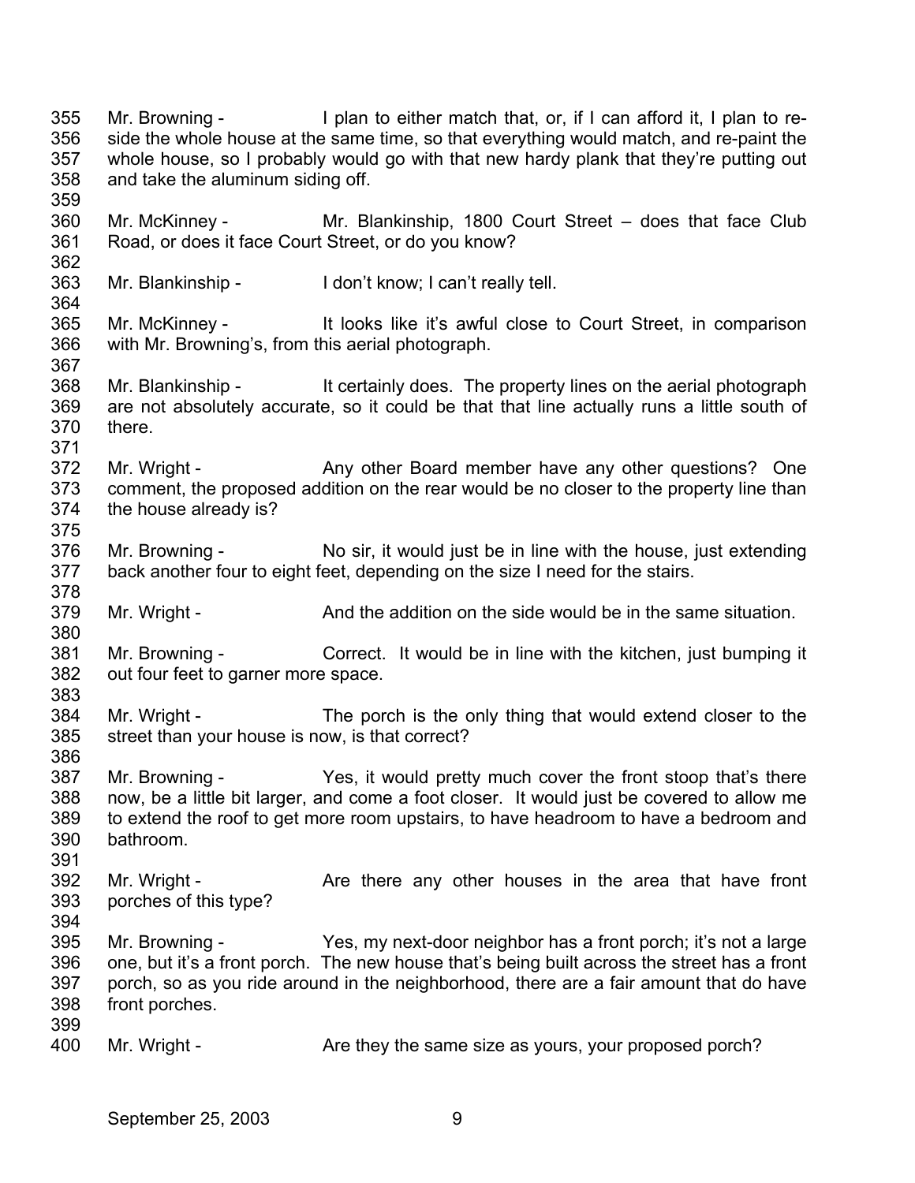Mr. Browning - I plan to either match that, or, if I can afford it, I plan to re-side the whole house at the same time, so that everything would match, and re-paint the whole house, so I probably would go with that new hardy plank that they're putting out and take the aluminum siding off.

Mr. McKinney - Mr. Blankinship, 1800 Court Street – does that face Club Road, or does it face Court Street, or do you know?

Mr. Blankinship - I don't know; I can't really tell.

Mr. McKinney - It looks like it's awful close to Court Street, in comparison with Mr. Browning's, from this aerial photograph.

Mr. Blankinship - It certainly does. The property lines on the aerial photograph are not absolutely accurate, so it could be that that line actually runs a little south of there.

Mr. Wright - Any other Board member have any other questions? One comment, the proposed addition on the rear would be no closer to the property line than the house already is?

Mr. Browning - No sir, it would just be in line with the house, just extending back another four to eight feet, depending on the size I need for the stairs.

Mr. Wright - And the addition on the side would be in the same situation.

Mr. Browning - Correct. It would be in line with the kitchen, just bumping it out four feet to garner more space.

Mr. Wright - The porch is the only thing that would extend closer to the street than your house is now, is that correct?

Mr. Browning - Yes, it would pretty much cover the front stoop that's there now, be a little bit larger, and come a foot closer. It would just be covered to allow me to extend the roof to get more room upstairs, to have headroom to have a bedroom and bathroom.

Mr. Wright - Are there any other houses in the area that have front porches of this type?

Mr. Browning - Yes, my next-door neighbor has a front porch; it's not a large one, but it's a front porch. The new house that's being built across the street has a front porch, so as you ride around in the neighborhood, there are a fair amount that do have front porches.

Mr. Wright - Are they the same size as yours, your proposed porch?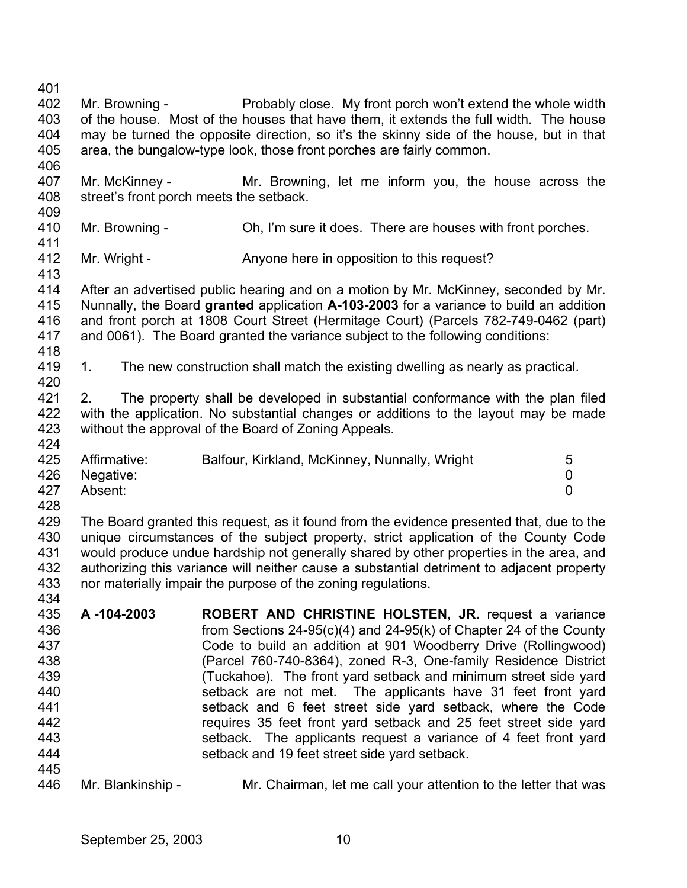Mr. Browning - Probably close. My front porch won't extend the whole width of the house. Most of the houses that have them, it extends the full width. The house may be turned the opposite direction, so it's the skinny side of the house, but in that area, the bungalow-type look, those front porches are fairly common.

Mr. McKinney - Mr. Browning, let me inform you, the house across the street's front porch meets the setback.

Mr. Browning - Oh, I'm sure it does. There are houses with front porches.

Mr. Wright - Anyone here in opposition to this request?

After an advertised public hearing and on a motion by Mr. McKinney, seconded by Mr. Nunnally, the Board **granted** application **A-103-2003** for a variance to build an addition and front porch at 1808 Court Street (Hermitage Court) (Parcels 782-749-0462 (part) and 0061). The Board granted the variance subject to the following conditions:

1. The new construction shall match the existing dwelling as nearly as practical.

2. The property shall be developed in substantial conformance with the plan filed with the application. No substantial changes or additions to the layout may be made without the approval of the Board of Zoning Appeals.

| | | |
|---|---|---|
| Affirmative: | Balfour, Kirkland, McKinney, Nunnally, Wright | 5 |
| Negative: | | 0 |
| Absent: | | 0 |

The Board granted this request, as it found from the evidence presented that, due to the unique circumstances of the subject property, strict application of the County Code would produce undue hardship not generally shared by other properties in the area, and authorizing this variance will neither cause a substantial detriment to adjacent property nor materially impair the purpose of the zoning regulations.

**A -104-2003** **ROBERT AND CHRISTINE HOLSTEN, JR.** request a variance from Sections 24-95(c)(4) and 24-95(k) of Chapter 24 of the County Code to build an addition at 901 Woodberry Drive (Rollingwood) (Parcel 760-740-8364), zoned R-3, One-family Residence District (Tuckahoe). The front yard setback and minimum street side yard setback are not met. The applicants have 31 feet front yard setback and 6 feet street side yard setback, where the Code requires 35 feet front yard setback and 25 feet street side yard setback. The applicants request a variance of 4 feet front yard setback and 19 feet street side yard setback.

Mr. Blankinship - Mr. Chairman, let me call your attention to the letter that was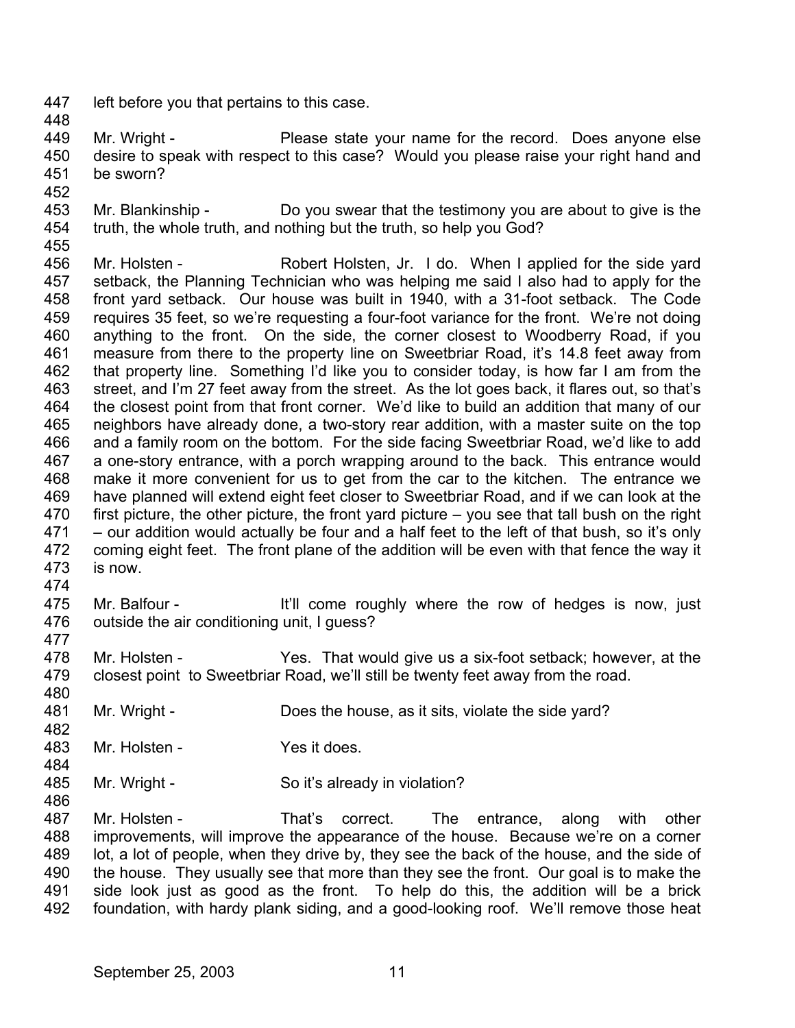left before you that pertains to this case.

Mr. Wright - Please state your name for the record. Does anyone else desire to speak with respect to this case? Would you please raise your right hand and be sworn?

Mr. Blankinship - Do you swear that the testimony you are about to give is the truth, the whole truth, and nothing but the truth, so help you God?

Mr. Holsten - Robert Holsten, Jr. I do. When I applied for the side yard setback, the Planning Technician who was helping me said I also had to apply for the front yard setback. Our house was built in 1940, with a 31-foot setback. The Code requires 35 feet, so we're requesting a four-foot variance for the front. We're not doing anything to the front. On the side, the corner closest to Woodberry Road, if you measure from there to the property line on Sweetbriar Road, it's 14.8 feet away from that property line. Something I'd like you to consider today, is how far I am from the street, and I'm 27 feet away from the street. As the lot goes back, it flares out, so that's the closest point from that front corner. We'd like to build an addition that many of our neighbors have already done, a two-story rear addition, with a master suite on the top and a family room on the bottom. For the side facing Sweetbriar Road, we'd like to add a one-story entrance, with a porch wrapping around to the back. This entrance would make it more convenient for us to get from the car to the kitchen. The entrance we have planned will extend eight feet closer to Sweetbriar Road, and if we can look at the first picture, the other picture, the front yard picture – you see that tall bush on the right – our addition would actually be four and a half feet to the left of that bush, so it's only coming eight feet. The front plane of the addition will be even with that fence the way it is now.

Mr. Balfour - It'll come roughly where the row of hedges is now, just outside the air conditioning unit, I guess?

Mr. Holsten - Yes. That would give us a six-foot setback; however, at the closest point to Sweetbriar Road, we'll still be twenty feet away from the road.

Mr. Wright - Does the house, as it sits, violate the side yard?

Mr. Holsten - Yes it does.

Mr. Wright - So it's already in violation?

Mr. Holsten - That's correct. The entrance, along with other improvements, will improve the appearance of the house. Because we're on a corner lot, a lot of people, when they drive by, they see the back of the house, and the side of the house. They usually see that more than they see the front. Our goal is to make the side look just as good as the front. To help do this, the addition will be a brick foundation, with hardy plank siding, and a good-looking roof. We'll remove those heat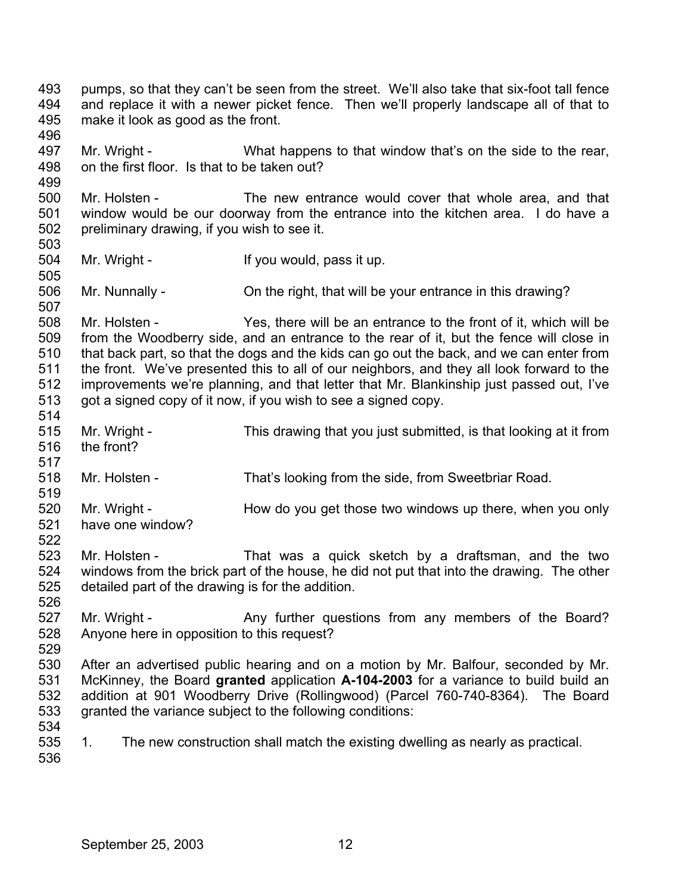pumps, so that they can't be seen from the street. We'll also take that six-foot tall fence and replace it with a newer picket fence. Then we'll properly landscape all of that to make it look as good as the front.

Mr. Wright - What happens to that window that's on the side to the rear, on the first floor. Is that to be taken out?

Mr. Holsten - The new entrance would cover that whole area, and that window would be our doorway from the entrance into the kitchen area. I do have a preliminary drawing, if you wish to see it.

Mr. Wright - If you would, pass it up.

Mr. Nunnally - On the right, that will be your entrance in this drawing?

Mr. Holsten - Yes, there will be an entrance to the front of it, which will be from the Woodberry side, and an entrance to the rear of it, but the fence will close in that back part, so that the dogs and the kids can go out the back, and we can enter from the front. We've presented this to all of our neighbors, and they all look forward to the improvements we're planning, and that letter that Mr. Blankinship just passed out, I've got a signed copy of it now, if you wish to see a signed copy.

Mr. Wright - This drawing that you just submitted, is that looking at it from the front?

Mr. Holsten - That's looking from the side, from Sweetbriar Road.

Mr. Wright - How do you get those two windows up there, when you only have one window?

Mr. Holsten - That was a quick sketch by a draftsman, and the two windows from the brick part of the house, he did not put that into the drawing. The other detailed part of the drawing is for the addition.

Mr. Wright - Any further questions from any members of the Board? Anyone here in opposition to this request?

After an advertised public hearing and on a motion by Mr. Balfour, seconded by Mr. McKinney, the Board **granted** application **A-104-2003** for a variance to build build an addition at 901 Woodberry Drive (Rollingwood) (Parcel 760-740-8364). The Board granted the variance subject to the following conditions:

1. The new construction shall match the existing dwelling as nearly as practical.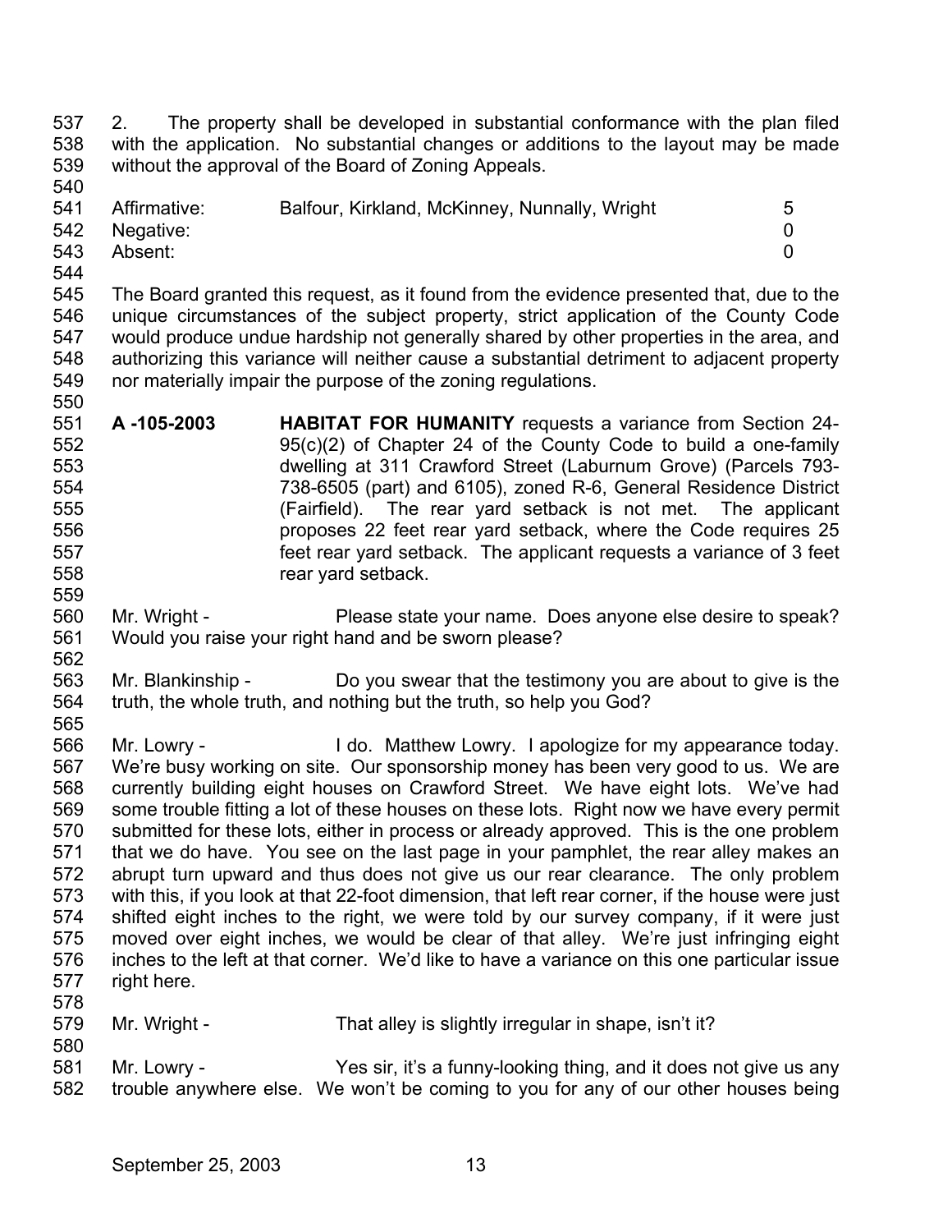2. The property shall be developed in substantial conformance with the plan filed with the application. No substantial changes or additions to the layout may be made without the approval of the Board of Zoning Appeals.

| | | |
|---|---|---|
| Affirmative: | Balfour, Kirkland, McKinney, Nunnally, Wright | 5 |
| Negative: | | 0 |
| Absent: | | 0 |

The Board granted this request, as it found from the evidence presented that, due to the unique circumstances of the subject property, strict application of the County Code would produce undue hardship not generally shared by other properties in the area, and authorizing this variance will neither cause a substantial detriment to adjacent property nor materially impair the purpose of the zoning regulations.

**A -105-2003** **HABITAT FOR HUMANITY** requests a variance from Section 24-95(c)(2) of Chapter 24 of the County Code to build a one-family dwelling at 311 Crawford Street (Laburnum Grove) (Parcels 793-738-6505 (part) and 6105), zoned R-6, General Residence District (Fairfield). The rear yard setback is not met. The applicant proposes 22 feet rear yard setback, where the Code requires 25 feet rear yard setback. The applicant requests a variance of 3 feet rear yard setback.

Mr. Wright - Please state your name. Does anyone else desire to speak? Would you raise your right hand and be sworn please?

Mr. Blankinship - Do you swear that the testimony you are about to give is the truth, the whole truth, and nothing but the truth, so help you God?

Mr. Lowry - I do. Matthew Lowry. I apologize for my appearance today. We're busy working on site. Our sponsorship money has been very good to us. We are currently building eight houses on Crawford Street. We have eight lots. We've had some trouble fitting a lot of these houses on these lots. Right now we have every permit submitted for these lots, either in process or already approved. This is the one problem that we do have. You see on the last page in your pamphlet, the rear alley makes an abrupt turn upward and thus does not give us our rear clearance. The only problem with this, if you look at that 22-foot dimension, that left rear corner, if the house were just shifted eight inches to the right, we were told by our survey company, if it were just moved over eight inches, we would be clear of that alley. We're just infringing eight inches to the left at that corner. We'd like to have a variance on this one particular issue right here.

Mr. Wright - That alley is slightly irregular in shape, isn't it?

Mr. Lowry - Yes sir, it's a funny-looking thing, and it does not give us any trouble anywhere else. We won't be coming to you for any of our other houses being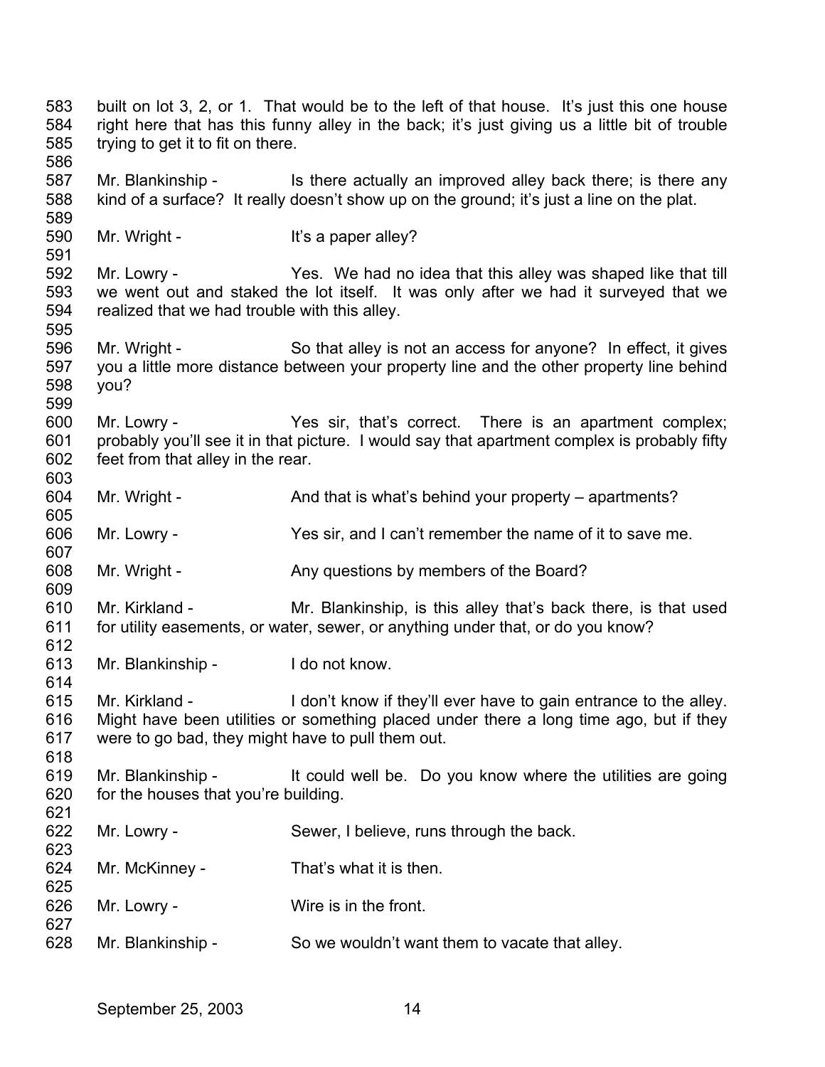built on lot 3, 2, or 1. That would be to the left of that house. It's just this one house right here that has this funny alley in the back; it's just giving us a little bit of trouble trying to get it to fit on there.

Mr. Blankinship - Is there actually an improved alley back there; is there any kind of a surface? It really doesn't show up on the ground; it's just a line on the plat.

Mr. Wright - It's a paper alley?

Mr. Lowry - Yes. We had no idea that this alley was shaped like that till we went out and staked the lot itself. It was only after we had it surveyed that we realized that we had trouble with this alley.

Mr. Wright - So that alley is not an access for anyone? In effect, it gives you a little more distance between your property line and the other property line behind you?

Mr. Lowry - Yes sir, that's correct. There is an apartment complex; probably you'll see it in that picture. I would say that apartment complex is probably fifty feet from that alley in the rear.

Mr. Wright - And that is what's behind your property – apartments?

Mr. Lowry - Yes sir, and I can't remember the name of it to save me.

Mr. Wright - Any questions by members of the Board?

Mr. Kirkland - Mr. Blankinship, is this alley that's back there, is that used for utility easements, or water, sewer, or anything under that, or do you know?

Mr. Blankinship - I do not know.

Mr. Kirkland - I don't know if they'll ever have to gain entrance to the alley. Might have been utilities or something placed under there a long time ago, but if they were to go bad, they might have to pull them out.

Mr. Blankinship - It could well be. Do you know where the utilities are going for the houses that you're building.

Mr. Lowry - Sewer, I believe, runs through the back.

Mr. McKinney - That's what it is then.

Mr. Lowry - Wire is in the front.

Mr. Blankinship - So we wouldn't want them to vacate that alley.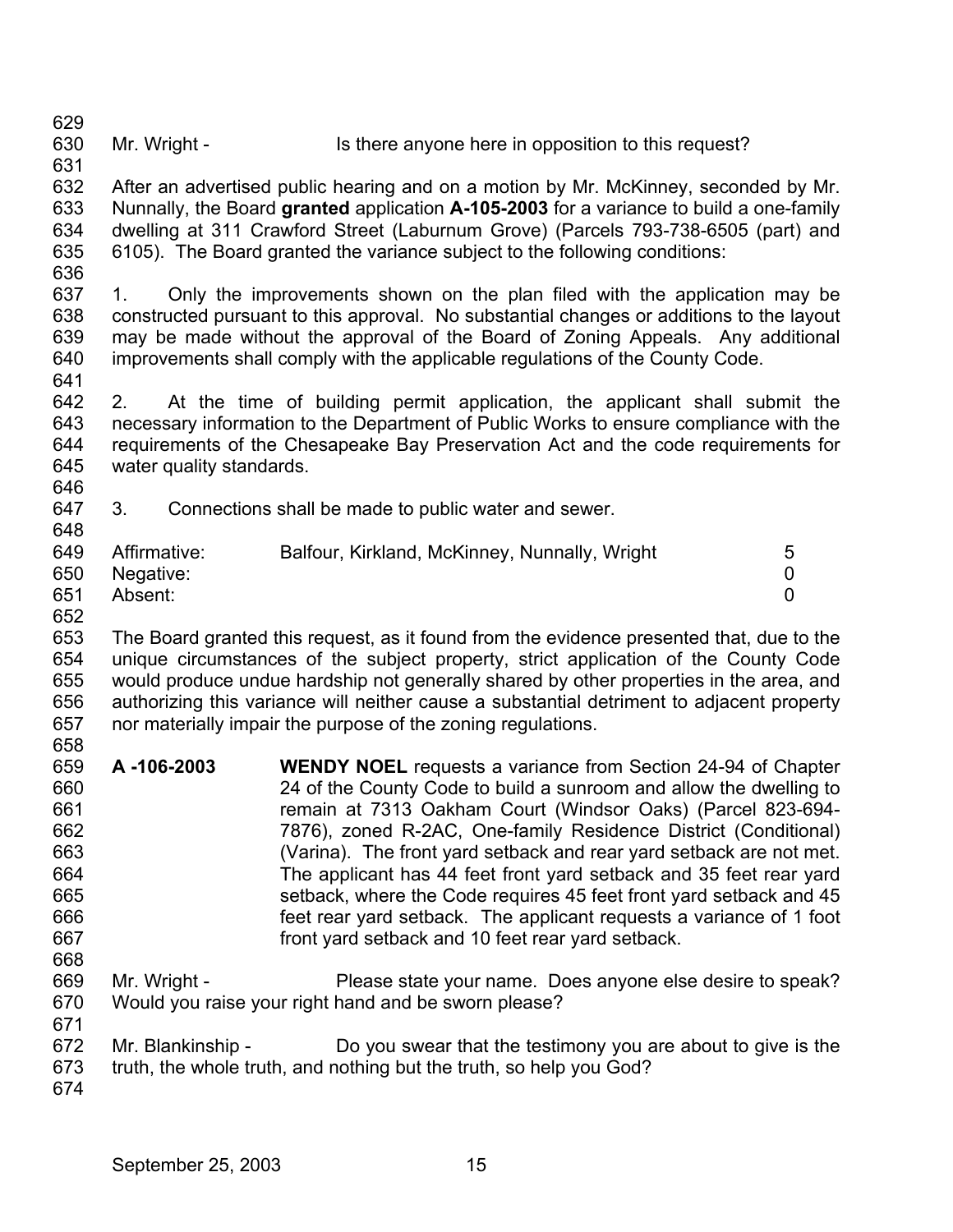Mr. Wright - Is there anyone here in opposition to this request?

After an advertised public hearing and on a motion by Mr. McKinney, seconded by Mr. Nunnally, the Board **granted** application **A-105-2003** for a variance to build a one-family dwelling at 311 Crawford Street (Laburnum Grove) (Parcels 793-738-6505 (part) and 6105). The Board granted the variance subject to the following conditions:

1. Only the improvements shown on the plan filed with the application may be constructed pursuant to this approval. No substantial changes or additions to the layout may be made without the approval of the Board of Zoning Appeals. Any additional improvements shall comply with the applicable regulations of the County Code.

2. At the time of building permit application, the applicant shall submit the necessary information to the Department of Public Works to ensure compliance with the requirements of the Chesapeake Bay Preservation Act and the code requirements for water quality standards.

3. Connections shall be made to public water and sewer.

| | | |
|---|---|---|
| Affirmative: | Balfour, Kirkland, McKinney, Nunnally, Wright | 5 |
| Negative: | | 0 |
| Absent: | | 0 |

The Board granted this request, as it found from the evidence presented that, due to the unique circumstances of the subject property, strict application of the County Code would produce undue hardship not generally shared by other properties in the area, and authorizing this variance will neither cause a substantial detriment to adjacent property nor materially impair the purpose of the zoning regulations.

**A -106-2003** **WENDY NOEL** requests a variance from Section 24-94 of Chapter 24 of the County Code to build a sunroom and allow the dwelling to remain at 7313 Oakham Court (Windsor Oaks) (Parcel 823-694-7876), zoned R-2AC, One-family Residence District (Conditional) (Varina). The front yard setback and rear yard setback are not met. The applicant has 44 feet front yard setback and 35 feet rear yard setback, where the Code requires 45 feet front yard setback and 45 feet rear yard setback. The applicant requests a variance of 1 foot front yard setback and 10 feet rear yard setback.

Mr. Wright - Please state your name. Does anyone else desire to speak? Would you raise your right hand and be sworn please?

Mr. Blankinship - Do you swear that the testimony you are about to give is the truth, the whole truth, and nothing but the truth, so help you God?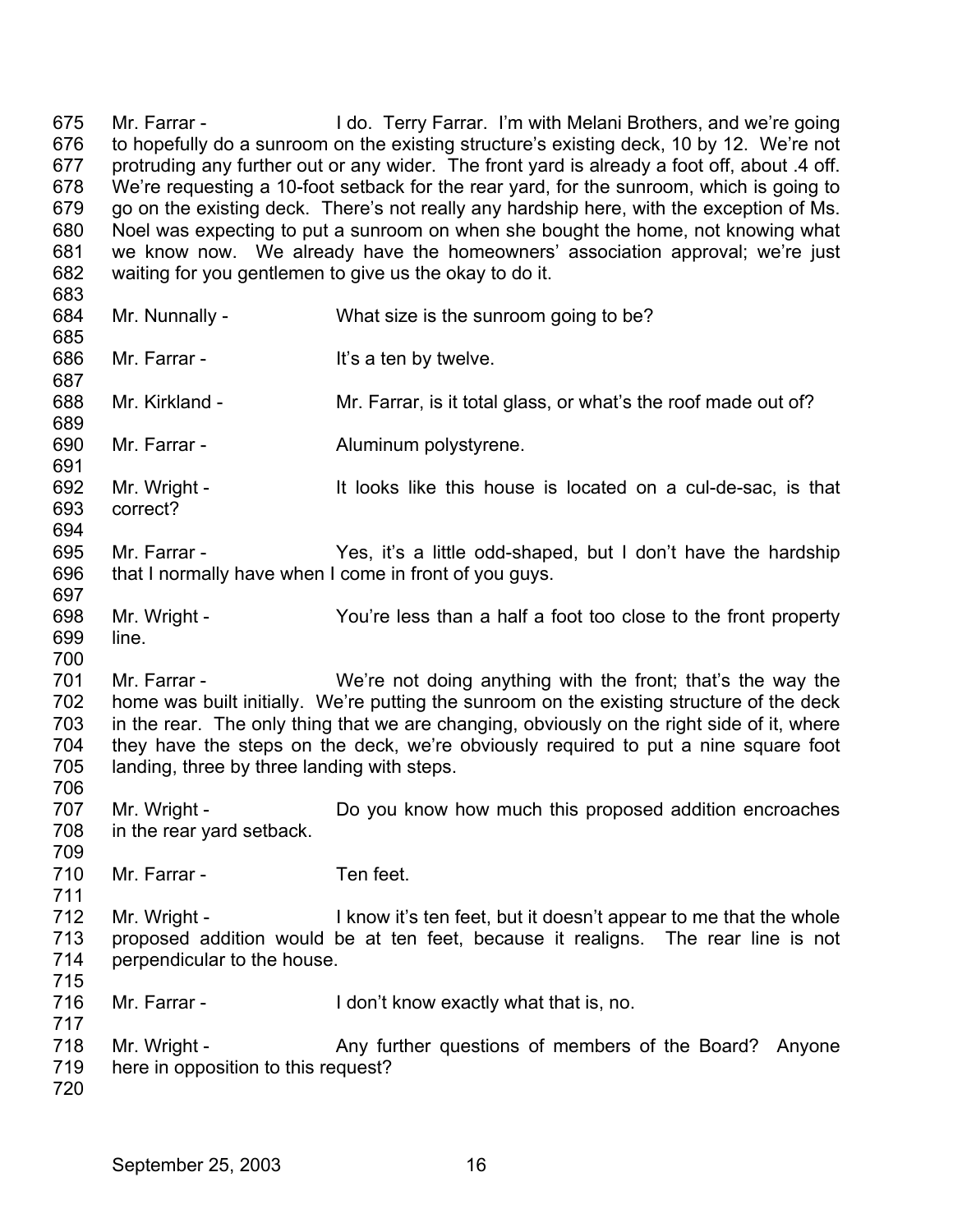675 Mr. Farrar - I do. Terry Farrar. I'm with Melani Brothers, and we're going
676 to hopefully do a sunroom on the existing structure's existing deck, 10 by 12. We're not
677 protruding any further out or any wider. The front yard is already a foot off, about .4 off.
678 We're requesting a 10-foot setback for the rear yard, for the sunroom, which is going to
679 go on the existing deck. There's not really any hardship here, with the exception of Ms.
680 Noel was expecting to put a sunroom on when she bought the home, not knowing what
681 we know now. We already have the homeowners' association approval; we're just
682 waiting for you gentlemen to give us the okay to do it.
683
684 Mr. Nunnally - What size is the sunroom going to be?
685
686 Mr. Farrar - It's a ten by twelve.
687
688 Mr. Kirkland - Mr. Farrar, is it total glass, or what's the roof made out of?
689
690 Mr. Farrar - Aluminum polystyrene.
691
692 Mr. Wright - It looks like this house is located on a cul-de-sac, is that
693 correct?
694
695 Mr. Farrar - Yes, it's a little odd-shaped, but I don't have the hardship
696 that I normally have when I come in front of you guys.
697
698 Mr. Wright - You're less than a half a foot too close to the front property
699 line.
700
701 Mr. Farrar - We're not doing anything with the front; that's the way the
702 home was built initially. We're putting the sunroom on the existing structure of the deck
703 in the rear. The only thing that we are changing, obviously on the right side of it, where
704 they have the steps on the deck, we're obviously required to put a nine square foot
705 landing, three by three landing with steps.
706
707 Mr. Wright - Do you know how much this proposed addition encroaches
708 in the rear yard setback.
709
710 Mr. Farrar - Ten feet.
711
712 Mr. Wright - I know it's ten feet, but it doesn't appear to me that the whole
713 proposed addition would be at ten feet, because it realigns. The rear line is not
714 perpendicular to the house.
715
716 Mr. Farrar - I don't know exactly what that is, no.
717
718 Mr. Wright - Any further questions of members of the Board? Anyone
719 here in opposition to this request?
720

September 25, 2003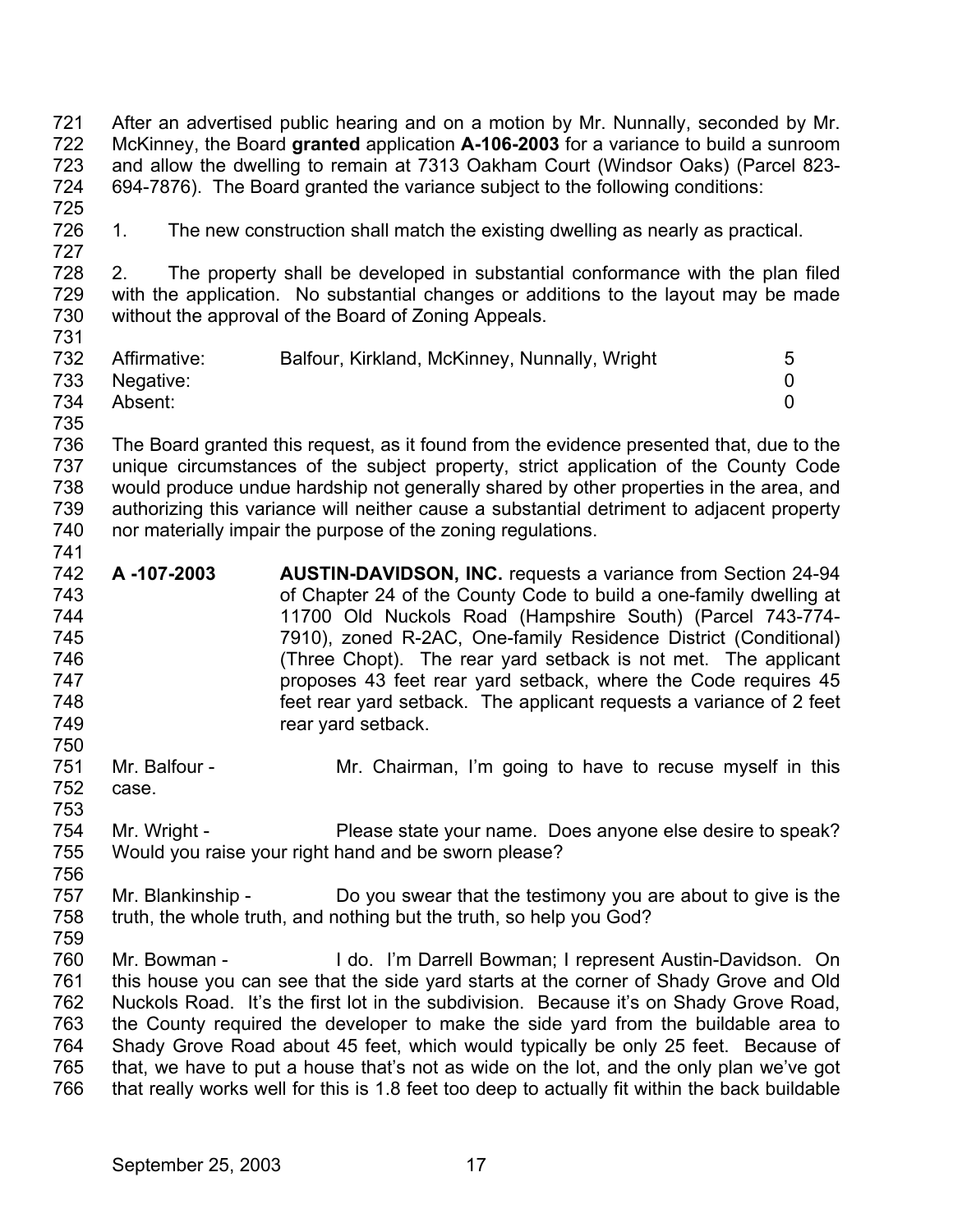After an advertised public hearing and on a motion by Mr. Nunnally, seconded by Mr. McKinney, the Board **granted** application **A-106-2003** for a variance to build a sunroom and allow the dwelling to remain at 7313 Oakham Court (Windsor Oaks) (Parcel 823-694-7876). The Board granted the variance subject to the following conditions:

1. The new construction shall match the existing dwelling as nearly as practical.

2. The property shall be developed in substantial conformance with the plan filed with the application. No substantial changes or additions to the layout may be made without the approval of the Board of Zoning Appeals.

| | | |
|---|---|---|
| Affirmative: | Balfour, Kirkland, McKinney, Nunnally, Wright | 5 |
| Negative: | | 0 |
| Absent: | | 0 |

The Board granted this request, as it found from the evidence presented that, due to the unique circumstances of the subject property, strict application of the County Code would produce undue hardship not generally shared by other properties in the area, and authorizing this variance will neither cause a substantial detriment to adjacent property nor materially impair the purpose of the zoning regulations.

**A -107-2003** **AUSTIN-DAVIDSON, INC.** requests a variance from Section 24-94 of Chapter 24 of the County Code to build a one-family dwelling at 11700 Old Nuckols Road (Hampshire South) (Parcel 743-774-7910), zoned R-2AC, One-family Residence District (Conditional) (Three Chopt). The rear yard setback is not met. The applicant proposes 43 feet rear yard setback, where the Code requires 45 feet rear yard setback. The applicant requests a variance of 2 feet rear yard setback.

Mr. Balfour - Mr. Chairman, I'm going to have to recuse myself in this case.

Mr. Wright - Please state your name. Does anyone else desire to speak? Would you raise your right hand and be sworn please?

Mr. Blankinship - Do you swear that the testimony you are about to give is the truth, the whole truth, and nothing but the truth, so help you God?

Mr. Bowman - I do. I'm Darrell Bowman; I represent Austin-Davidson. On this house you can see that the side yard starts at the corner of Shady Grove and Old Nuckols Road. It's the first lot in the subdivision. Because it's on Shady Grove Road, the County required the developer to make the side yard from the buildable area to Shady Grove Road about 45 feet, which would typically be only 25 feet. Because of that, we have to put a house that's not as wide on the lot, and the only plan we've got that really works well for this is 1.8 feet too deep to actually fit within the back buildable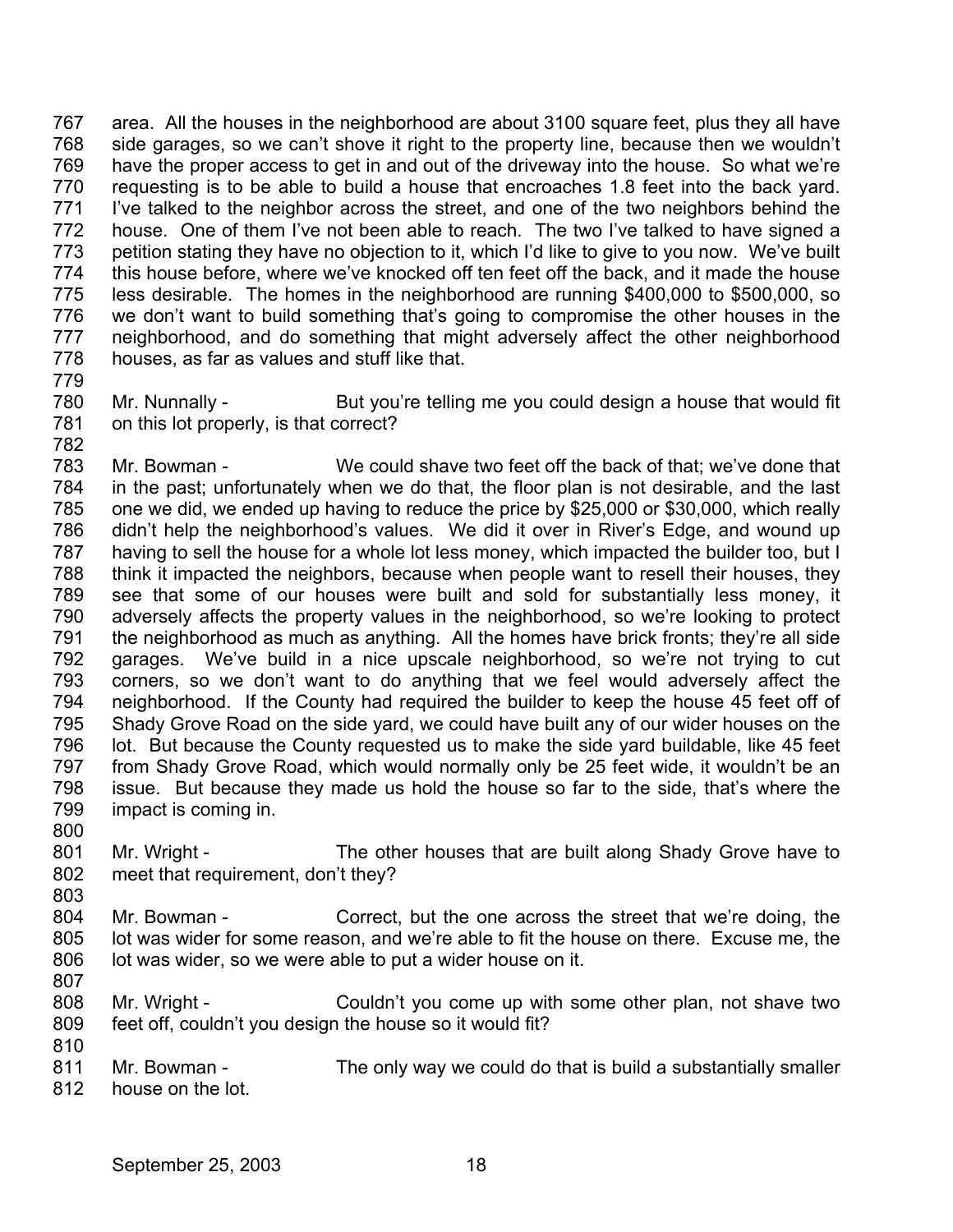area. All the houses in the neighborhood are about 3100 square feet, plus they all have side garages, so we can't shove it right to the property line, because then we wouldn't have the proper access to get in and out of the driveway into the house. So what we're requesting is to be able to build a house that encroaches 1.8 feet into the back yard. I've talked to the neighbor across the street, and one of the two neighbors behind the house. One of them I've not been able to reach. The two I've talked to have signed a petition stating they have no objection to it, which I'd like to give to you now. We've built this house before, where we've knocked off ten feet off the back, and it made the house less desirable. The homes in the neighborhood are running $400,000 to $500,000, so we don't want to build something that's going to compromise the other houses in the neighborhood, and do something that might adversely affect the other neighborhood houses, as far as values and stuff like that.

Mr. Nunnally - But you're telling me you could design a house that would fit on this lot properly, is that correct?

Mr. Bowman - We could shave two feet off the back of that; we've done that in the past; unfortunately when we do that, the floor plan is not desirable, and the last one we did, we ended up having to reduce the price by $25,000 or $30,000, which really didn't help the neighborhood's values. We did it over in River's Edge, and wound up having to sell the house for a whole lot less money, which impacted the builder too, but I think it impacted the neighbors, because when people want to resell their houses, they see that some of our houses were built and sold for substantially less money, it adversely affects the property values in the neighborhood, so we're looking to protect the neighborhood as much as anything. All the homes have brick fronts; they're all side garages. We've build in a nice upscale neighborhood, so we're not trying to cut corners, so we don't want to do anything that we feel would adversely affect the neighborhood. If the County had required the builder to keep the house 45 feet off of Shady Grove Road on the side yard, we could have built any of our wider houses on the lot. But because the County requested us to make the side yard buildable, like 45 feet from Shady Grove Road, which would normally only be 25 feet wide, it wouldn't be an issue. But because they made us hold the house so far to the side, that's where the impact is coming in.

Mr. Wright - The other houses that are built along Shady Grove have to meet that requirement, don't they?

Mr. Bowman - Correct, but the one across the street that we're doing, the lot was wider for some reason, and we're able to fit the house on there. Excuse me, the lot was wider, so we were able to put a wider house on it.

Mr. Wright - Couldn't you come up with some other plan, not shave two feet off, couldn't you design the house so it would fit?

Mr. Bowman - The only way we could do that is build a substantially smaller house on the lot.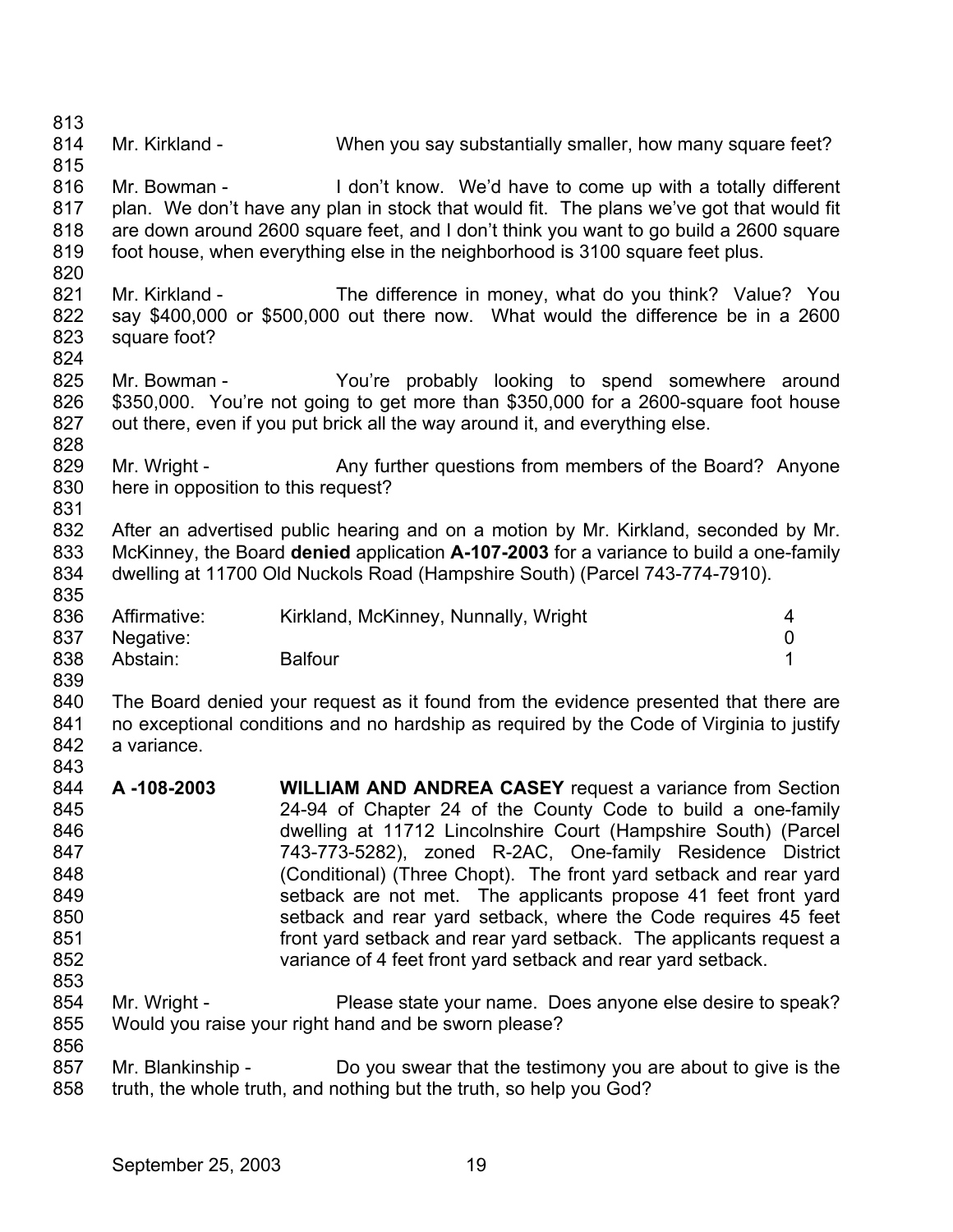Mr. Kirkland - When you say substantially smaller, how many square feet?

Mr. Bowman - I don't know. We'd have to come up with a totally different plan. We don't have any plan in stock that would fit. The plans we've got that would fit are down around 2600 square feet, and I don't think you want to go build a 2600 square foot house, when everything else in the neighborhood is 3100 square feet plus.

Mr. Kirkland - The difference in money, what do you think? Value? You say $400,000 or $500,000 out there now. What would the difference be in a 2600 square foot?

Mr. Bowman - You're probably looking to spend somewhere around $350,000. You're not going to get more than $350,000 for a 2600-square foot house out there, even if you put brick all the way around it, and everything else.

Mr. Wright - Any further questions from members of the Board? Anyone here in opposition to this request?

After an advertised public hearing and on a motion by Mr. Kirkland, seconded by Mr. McKinney, the Board **denied** application **A-107-2003** for a variance to build a one-family dwelling at 11700 Old Nuckols Road (Hampshire South) (Parcel 743-774-7910).

| | | |
|---|---|---|
| Affirmative: | Kirkland, McKinney, Nunnally, Wright | 4 |
| Negative: | | 0 |
| Abstain: | Balfour | 1 |

The Board denied your request as it found from the evidence presented that there are no exceptional conditions and no hardship as required by the Code of Virginia to justify a variance.

**A -108-2003** **WILLIAM AND ANDREA CASEY** request a variance from Section 24-94 of Chapter 24 of the County Code to build a one-family dwelling at 11712 Lincolnshire Court (Hampshire South) (Parcel 743-773-5282), zoned R-2AC, One-family Residence District (Conditional) (Three Chopt). The front yard setback and rear yard setback are not met. The applicants propose 41 feet front yard setback and rear yard setback, where the Code requires 45 feet front yard setback and rear yard setback. The applicants request a variance of 4 feet front yard setback and rear yard setback.

Mr. Wright - Please state your name. Does anyone else desire to speak? Would you raise your right hand and be sworn please?

Mr. Blankinship - Do you swear that the testimony you are about to give is the truth, the whole truth, and nothing but the truth, so help you God?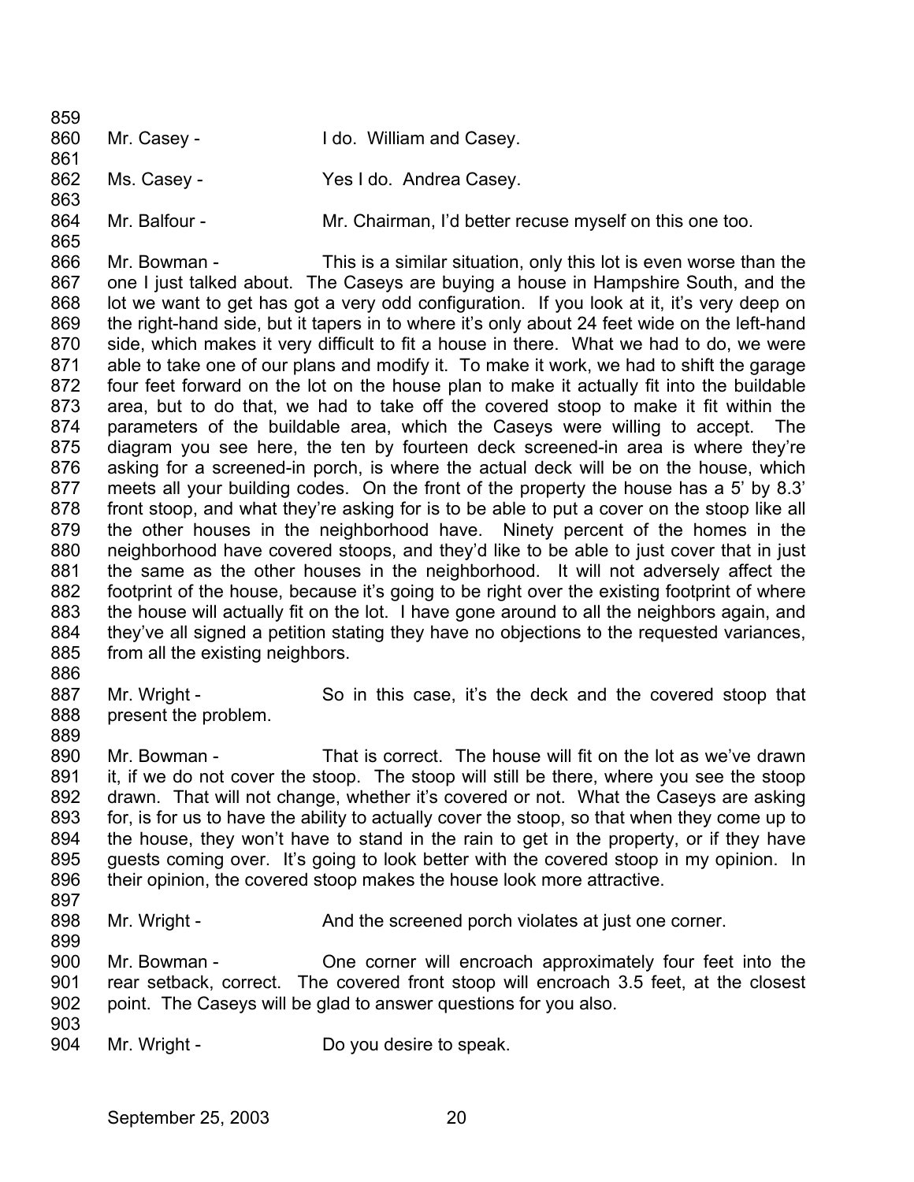859

860 Mr. Casey - I do. William and Casey.

861

862 Ms. Casey - Yes I do. Andrea Casey.

863

864 Mr. Balfour - Mr. Chairman, I'd better recuse myself on this one too.

865

866 Mr. Bowman - This is a similar situation, only this lot is even worse than the
867 one I just talked about. The Caseys are buying a house in Hampshire South, and the
868 lot we want to get has got a very odd configuration. If you look at it, it's very deep on
869 the right-hand side, but it tapers in to where it's only about 24 feet wide on the left-hand
870 side, which makes it very difficult to fit a house in there. What we had to do, we were
871 able to take one of our plans and modify it. To make it work, we had to shift the garage
872 four feet forward on the lot on the house plan to make it actually fit into the buildable
873 area, but to do that, we had to take off the covered stoop to make it fit within the
874 parameters of the buildable area, which the Caseys were willing to accept. The
875 diagram you see here, the ten by fourteen deck screened-in area is where they're
876 asking for a screened-in porch, is where the actual deck will be on the house, which
877 meets all your building codes. On the front of the property the house has a 5' by 8.3'
878 front stoop, and what they're asking for is to be able to put a cover on the stoop like all
879 the other houses in the neighborhood have. Ninety percent of the homes in the
880 neighborhood have covered stoops, and they'd like to be able to just cover that in just
881 the same as the other houses in the neighborhood. It will not adversely affect the
882 footprint of the house, because it's going to be right over the existing footprint of where
883 the house will actually fit on the lot. I have gone around to all the neighbors again, and
884 they've all signed a petition stating they have no objections to the requested variances,
885 from all the existing neighbors.

886

887 Mr. Wright - So in this case, it's the deck and the covered stoop that
888 present the problem.

889

890 Mr. Bowman - That is correct. The house will fit on the lot as we've drawn
891 it, if we do not cover the stoop. The stoop will still be there, where you see the stoop
892 drawn. That will not change, whether it's covered or not. What the Caseys are asking
893 for, is for us to have the ability to actually cover the stoop, so that when they come up to
894 the house, they won't have to stand in the rain to get in the property, or if they have
895 guests coming over. It's going to look better with the covered stoop in my opinion. In
896 their opinion, the covered stoop makes the house look more attractive.

897

898 Mr. Wright - And the screened porch violates at just one corner.

899

900 Mr. Bowman - One corner will encroach approximately four feet into the
901 rear setback, correct. The covered front stoop will encroach 3.5 feet, at the closest
902 point. The Caseys will be glad to answer questions for you also.

903

904 Mr. Wright - Do you desire to speak.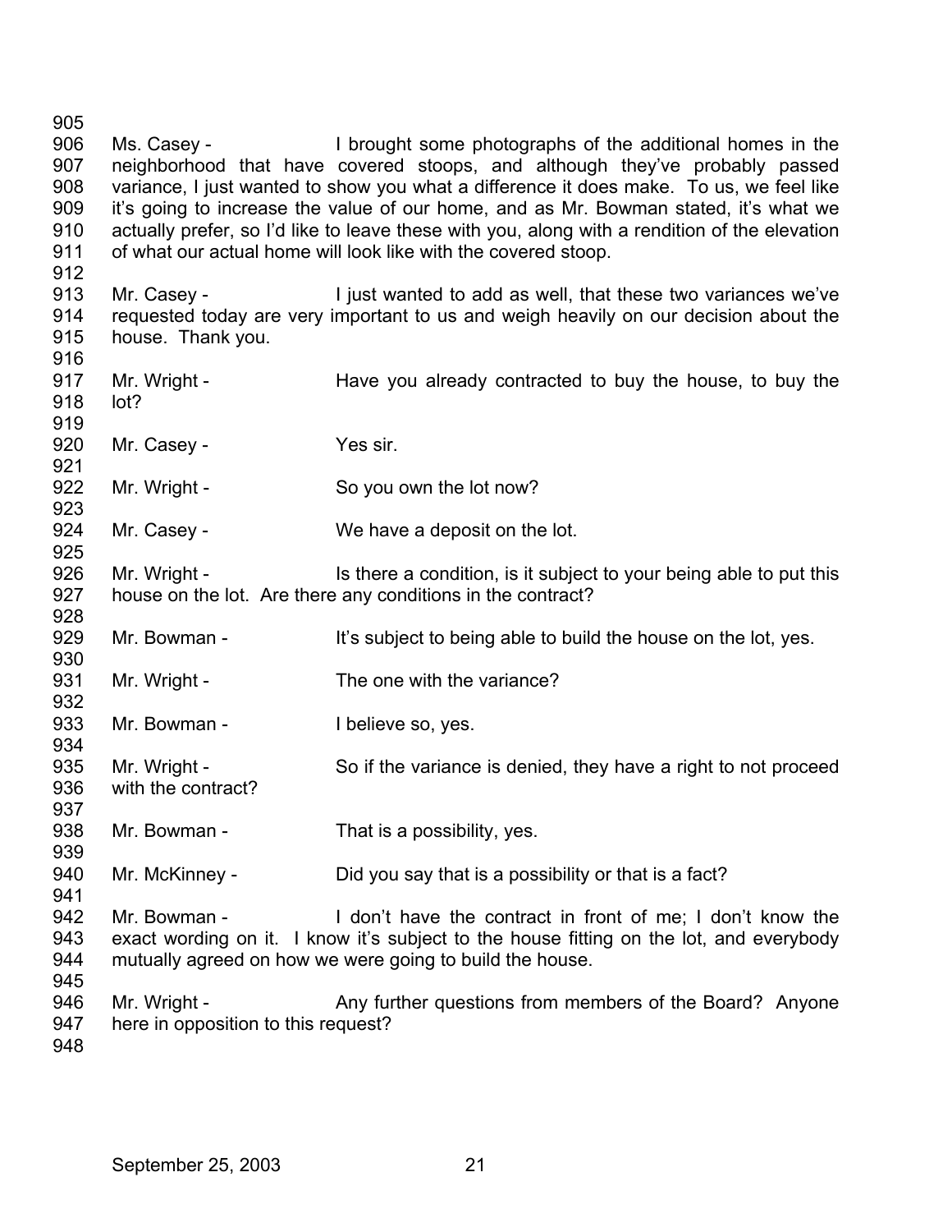Ms. Casey - I brought some photographs of the additional homes in the neighborhood that have covered stoops, and although they've probably passed variance, I just wanted to show you what a difference it does make. To us, we feel like it's going to increase the value of our home, and as Mr. Bowman stated, it's what we actually prefer, so I'd like to leave these with you, along with a rendition of the elevation of what our actual home will look like with the covered stoop.

Mr. Casey - I just wanted to add as well, that these two variances we've requested today are very important to us and weigh heavily on our decision about the house. Thank you.

Mr. Wright - Have you already contracted to buy the house, to buy the lot?

Mr. Casey - Yes sir.

Mr. Wright - So you own the lot now?

Mr. Casey - We have a deposit on the lot.

Mr. Wright - Is there a condition, is it subject to your being able to put this house on the lot. Are there any conditions in the contract?

Mr. Bowman - It's subject to being able to build the house on the lot, yes.

Mr. Wright - The one with the variance?

Mr. Bowman - I believe so, yes.

Mr. Wright - So if the variance is denied, they have a right to not proceed with the contract?

Mr. Bowman - That is a possibility, yes.

Mr. McKinney - Did you say that is a possibility or that is a fact?

Mr. Bowman - I don't have the contract in front of me; I don't know the exact wording on it. I know it's subject to the house fitting on the lot, and everybody mutually agreed on how we were going to build the house.

Mr. Wright - Any further questions from members of the Board? Anyone here in opposition to this request?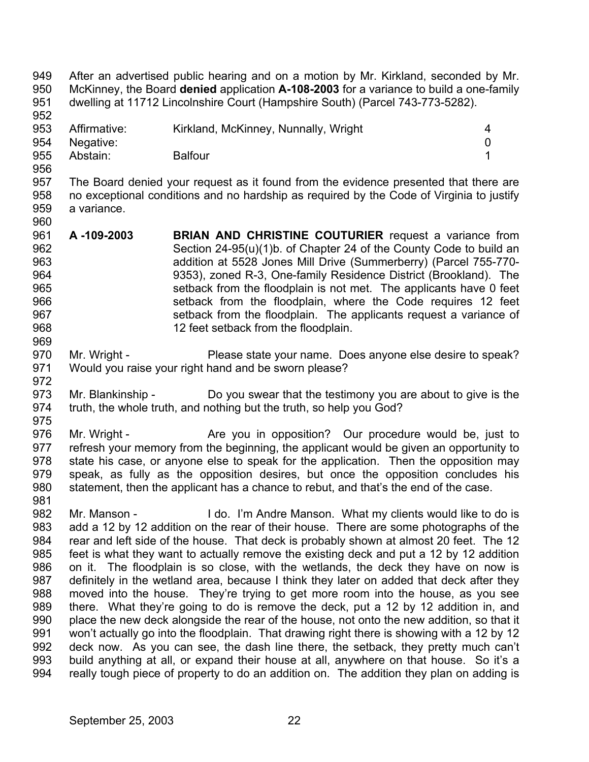After an advertised public hearing and on a motion by Mr. Kirkland, seconded by Mr. McKinney, the Board **denied** application **A-108-2003** for a variance to build a one-family dwelling at 11712 Lincolnshire Court (Hampshire South) (Parcel 743-773-5282).

| | | |
|---|---|---|
| Affirmative: | Kirkland, McKinney, Nunnally, Wright | 4 |
| Negative: | | 0 |
| Abstain: | Balfour | 1 |

The Board denied your request as it found from the evidence presented that there are no exceptional conditions and no hardship as required by the Code of Virginia to justify a variance.

**A -109-2003** **BRIAN AND CHRISTINE COUTURIER** request a variance from Section 24-95(u)(1)b. of Chapter 24 of the County Code to build an addition at 5528 Jones Mill Drive (Summerberry) (Parcel 755-770-9353), zoned R-3, One-family Residence District (Brookland). The setback from the floodplain is not met. The applicants have 0 feet setback from the floodplain, where the Code requires 12 feet setback from the floodplain. The applicants request a variance of 12 feet setback from the floodplain.

Mr. Wright - Please state your name. Does anyone else desire to speak? Would you raise your right hand and be sworn please?

Mr. Blankinship - Do you swear that the testimony you are about to give is the truth, the whole truth, and nothing but the truth, so help you God?

Mr. Wright - Are you in opposition? Our procedure would be, just to refresh your memory from the beginning, the applicant would be given an opportunity to state his case, or anyone else to speak for the application. Then the opposition may speak, as fully as the opposition desires, but once the opposition concludes his statement, then the applicant has a chance to rebut, and that's the end of the case.

Mr. Manson - I do. I'm Andre Manson. What my clients would like to do is add a 12 by 12 addition on the rear of their house. There are some photographs of the rear and left side of the house. That deck is probably shown at almost 20 feet. The 12 feet is what they want to actually remove the existing deck and put a 12 by 12 addition on it. The floodplain is so close, with the wetlands, the deck they have on now is definitely in the wetland area, because I think they later on added that deck after they moved into the house. They're trying to get more room into the house, as you see there. What they're going to do is remove the deck, put a 12 by 12 addition in, and place the new deck alongside the rear of the house, not onto the new addition, so that it won't actually go into the floodplain. That drawing right there is showing with a 12 by 12 deck now. As you can see, the dash line there, the setback, they pretty much can't build anything at all, or expand their house at all, anywhere on that house. So it's a really tough piece of property to do an addition on. The addition they plan on adding is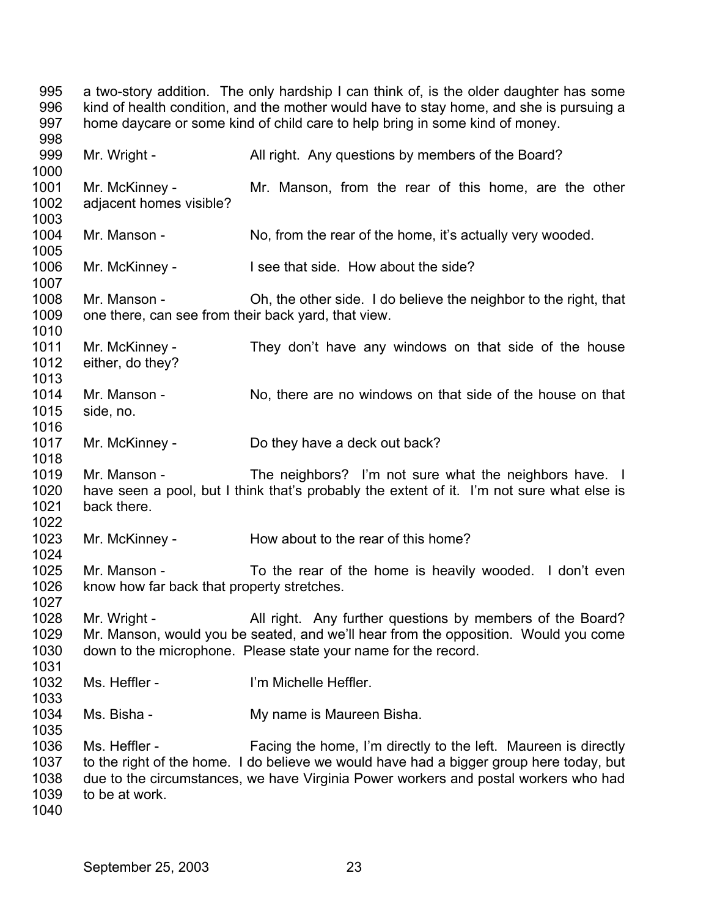a two-story addition. The only hardship I can think of, is the older daughter has some kind of health condition, and the mother would have to stay home, and she is pursuing a home daycare or some kind of child care to help bring in some kind of money.

Mr. Wright - All right. Any questions by members of the Board?

Mr. McKinney - Mr. Manson, from the rear of this home, are the other adjacent homes visible?

Mr. Manson - No, from the rear of the home, it's actually very wooded.

Mr. McKinney - I see that side. How about the side?

Mr. Manson - Oh, the other side. I do believe the neighbor to the right, that one there, can see from their back yard, that view.

Mr. McKinney - They don't have any windows on that side of the house either, do they?

Mr. Manson - No, there are no windows on that side of the house on that side, no.

Mr. McKinney - Do they have a deck out back?

Mr. Manson - The neighbors? I'm not sure what the neighbors have. I have seen a pool, but I think that's probably the extent of it. I'm not sure what else is back there.

Mr. McKinney - How about to the rear of this home?

Mr. Manson - To the rear of the home is heavily wooded. I don't even know how far back that property stretches.

Mr. Wright - All right. Any further questions by members of the Board? Mr. Manson, would you be seated, and we'll hear from the opposition. Would you come down to the microphone. Please state your name for the record.

Ms. Heffler - I'm Michelle Heffler.

Ms. Bisha - My name is Maureen Bisha.

Ms. Heffler - Facing the home, I'm directly to the left. Maureen is directly to the right of the home. I do believe we would have had a bigger group here today, but due to the circumstances, we have Virginia Power workers and postal workers who had to be at work.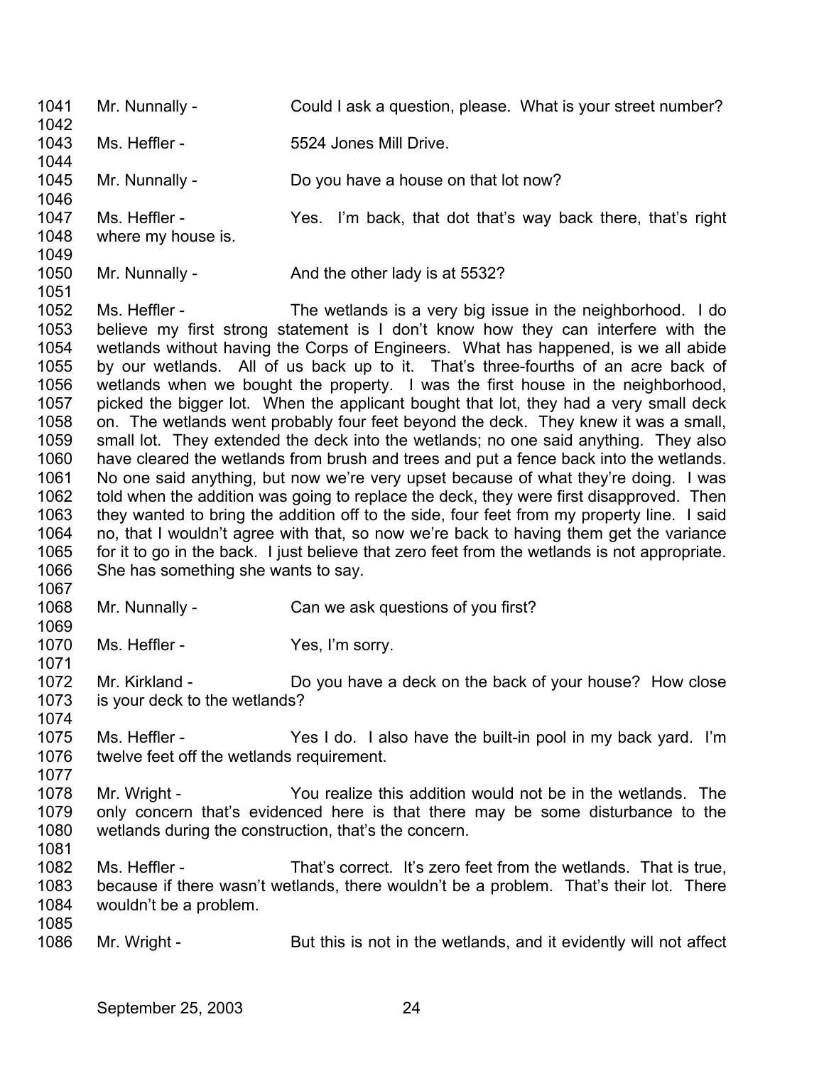1041 Mr. Nunnally - Could I ask a question, please. What is your street number?

1043 Ms. Heffler - 5524 Jones Mill Drive.

1045 Mr. Nunnally - Do you have a house on that lot now?

1047 Ms. Heffler - Yes. I'm back, that dot that's way back there, that's right
1048 where my house is.

1050 Mr. Nunnally - And the other lady is at 5532?

1052 Ms. Heffler - The wetlands is a very big issue in the neighborhood. I do
1053 believe my first strong statement is I don't know how they can interfere with the
1054 wetlands without having the Corps of Engineers. What has happened, is we all abide
1055 by our wetlands. All of us back up to it. That's three-fourths of an acre back of
1056 wetlands when we bought the property. I was the first house in the neighborhood,
1057 picked the bigger lot. When the applicant bought that lot, they had a very small deck
1058 on. The wetlands went probably four feet beyond the deck. They knew it was a small,
1059 small lot. They extended the deck into the wetlands; no one said anything. They also
1060 have cleared the wetlands from brush and trees and put a fence back into the wetlands.
1061 No one said anything, but now we're very upset because of what they're doing. I was
1062 told when the addition was going to replace the deck, they were first disapproved. Then
1063 they wanted to bring the addition off to the side, four feet from my property line. I said
1064 no, that I wouldn't agree with that, so now we're back to having them get the variance
1065 for it to go in the back. I just believe that zero feet from the wetlands is not appropriate.
1066 She has something she wants to say.

1068 Mr. Nunnally - Can we ask questions of you first?

1070 Ms. Heffler - Yes, I'm sorry.

1072 Mr. Kirkland - Do you have a deck on the back of your house? How close
1073 is your deck to the wetlands?

1075 Ms. Heffler - Yes I do. I also have the built-in pool in my back yard. I'm
1076 twelve feet off the wetlands requirement.

1078 Mr. Wright - You realize this addition would not be in the wetlands. The
1079 only concern that's evidenced here is that there may be some disturbance to the
1080 wetlands during the construction, that's the concern.

1082 Ms. Heffler - That's correct. It's zero feet from the wetlands. That is true,
1083 because if there wasn't wetlands, there wouldn't be a problem. That's their lot. There
1084 wouldn't be a problem.

1086 Mr. Wright - But this is not in the wetlands, and it evidently will not affect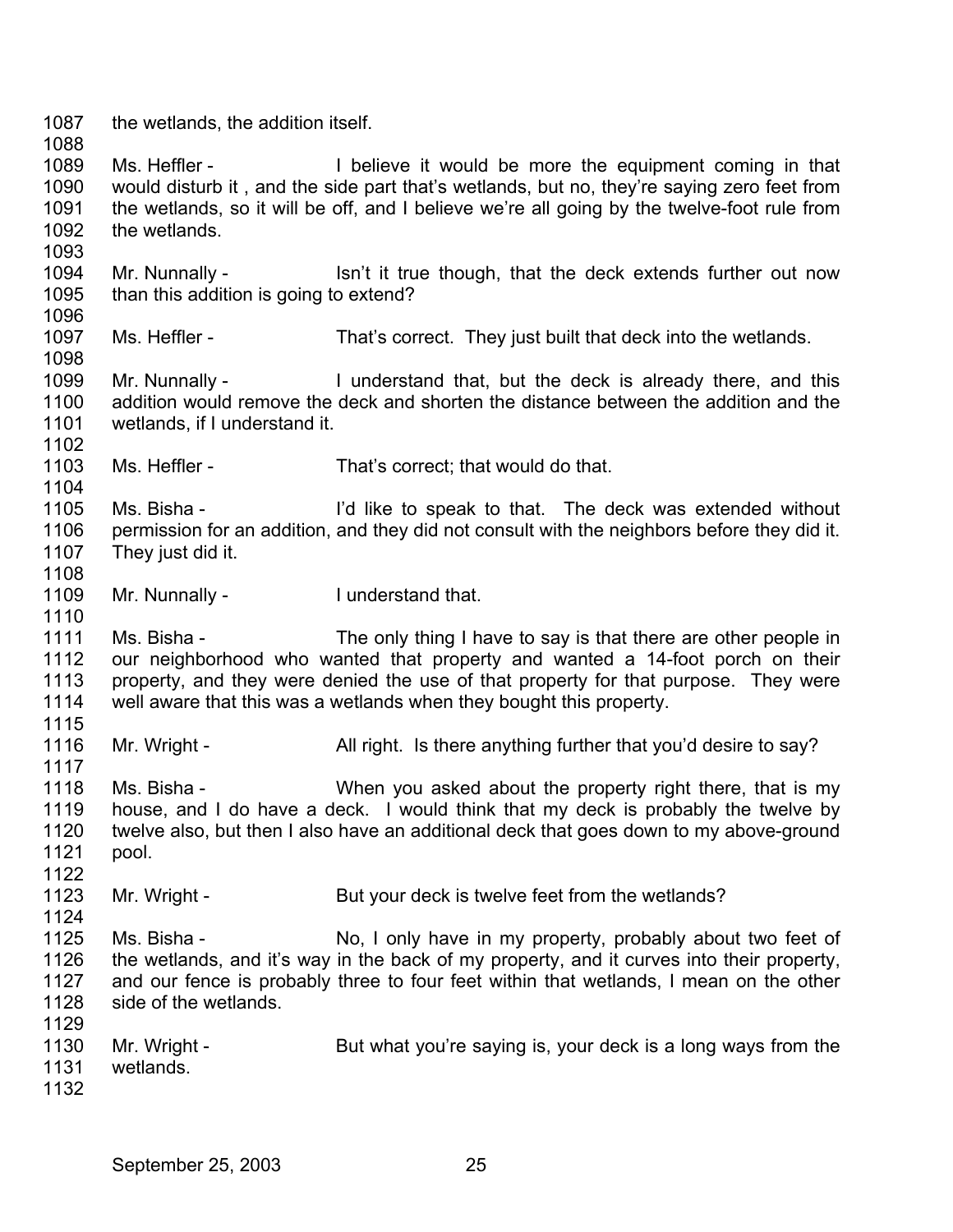the wetlands, the addition itself.

Ms. Heffler - I believe it would be more the equipment coming in that would disturb it , and the side part that's wetlands, but no, they're saying zero feet from the wetlands, so it will be off, and I believe we're all going by the twelve-foot rule from the wetlands.

Mr. Nunnally - Isn't it true though, that the deck extends further out now than this addition is going to extend?

Ms. Heffler - That's correct. They just built that deck into the wetlands.

Mr. Nunnally - I understand that, but the deck is already there, and this addition would remove the deck and shorten the distance between the addition and the wetlands, if I understand it.

Ms. Heffler - That's correct; that would do that.

Ms. Bisha - I'd like to speak to that. The deck was extended without permission for an addition, and they did not consult with the neighbors before they did it. They just did it.

Mr. Nunnally - I understand that.

Ms. Bisha - The only thing I have to say is that there are other people in our neighborhood who wanted that property and wanted a 14-foot porch on their property, and they were denied the use of that property for that purpose. They were well aware that this was a wetlands when they bought this property.

Mr. Wright - All right. Is there anything further that you'd desire to say?

Ms. Bisha - When you asked about the property right there, that is my house, and I do have a deck. I would think that my deck is probably the twelve by twelve also, but then I also have an additional deck that goes down to my above-ground pool.

Mr. Wright - But your deck is twelve feet from the wetlands?

Ms. Bisha - No, I only have in my property, probably about two feet of the wetlands, and it's way in the back of my property, and it curves into their property, and our fence is probably three to four feet within that wetlands, I mean on the other side of the wetlands.

Mr. Wright - But what you're saying is, your deck is a long ways from the wetlands.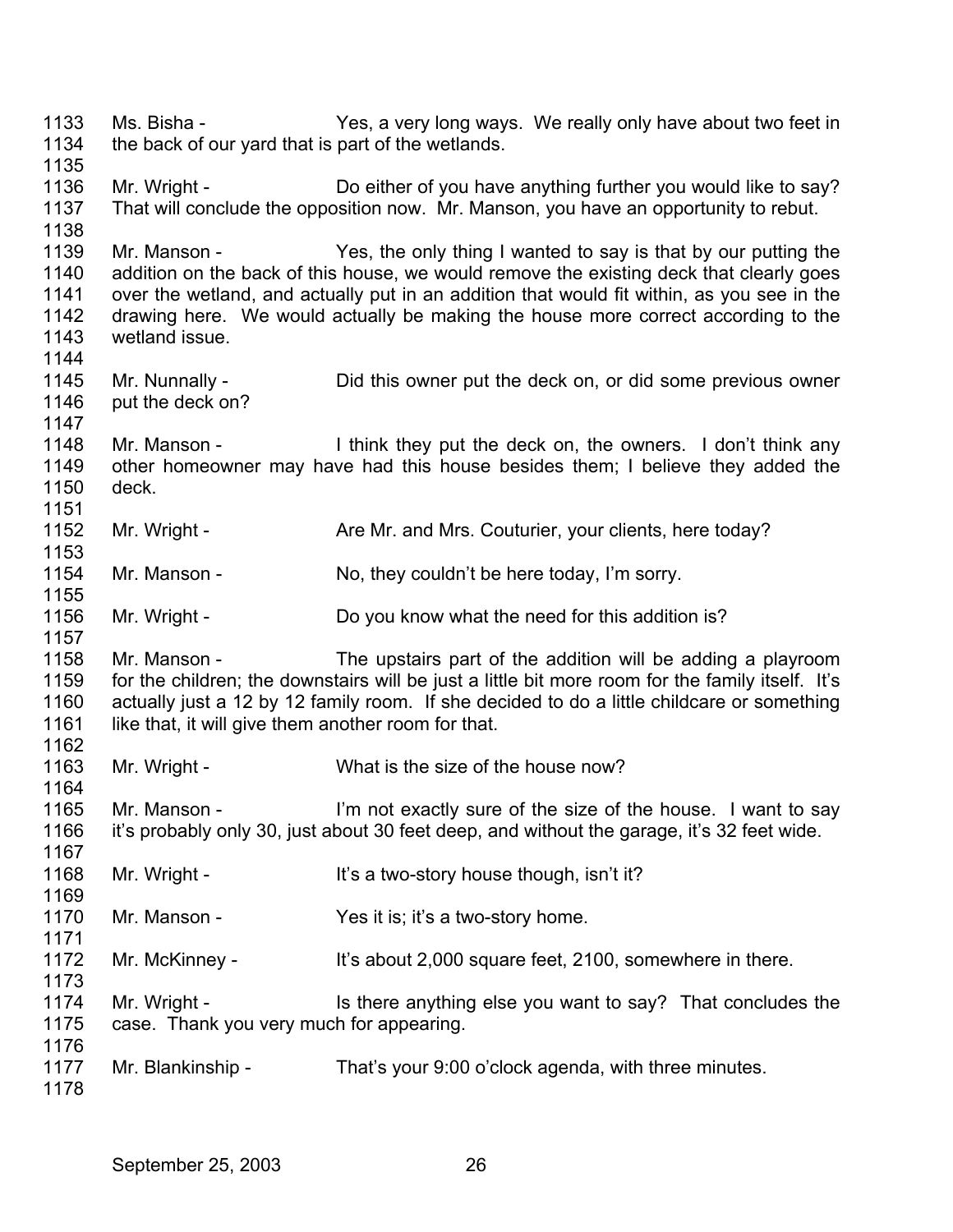1133 Ms. Bisha - Yes, a very long ways. We really only have about two feet in
1134 the back of our yard that is part of the wetlands.
1135
1136 Mr. Wright - Do either of you have anything further you would like to say?
1137 That will conclude the opposition now. Mr. Manson, you have an opportunity to rebut.
1138
1139 Mr. Manson - Yes, the only thing I wanted to say is that by our putting the
1140 addition on the back of this house, we would remove the existing deck that clearly goes
1141 over the wetland, and actually put in an addition that would fit within, as you see in the
1142 drawing here. We would actually be making the house more correct according to the
1143 wetland issue.
1144
1145 Mr. Nunnally - Did this owner put the deck on, or did some previous owner
1146 put the deck on?
1147
1148 Mr. Manson - I think they put the deck on, the owners. I don't think any
1149 other homeowner may have had this house besides them; I believe they added the
1150 deck.
1151
1152 Mr. Wright - Are Mr. and Mrs. Couturier, your clients, here today?
1153
1154 Mr. Manson - No, they couldn't be here today, I'm sorry.
1155
1156 Mr. Wright - Do you know what the need for this addition is?
1157
1158 Mr. Manson - The upstairs part of the addition will be adding a playroom
1159 for the children; the downstairs will be just a little bit more room for the family itself. It's
1160 actually just a 12 by 12 family room. If she decided to do a little childcare or something
1161 like that, it will give them another room for that.
1162
1163 Mr. Wright - What is the size of the house now?
1164
1165 Mr. Manson - I'm not exactly sure of the size of the house. I want to say
1166 it's probably only 30, just about 30 feet deep, and without the garage, it's 32 feet wide.
1167
1168 Mr. Wright - It's a two-story house though, isn't it?
1169
1170 Mr. Manson - Yes it is; it's a two-story home.
1171
1172 Mr. McKinney - It's about 2,000 square feet, 2100, somewhere in there.
1173
1174 Mr. Wright - Is there anything else you want to say? That concludes the
1175 case. Thank you very much for appearing.
1176
1177 Mr. Blankinship - That's your 9:00 o'clock agenda, with three minutes.
1178

September 25, 2003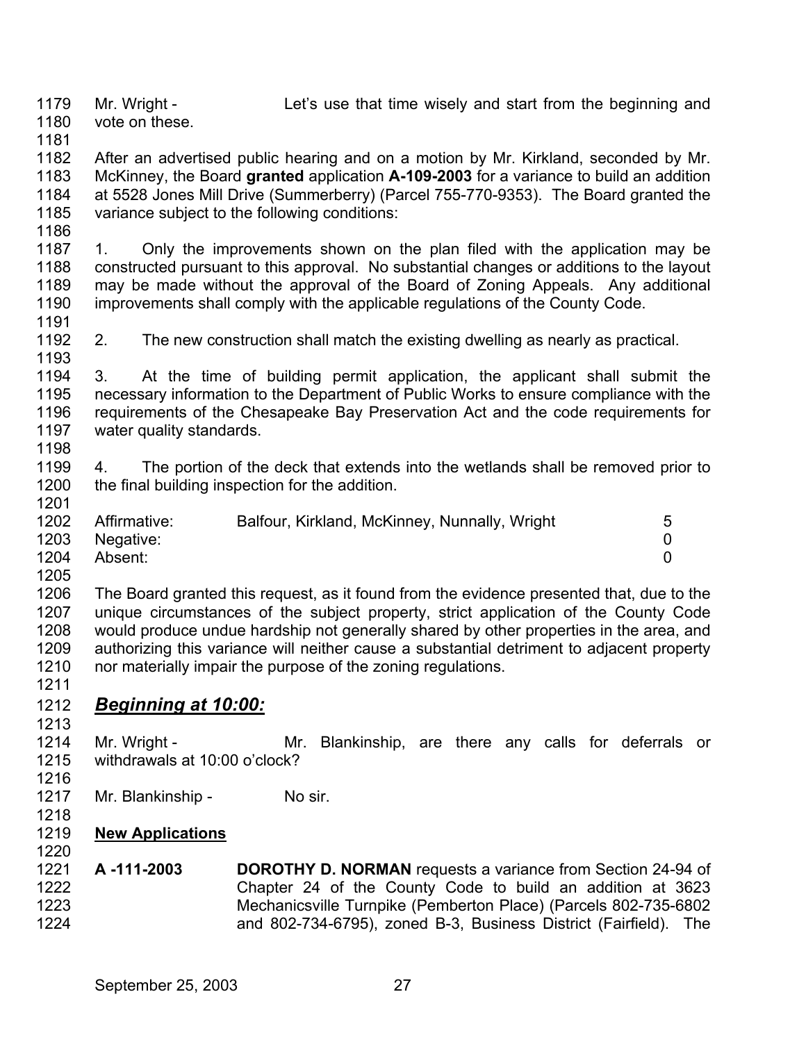Mr. Wright - Let's use that time wisely and start from the beginning and vote on these.

After an advertised public hearing and on a motion by Mr. Kirkland, seconded by Mr. McKinney, the Board **granted** application **A-109-2003** for a variance to build an addition at 5528 Jones Mill Drive (Summerberry) (Parcel 755-770-9353). The Board granted the variance subject to the following conditions:

1. Only the improvements shown on the plan filed with the application may be constructed pursuant to this approval. No substantial changes or additions to the layout may be made without the approval of the Board of Zoning Appeals. Any additional improvements shall comply with the applicable regulations of the County Code.

2. The new construction shall match the existing dwelling as nearly as practical.

3. At the time of building permit application, the applicant shall submit the necessary information to the Department of Public Works to ensure compliance with the requirements of the Chesapeake Bay Preservation Act and the code requirements for water quality standards.

4. The portion of the deck that extends into the wetlands shall be removed prior to the final building inspection for the addition.

| | | |
|---|---|---|
| Affirmative: | Balfour, Kirkland, McKinney, Nunnally, Wright | 5 |
| Negative: | | 0 |
| Absent: | | 0 |

The Board granted this request, as it found from the evidence presented that, due to the unique circumstances of the subject property, strict application of the County Code would produce undue hardship not generally shared by other properties in the area, and authorizing this variance will neither cause a substantial detriment to adjacent property nor materially impair the purpose of the zoning regulations.

## ***Beginning at 10:00:***

Mr. Wright - Mr. Blankinship, are there any calls for deferrals or withdrawals at 10:00 o'clock?

Mr. Blankinship - No sir.

**New Applications**

**A -111-2003** **DOROTHY D. NORMAN** requests a variance from Section 24-94 of Chapter 24 of the County Code to build an addition at 3623 Mechanicsville Turnpike (Pemberton Place) (Parcels 802-735-6802 and 802-734-6795), zoned B-3, Business District (Fairfield). The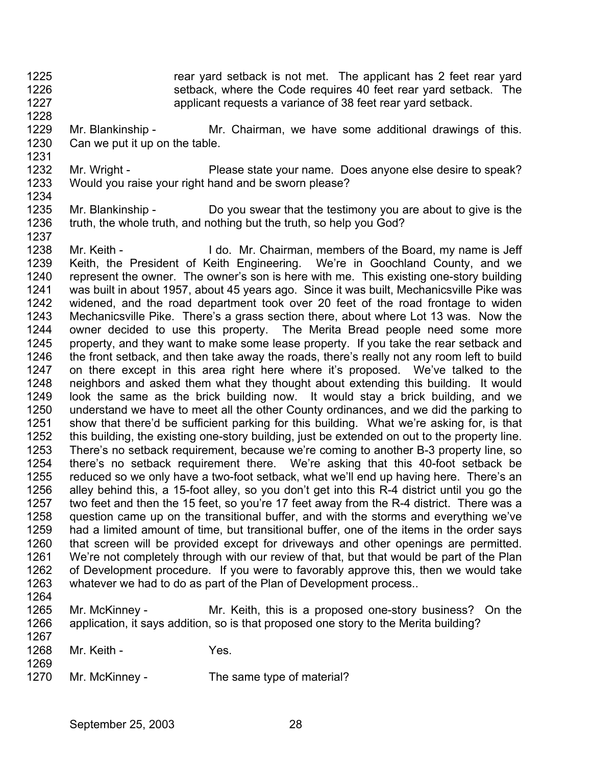1225 rear yard setback is not met. The applicant has 2 feet rear yard
1226 setback, where the Code requires 40 feet rear yard setback. The
1227 applicant requests a variance of 38 feet rear yard setback.
1228
1229 Mr. Blankinship - Mr. Chairman, we have some additional drawings of this.
1230 Can we put it up on the table.
1231
1232 Mr. Wright - Please state your name. Does anyone else desire to speak?
1233 Would you raise your right hand and be sworn please?
1234
1235 Mr. Blankinship - Do you swear that the testimony you are about to give is the
1236 truth, the whole truth, and nothing but the truth, so help you God?
1237
1238 Mr. Keith - I do. Mr. Chairman, members of the Board, my name is Jeff
1239 Keith, the President of Keith Engineering. We're in Goochland County, and we
1240 represent the owner. The owner's son is here with me. This existing one-story building
1241 was built in about 1957, about 45 years ago. Since it was built, Mechanicsville Pike was
1242 widened, and the road department took over 20 feet of the road frontage to widen
1243 Mechanicsville Pike. There's a grass section there, about where Lot 13 was. Now the
1244 owner decided to use this property. The Merita Bread people need some more
1245 property, and they want to make some lease property. If you take the rear setback and
1246 the front setback, and then take away the roads, there's really not any room left to build
1247 on there except in this area right here where it's proposed. We've talked to the
1248 neighbors and asked them what they thought about extending this building. It would
1249 look the same as the brick building now. It would stay a brick building, and we
1250 understand we have to meet all the other County ordinances, and we did the parking to
1251 show that there'd be sufficient parking for this building. What we're asking for, is that
1252 this building, the existing one-story building, just be extended on out to the property line.
1253 There's no setback requirement, because we're coming to another B-3 property line, so
1254 there's no setback requirement there. We're asking that this 40-foot setback be
1255 reduced so we only have a two-foot setback, what we'll end up having here. There's an
1256 alley behind this, a 15-foot alley, so you don't get into this R-4 district until you go the
1257 two feet and then the 15 feet, so you're 17 feet away from the R-4 district. There was a
1258 question came up on the transitional buffer, and with the storms and everything we've
1259 had a limited amount of time, but transitional buffer, one of the items in the order says
1260 that screen will be provided except for driveways and other openings are permitted.
1261 We're not completely through with our review of that, but that would be part of the Plan
1262 of Development procedure. If you were to favorably approve this, then we would take
1263 whatever we had to do as part of the Plan of Development process..
1264
1265 Mr. McKinney - Mr. Keith, this is a proposed one-story business? On the
1266 application, it says addition, so is that proposed one story to the Merita building?
1267
1268 Mr. Keith - Yes.
1269
1270 Mr. McKinney - The same type of material?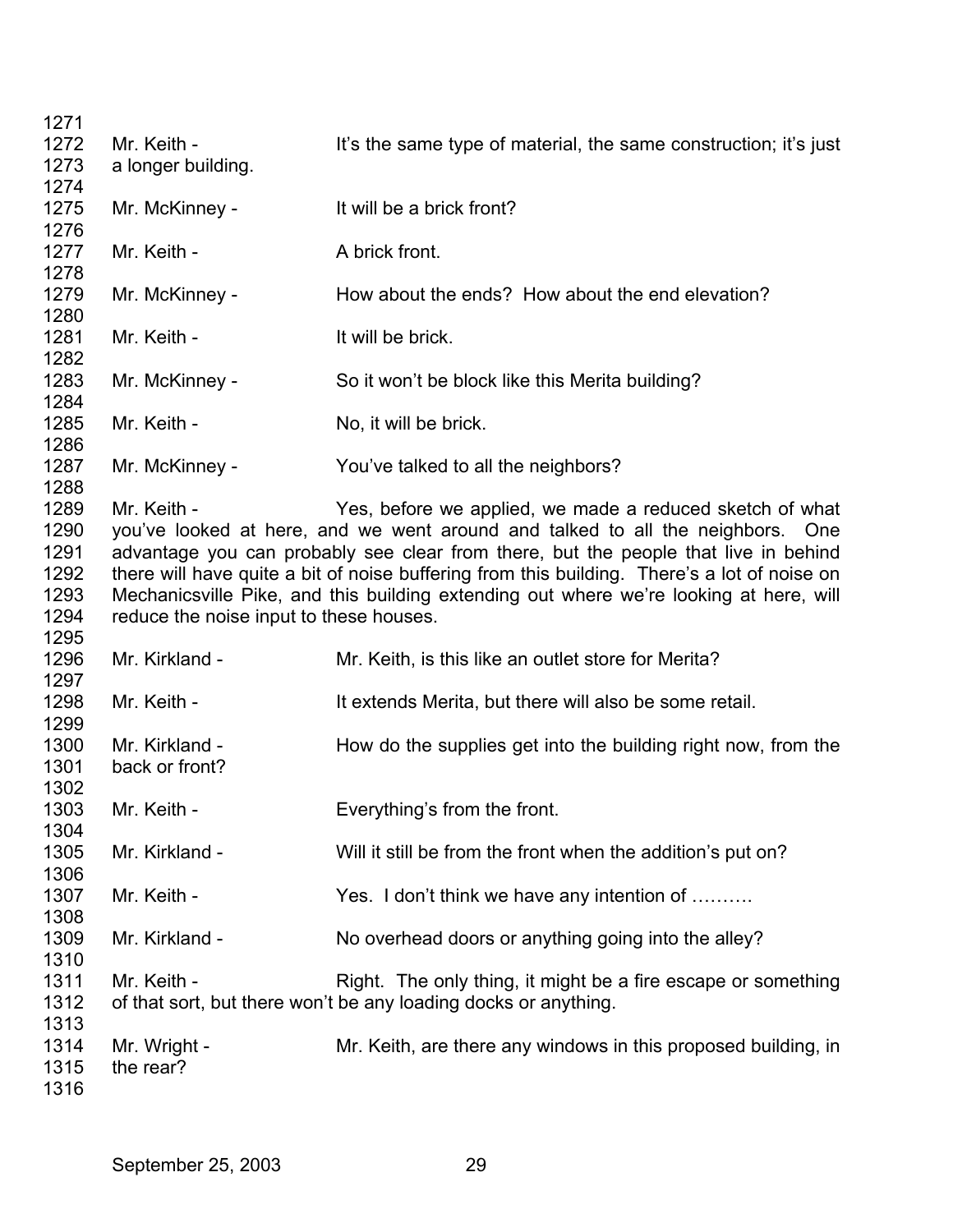Mr. Keith - It's the same type of material, the same construction; it's just a longer building.

Mr. McKinney - It will be a brick front?

Mr. Keith - A brick front.

Mr. McKinney - How about the ends? How about the end elevation?

Mr. Keith - It will be brick.

Mr. McKinney - So it won't be block like this Merita building?

Mr. Keith - No, it will be brick.

Mr. McKinney - You've talked to all the neighbors?

Mr. Keith - Yes, before we applied, we made a reduced sketch of what you've looked at here, and we went around and talked to all the neighbors. One advantage you can probably see clear from there, but the people that live in behind there will have quite a bit of noise buffering from this building. There's a lot of noise on Mechanicsville Pike, and this building extending out where we're looking at here, will reduce the noise input to these houses.

Mr. Kirkland - Mr. Keith, is this like an outlet store for Merita?

Mr. Keith - It extends Merita, but there will also be some retail.

Mr. Kirkland - How do the supplies get into the building right now, from the back or front?

Mr. Keith - Everything's from the front.

Mr. Kirkland - Will it still be from the front when the addition's put on?

Mr. Keith - Yes. I don't think we have any intention of ……….

Mr. Kirkland - No overhead doors or anything going into the alley?

Mr. Keith - Right. The only thing, it might be a fire escape or something of that sort, but there won't be any loading docks or anything.

Mr. Wright - Mr. Keith, are there any windows in this proposed building, in the rear?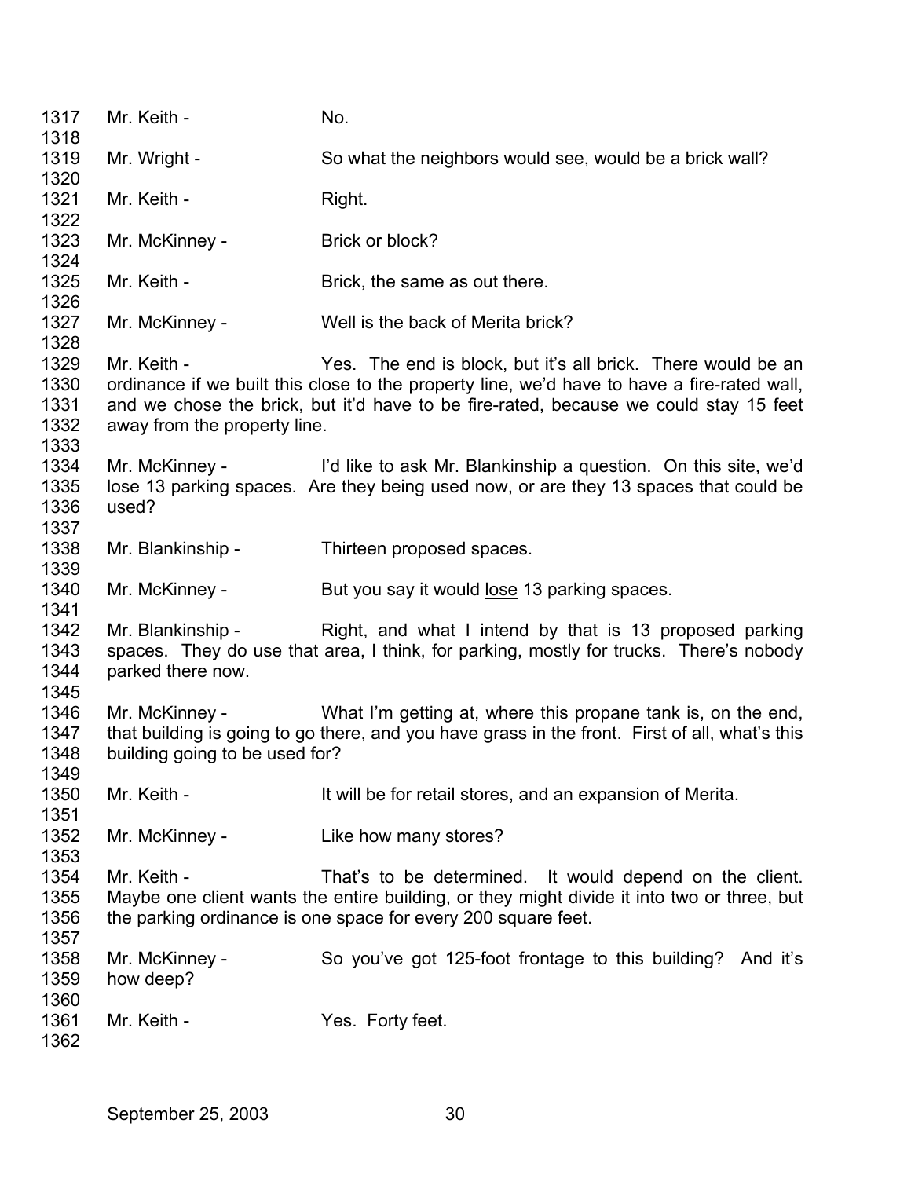1317 Mr. Keith - No.
1318
1319 Mr. Wright - So what the neighbors would see, would be a brick wall?
1320
1321 Mr. Keith - Right.
1322
1323 Mr. McKinney - Brick or block?
1324
1325 Mr. Keith - Brick, the same as out there.
1326
1327 Mr. McKinney - Well is the back of Merita brick?
1328
1329 Mr. Keith - Yes. The end is block, but it's all brick. There would be an
1330 ordinance if we built this close to the property line, we'd have to have a fire-rated wall,
1331 and we chose the brick, but it'd have to be fire-rated, because we could stay 15 feet
1332 away from the property line.
1333
1334 Mr. McKinney - I'd like to ask Mr. Blankinship a question. On this site, we'd
1335 lose 13 parking spaces. Are they being used now, or are they 13 spaces that could be
1336 used?
1337
1338 Mr. Blankinship - Thirteen proposed spaces.
1339
1340 Mr. McKinney - But you say it would <u>lose</u> 13 parking spaces.
1341
1342 Mr. Blankinship - Right, and what I intend by that is 13 proposed parking
1343 spaces. They do use that area, I think, for parking, mostly for trucks. There's nobody
1344 parked there now.
1345
1346 Mr. McKinney - What I'm getting at, where this propane tank is, on the end,
1347 that building is going to go there, and you have grass in the front. First of all, what's this
1348 building going to be used for?
1349
1350 Mr. Keith - It will be for retail stores, and an expansion of Merita.
1351
1352 Mr. McKinney - Like how many stores?
1353
1354 Mr. Keith - That's to be determined. It would depend on the client.
1355 Maybe one client wants the entire building, or they might divide it into two or three, but
1356 the parking ordinance is one space for every 200 square feet.
1357
1358 Mr. McKinney - So you've got 125-foot frontage to this building? And it's
1359 how deep?
1360
1361 Mr. Keith - Yes. Forty feet.
1362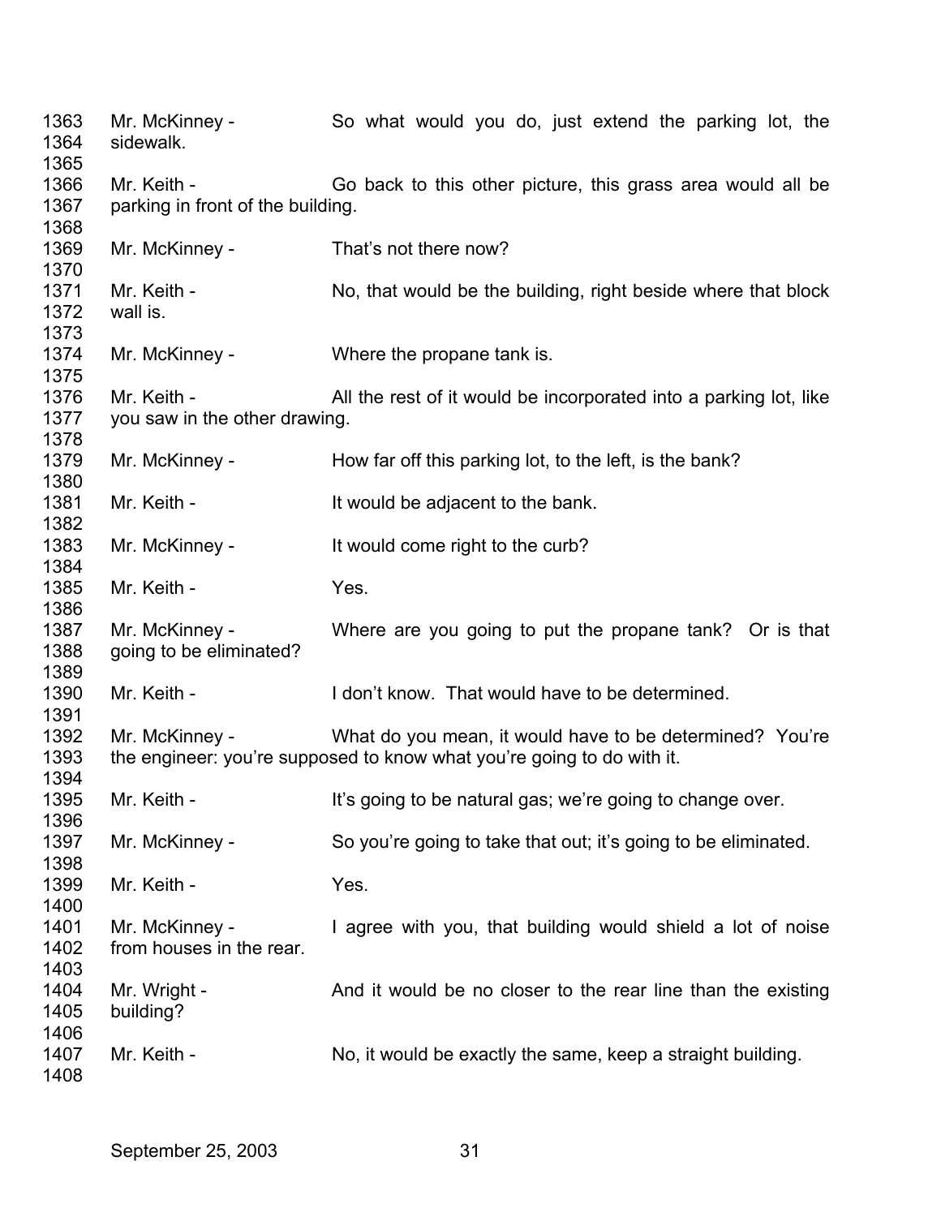1363 Mr. McKinney - So what would you do, just extend the parking lot, the
1364 sidewalk.
1365
1366 Mr. Keith - Go back to this other picture, this grass area would all be
1367 parking in front of the building.
1368
1369 Mr. McKinney - That's not there now?
1370
1371 Mr. Keith - No, that would be the building, right beside where that block
1372 wall is.
1373
1374 Mr. McKinney - Where the propane tank is.
1375
1376 Mr. Keith - All the rest of it would be incorporated into a parking lot, like
1377 you saw in the other drawing.
1378
1379 Mr. McKinney - How far off this parking lot, to the left, is the bank?
1380
1381 Mr. Keith - It would be adjacent to the bank.
1382
1383 Mr. McKinney - It would come right to the curb?
1384
1385 Mr. Keith - Yes.
1386
1387 Mr. McKinney - Where are you going to put the propane tank? Or is that
1388 going to be eliminated?
1389
1390 Mr. Keith - I don't know. That would have to be determined.
1391
1392 Mr. McKinney - What do you mean, it would have to be determined? You're
1393 the engineer: you're supposed to know what you're going to do with it.
1394
1395 Mr. Keith - It's going to be natural gas; we're going to change over.
1396
1397 Mr. McKinney - So you're going to take that out; it's going to be eliminated.
1398
1399 Mr. Keith - Yes.
1400
1401 Mr. McKinney - I agree with you, that building would shield a lot of noise
1402 from houses in the rear.
1403
1404 Mr. Wright - And it would be no closer to the rear line than the existing
1405 building?
1406
1407 Mr. Keith - No, it would be exactly the same, keep a straight building.
1408

September 25, 2003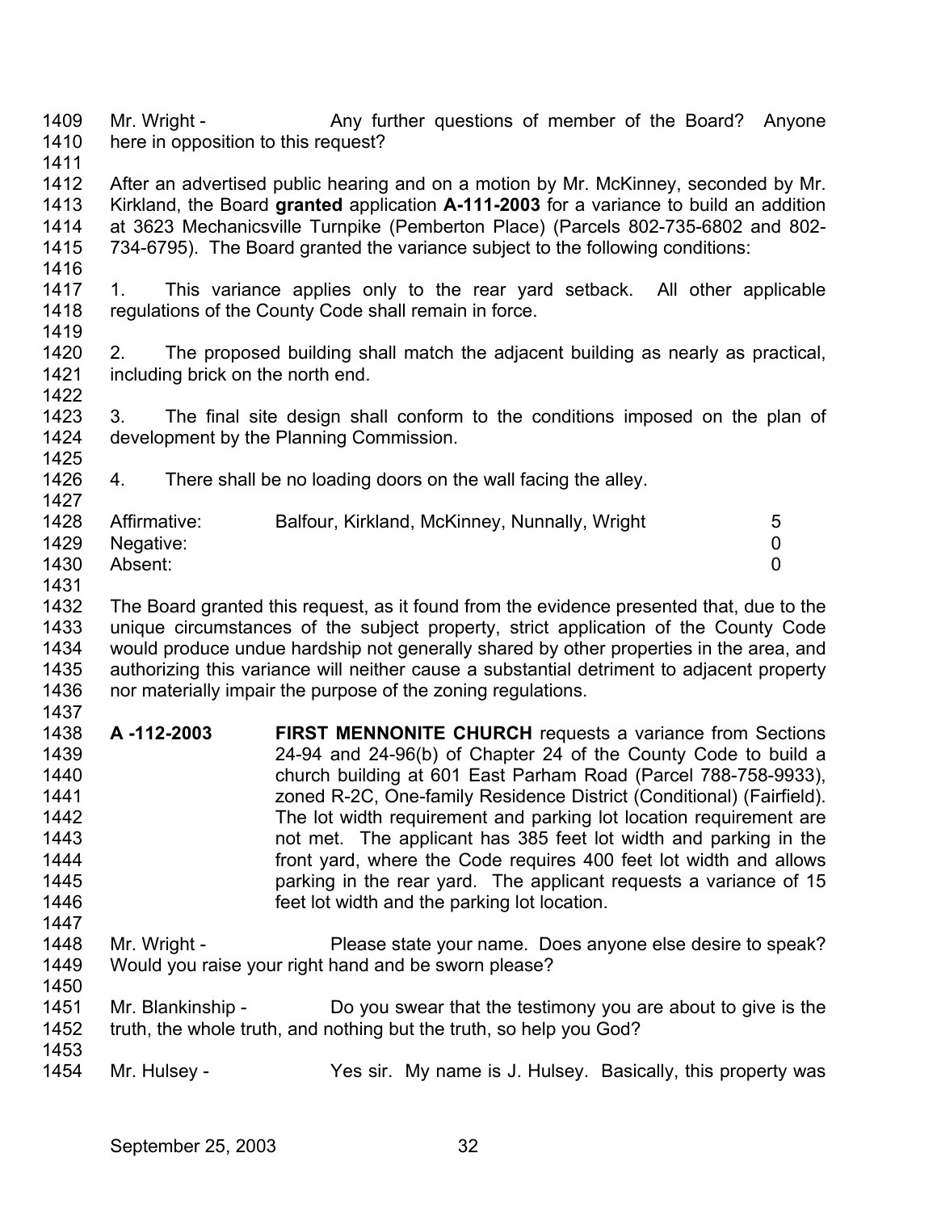Mr. Wright - Any further questions of member of the Board? Anyone here in opposition to this request?

After an advertised public hearing and on a motion by Mr. McKinney, seconded by Mr. Kirkland, the Board **granted** application **A-111-2003** for a variance to build an addition at 3623 Mechanicsville Turnpike (Pemberton Place) (Parcels 802-735-6802 and 802-734-6795). The Board granted the variance subject to the following conditions:

1. This variance applies only to the rear yard setback. All other applicable regulations of the County Code shall remain in force.

2. The proposed building shall match the adjacent building as nearly as practical, including brick on the north end.

3. The final site design shall conform to the conditions imposed on the plan of development by the Planning Commission.

4. There shall be no loading doors on the wall facing the alley.

| | | |
|---|---|---|
| Affirmative: | Balfour, Kirkland, McKinney, Nunnally, Wright | 5 |
| Negative: | | 0 |
| Absent: | | 0 |

The Board granted this request, as it found from the evidence presented that, due to the unique circumstances of the subject property, strict application of the County Code would produce undue hardship not generally shared by other properties in the area, and authorizing this variance will neither cause a substantial detriment to adjacent property nor materially impair the purpose of the zoning regulations.

**A -112-2003** **FIRST MENNONITE CHURCH** requests a variance from Sections 24-94 and 24-96(b) of Chapter 24 of the County Code to build a church building at 601 East Parham Road (Parcel 788-758-9933), zoned R-2C, One-family Residence District (Conditional) (Fairfield). The lot width requirement and parking lot location requirement are not met. The applicant has 385 feet lot width and parking in the front yard, where the Code requires 400 feet lot width and allows parking in the rear yard. The applicant requests a variance of 15 feet lot width and the parking lot location.

Mr. Wright - Please state your name. Does anyone else desire to speak? Would you raise your right hand and be sworn please?

Mr. Blankinship - Do you swear that the testimony you are about to give is the truth, the whole truth, and nothing but the truth, so help you God?

Mr. Hulsey - Yes sir. My name is J. Hulsey. Basically, this property was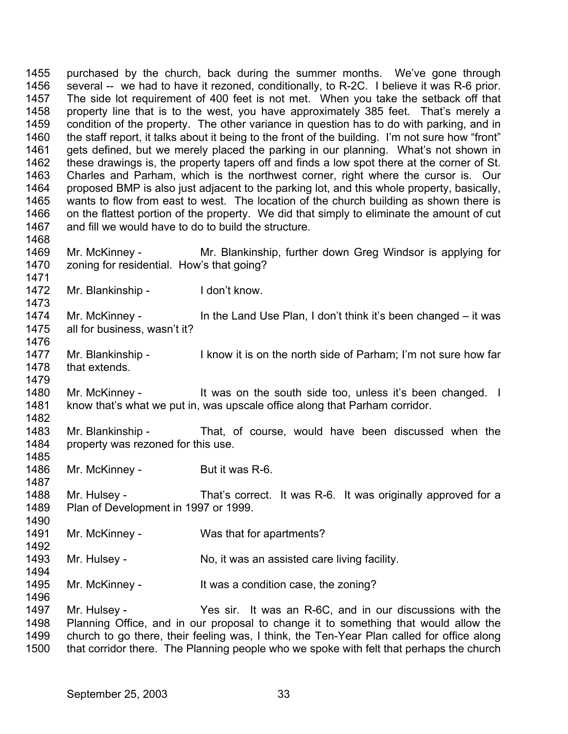1455 purchased by the church, back during the summer months. We've gone through
1456 several -- we had to have it rezoned, conditionally, to R-2C. I believe it was R-6 prior.
1457 The side lot requirement of 400 feet is not met. When you take the setback off that
1458 property line that is to the west, you have approximately 385 feet. That's merely a
1459 condition of the property. The other variance in question has to do with parking, and in
1460 the staff report, it talks about it being to the front of the building. I'm not sure how "front"
1461 gets defined, but we merely placed the parking in our planning. What's not shown in
1462 these drawings is, the property tapers off and finds a low spot there at the corner of St.
1463 Charles and Parham, which is the northwest corner, right where the cursor is. Our
1464 proposed BMP is also just adjacent to the parking lot, and this whole property, basically,
1465 wants to flow from east to west. The location of the church building as shown there is
1466 on the flattest portion of the property. We did that simply to eliminate the amount of cut
1467 and fill we would have to do to build the structure.
1468
1469 Mr. McKinney - Mr. Blankinship, further down Greg Windsor is applying for
1470 zoning for residential. How's that going?
1471
1472 Mr. Blankinship - I don't know.
1473
1474 Mr. McKinney - In the Land Use Plan, I don't think it's been changed – it was
1475 all for business, wasn't it?
1476
1477 Mr. Blankinship - I know it is on the north side of Parham; I'm not sure how far
1478 that extends.
1479
1480 Mr. McKinney - It was on the south side too, unless it's been changed. I
1481 know that's what we put in, was upscale office along that Parham corridor.
1482
1483 Mr. Blankinship - That, of course, would have been discussed when the
1484 property was rezoned for this use.
1485
1486 Mr. McKinney - But it was R-6.
1487
1488 Mr. Hulsey - That's correct. It was R-6. It was originally approved for a
1489 Plan of Development in 1997 or 1999.
1490
1491 Mr. McKinney - Was that for apartments?
1492
1493 Mr. Hulsey - No, it was an assisted care living facility.
1494
1495 Mr. McKinney - It was a condition case, the zoning?
1496
1497 Mr. Hulsey - Yes sir. It was an R-6C, and in our discussions with the
1498 Planning Office, and in our proposal to change it to something that would allow the
1499 church to go there, their feeling was, I think, the Ten-Year Plan called for office along
1500 that corridor there. The Planning people who we spoke with felt that perhaps the church

September 25, 2003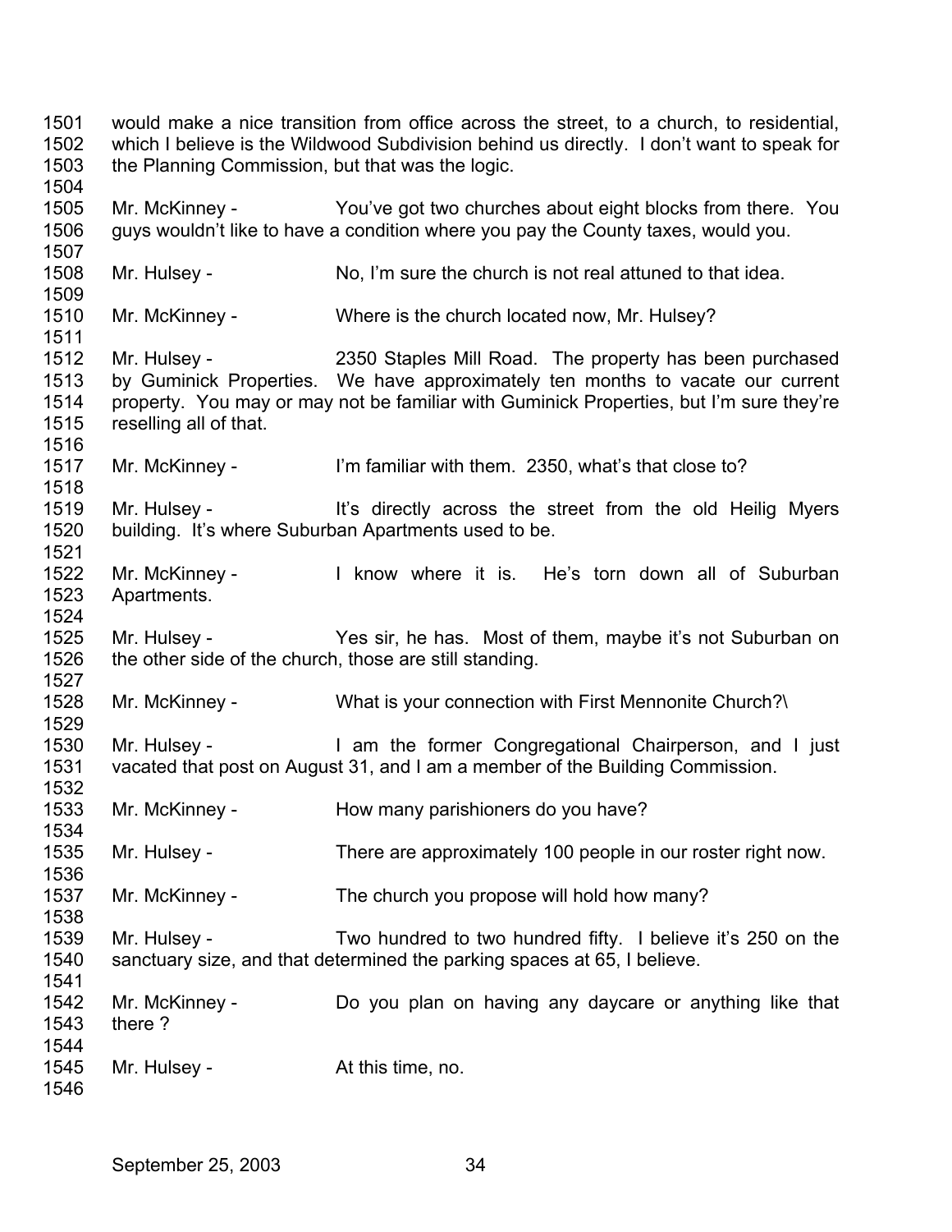1501 would make a nice transition from office across the street, to a church, to residential,
1502 which I believe is the Wildwood Subdivision behind us directly. I don't want to speak for
1503 the Planning Commission, but that was the logic.
1504
1505 Mr. McKinney - You've got two churches about eight blocks from there. You
1506 guys wouldn't like to have a condition where you pay the County taxes, would you.
1507
1508 Mr. Hulsey - No, I'm sure the church is not real attuned to that idea.
1509
1510 Mr. McKinney - Where is the church located now, Mr. Hulsey?
1511
1512 Mr. Hulsey - 2350 Staples Mill Road. The property has been purchased
1513 by Guminick Properties. We have approximately ten months to vacate our current
1514 property. You may or may not be familiar with Guminick Properties, but I'm sure they're
1515 reselling all of that.
1516
1517 Mr. McKinney - I'm familiar with them. 2350, what's that close to?
1518
1519 Mr. Hulsey - It's directly across the street from the old Heilig Myers
1520 building. It's where Suburban Apartments used to be.
1521
1522 Mr. McKinney - I know where it is. He's torn down all of Suburban
1523 Apartments.
1524
1525 Mr. Hulsey - Yes sir, he has. Most of them, maybe it's not Suburban on
1526 the other side of the church, those are still standing.
1527
1528 Mr. McKinney - What is your connection with First Mennonite Church?\
1529
1530 Mr. Hulsey - I am the former Congregational Chairperson, and I just
1531 vacated that post on August 31, and I am a member of the Building Commission.
1532
1533 Mr. McKinney - How many parishioners do you have?
1534
1535 Mr. Hulsey - There are approximately 100 people in our roster right now.
1536
1537 Mr. McKinney - The church you propose will hold how many?
1538
1539 Mr. Hulsey - Two hundred to two hundred fifty. I believe it's 250 on the
1540 sanctuary size, and that determined the parking spaces at 65, I believe.
1541
1542 Mr. McKinney - Do you plan on having any daycare or anything like that
1543 there ?
1544
1545 Mr. Hulsey - At this time, no.
1546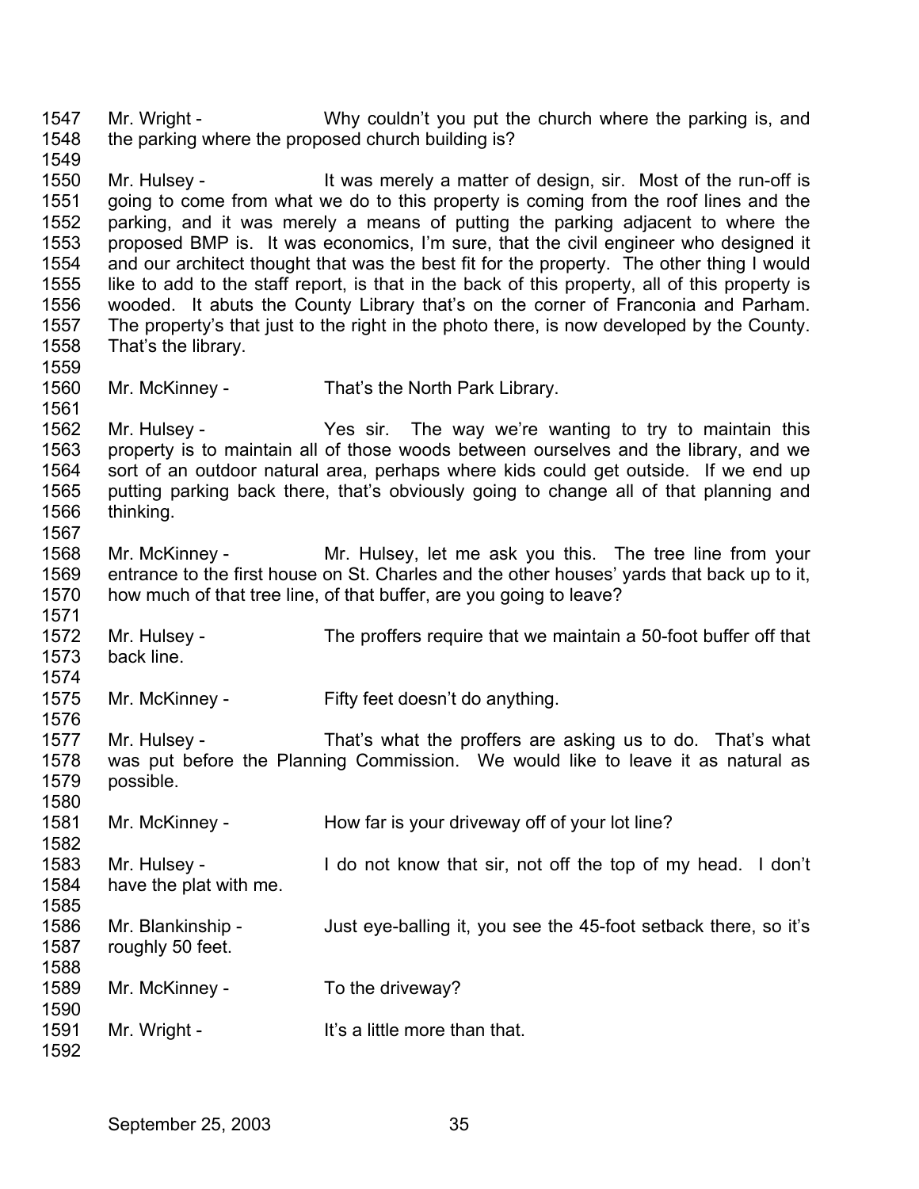1547 Mr. Wright - Why couldn't you put the church where the parking is, and
1548 the parking where the proposed church building is?
1549
1550 Mr. Hulsey - It was merely a matter of design, sir. Most of the run-off is
1551 going to come from what we do to this property is coming from the roof lines and the
1552 parking, and it was merely a means of putting the parking adjacent to where the
1553 proposed BMP is. It was economics, I'm sure, that the civil engineer who designed it
1554 and our architect thought that was the best fit for the property. The other thing I would
1555 like to add to the staff report, is that in the back of this property, all of this property is
1556 wooded. It abuts the County Library that's on the corner of Franconia and Parham.
1557 The property's that just to the right in the photo there, is now developed by the County.
1558 That's the library.
1559
1560 Mr. McKinney - That's the North Park Library.
1561
1562 Mr. Hulsey - Yes sir. The way we're wanting to try to maintain this
1563 property is to maintain all of those woods between ourselves and the library, and we
1564 sort of an outdoor natural area, perhaps where kids could get outside. If we end up
1565 putting parking back there, that's obviously going to change all of that planning and
1566 thinking.
1567
1568 Mr. McKinney - Mr. Hulsey, let me ask you this. The tree line from your
1569 entrance to the first house on St. Charles and the other houses' yards that back up to it,
1570 how much of that tree line, of that buffer, are you going to leave?
1571
1572 Mr. Hulsey - The proffers require that we maintain a 50-foot buffer off that
1573 back line.
1574
1575 Mr. McKinney - Fifty feet doesn't do anything.
1576
1577 Mr. Hulsey - That's what the proffers are asking us to do. That's what
1578 was put before the Planning Commission. We would like to leave it as natural as
1579 possible.
1580
1581 Mr. McKinney - How far is your driveway off of your lot line?
1582
1583 Mr. Hulsey - I do not know that sir, not off the top of my head. I don't
1584 have the plat with me.
1585
1586 Mr. Blankinship - Just eye-balling it, you see the 45-foot setback there, so it's
1587 roughly 50 feet.
1588
1589 Mr. McKinney - To the driveway?
1590
1591 Mr. Wright - It's a little more than that.
1592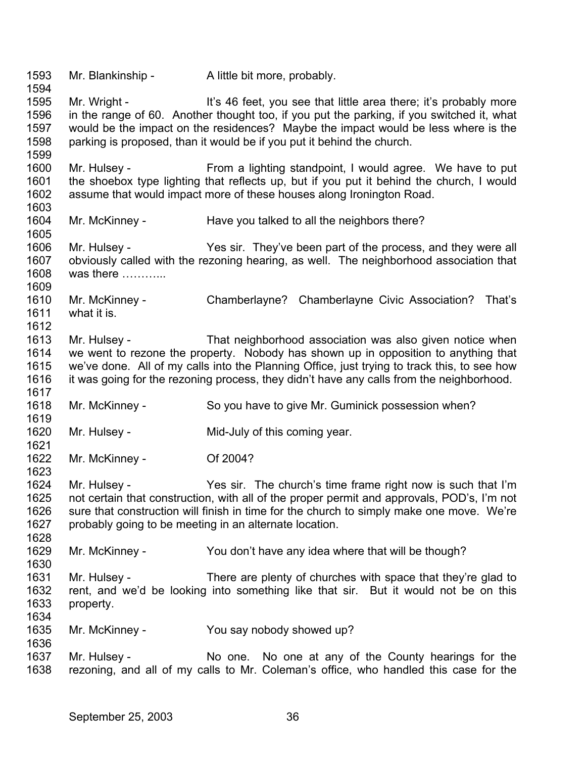1593 Mr. Blankinship - A little bit more, probably.

1594

1595 Mr. Wright - It's 46 feet, you see that little area there; it's probably more
1596 in the range of 60. Another thought too, if you put the parking, if you switched it, what
1597 would be the impact on the residences? Maybe the impact would be less where is the
1598 parking is proposed, than it would be if you put it behind the church.

1599

1600 Mr. Hulsey - From a lighting standpoint, I would agree. We have to put
1601 the shoebox type lighting that reflects up, but if you put it behind the church, I would
1602 assume that would impact more of these houses along Ironington Road.

1603

1604 Mr. McKinney - Have you talked to all the neighbors there?

1605

1606 Mr. Hulsey - Yes sir. They've been part of the process, and they were all
1607 obviously called with the rezoning hearing, as well. The neighborhood association that
1608 was there ………...

1609

1610 Mr. McKinney - Chamberlayne? Chamberlayne Civic Association? That's
1611 what it is.

1612

1613 Mr. Hulsey - That neighborhood association was also given notice when
1614 we went to rezone the property. Nobody has shown up in opposition to anything that
1615 we've done. All of my calls into the Planning Office, just trying to track this, to see how
1616 it was going for the rezoning process, they didn't have any calls from the neighborhood.

1617

1618 Mr. McKinney - So you have to give Mr. Guminick possession when?

1619

1620 Mr. Hulsey - Mid-July of this coming year.

1621

1622 Mr. McKinney - Of 2004?

1623

1624 Mr. Hulsey - Yes sir. The church's time frame right now is such that I'm
1625 not certain that construction, with all of the proper permit and approvals, POD's, I'm not
1626 sure that construction will finish in time for the church to simply make one move. We're
1627 probably going to be meeting in an alternate location.

1628

1629 Mr. McKinney - You don't have any idea where that will be though?

1630

1631 Mr. Hulsey - There are plenty of churches with space that they're glad to
1632 rent, and we'd be looking into something like that sir. But it would not be on this
1633 property.

1634

1635 Mr. McKinney - You say nobody showed up?

1636

1637 Mr. Hulsey - No one. No one at any of the County hearings for the
1638 rezoning, and all of my calls to Mr. Coleman's office, who handled this case for the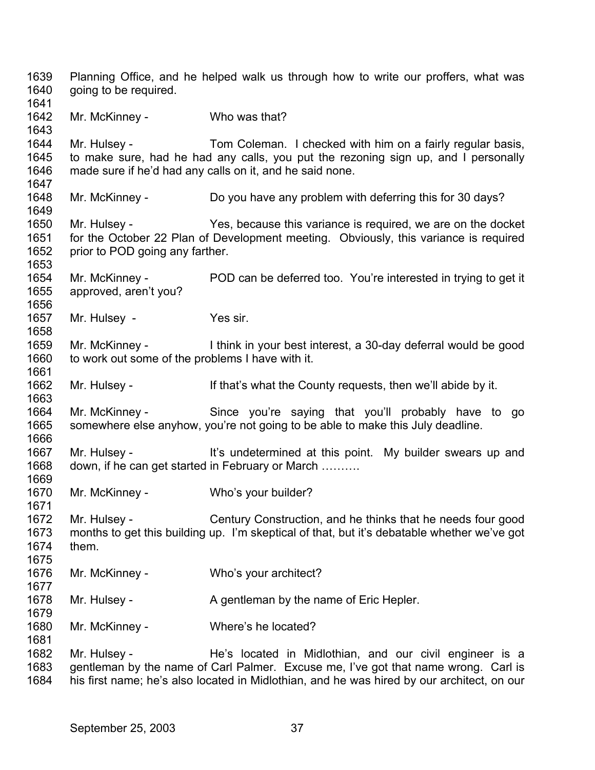Planning Office, and he helped walk us through how to write our proffers, what was going to be required.

Mr. McKinney - Who was that?

Mr. Hulsey - Tom Coleman. I checked with him on a fairly regular basis, to make sure, had he had any calls, you put the rezoning sign up, and I personally made sure if he'd had any calls on it, and he said none.

Mr. McKinney - Do you have any problem with deferring this for 30 days?

Mr. Hulsey - Yes, because this variance is required, we are on the docket for the October 22 Plan of Development meeting. Obviously, this variance is required prior to POD going any farther.

Mr. McKinney - POD can be deferred too. You're interested in trying to get it approved, aren't you?

Mr. Hulsey - Yes sir.

Mr. McKinney - I think in your best interest, a 30-day deferral would be good to work out some of the problems I have with it.

Mr. Hulsey - If that's what the County requests, then we'll abide by it.

Mr. McKinney - Since you're saying that you'll probably have to go somewhere else anyhow, you're not going to be able to make this July deadline.

Mr. Hulsey - It's undetermined at this point. My builder swears up and down, if he can get started in February or March ……….

Mr. McKinney - Who's your builder?

Mr. Hulsey - Century Construction, and he thinks that he needs four good months to get this building up. I'm skeptical of that, but it's debatable whether we've got them.

Mr. McKinney - Who's your architect?

Mr. Hulsey - A gentleman by the name of Eric Hepler.

Mr. McKinney - Where's he located?

Mr. Hulsey - He's located in Midlothian, and our civil engineer is a gentleman by the name of Carl Palmer. Excuse me, I've got that name wrong. Carl is his first name; he's also located in Midlothian, and he was hired by our architect, on our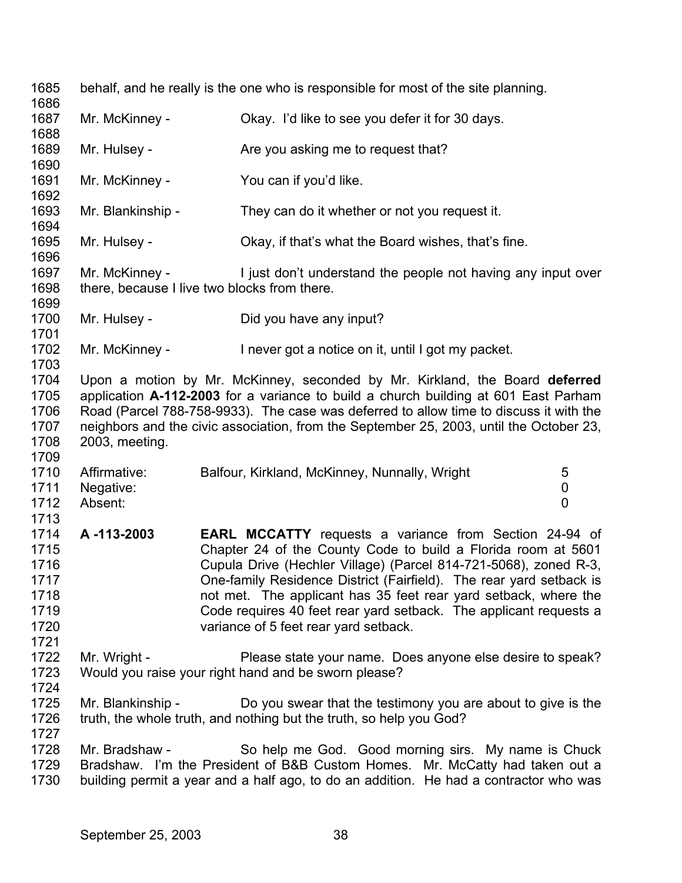behalf, and he really is the one who is responsible for most of the site planning.

Mr. McKinney - Okay. I'd like to see you defer it for 30 days.

Mr. Hulsey - Are you asking me to request that?

Mr. McKinney - You can if you'd like.

Mr. Blankinship - They can do it whether or not you request it.

Mr. Hulsey - Okay, if that's what the Board wishes, that's fine.

Mr. McKinney - I just don't understand the people not having any input over there, because I live two blocks from there.

Mr. Hulsey - Did you have any input?

Mr. McKinney - I never got a notice on it, until I got my packet.

Upon a motion by Mr. McKinney, seconded by Mr. Kirkland, the Board **deferred** application **A-112-2003** for a variance to build a church building at 601 East Parham Road (Parcel 788-758-9933). The case was deferred to allow time to discuss it with the neighbors and the civic association, from the September 25, 2003, until the October 23, 2003, meeting.

| | | |
|---|---|---|
| Affirmative: | Balfour, Kirkland, McKinney, Nunnally, Wright | 5 |
| Negative: | | 0 |
| Absent: | | 0 |

**A -113-2003** **EARL MCCATTY** requests a variance from Section 24-94 of Chapter 24 of the County Code to build a Florida room at 5601 Cupula Drive (Hechler Village) (Parcel 814-721-5068), zoned R-3, One-family Residence District (Fairfield). The rear yard setback is not met. The applicant has 35 feet rear yard setback, where the Code requires 40 feet rear yard setback. The applicant requests a variance of 5 feet rear yard setback.

Mr. Wright - Please state your name. Does anyone else desire to speak? Would you raise your right hand and be sworn please?

Mr. Blankinship - Do you swear that the testimony you are about to give is the truth, the whole truth, and nothing but the truth, so help you God?

Mr. Bradshaw - So help me God. Good morning sirs. My name is Chuck Bradshaw. I'm the President of B&B Custom Homes. Mr. McCatty had taken out a building permit a year and a half ago, to do an addition. He had a contractor who was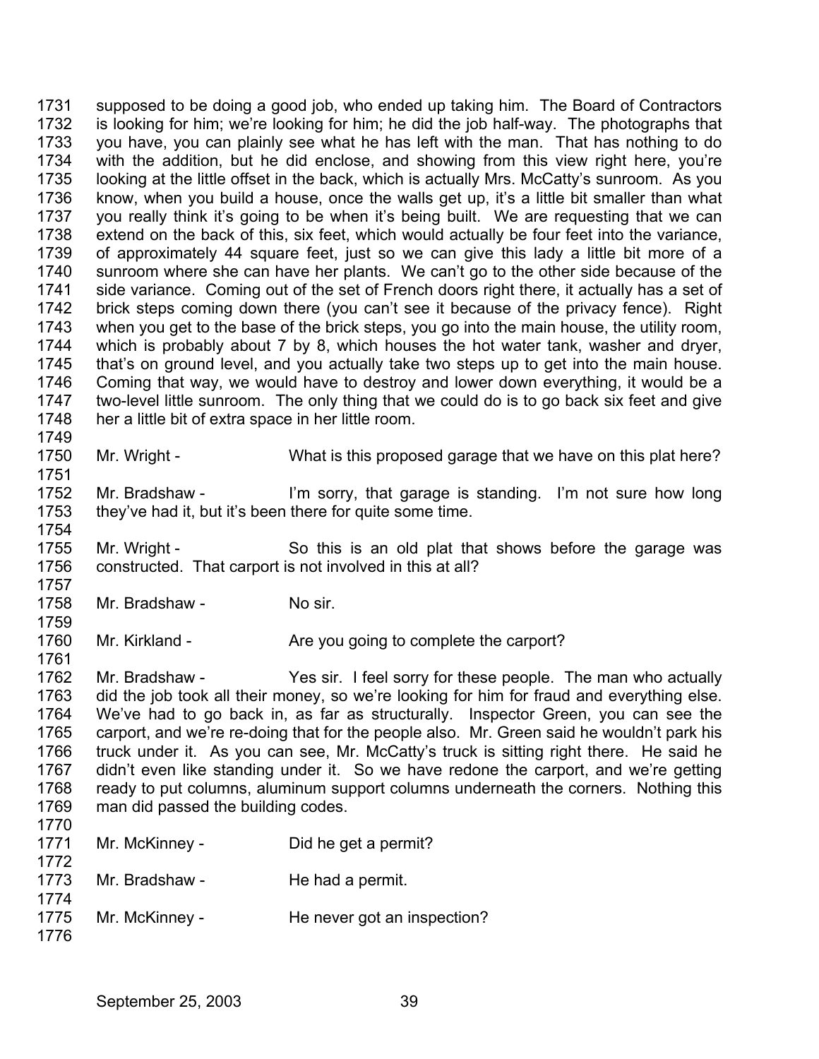supposed to be doing a good job, who ended up taking him. The Board of Contractors is looking for him; we're looking for him; he did the job half-way. The photographs that you have, you can plainly see what he has left with the man. That has nothing to do with the addition, but he did enclose, and showing from this view right here, you're looking at the little offset in the back, which is actually Mrs. McCatty's sunroom. As you know, when you build a house, once the walls get up, it's a little bit smaller than what you really think it's going to be when it's being built. We are requesting that we can extend on the back of this, six feet, which would actually be four feet into the variance, of approximately 44 square feet, just so we can give this lady a little bit more of a sunroom where she can have her plants. We can't go to the other side because of the side variance. Coming out of the set of French doors right there, it actually has a set of brick steps coming down there (you can't see it because of the privacy fence). Right when you get to the base of the brick steps, you go into the main house, the utility room, which is probably about 7 by 8, which houses the hot water tank, washer and dryer, that's on ground level, and you actually take two steps up to get into the main house. Coming that way, we would have to destroy and lower down everything, it would be a two-level little sunroom. The only thing that we could do is to go back six feet and give her a little bit of extra space in her little room.

Mr. Wright - What is this proposed garage that we have on this plat here?

Mr. Bradshaw - I'm sorry, that garage is standing. I'm not sure how long they've had it, but it's been there for quite some time.

Mr. Wright - So this is an old plat that shows before the garage was constructed. That carport is not involved in this at all?

Mr. Bradshaw - No sir.

Mr. Kirkland - Are you going to complete the carport?

Mr. Bradshaw - Yes sir. I feel sorry for these people. The man who actually did the job took all their money, so we're looking for him for fraud and everything else. We've had to go back in, as far as structurally. Inspector Green, you can see the carport, and we're re-doing that for the people also. Mr. Green said he wouldn't park his truck under it. As you can see, Mr. McCatty's truck is sitting right there. He said he didn't even like standing under it. So we have redone the carport, and we're getting ready to put columns, aluminum support columns underneath the corners. Nothing this man did passed the building codes.

Mr. McKinney - Did he get a permit?

Mr. Bradshaw - He had a permit.

Mr. McKinney - He never got an inspection?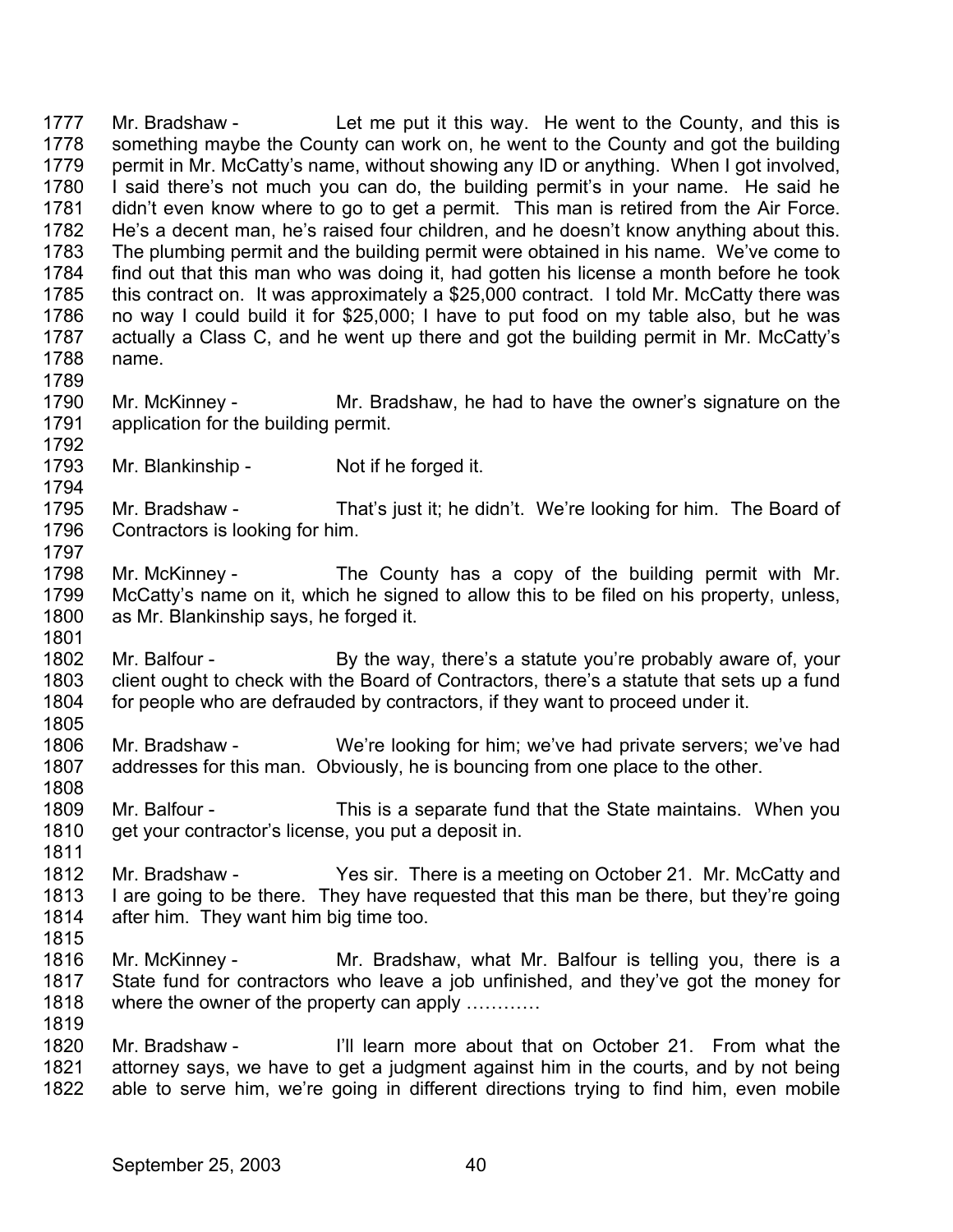1777 Mr. Bradshaw - Let me put it this way. He went to the County, and this is
1778 something maybe the County can work on, he went to the County and got the building
1779 permit in Mr. McCatty's name, without showing any ID or anything. When I got involved,
1780 I said there's not much you can do, the building permit's in your name. He said he
1781 didn't even know where to go to get a permit. This man is retired from the Air Force.
1782 He's a decent man, he's raised four children, and he doesn't know anything about this.
1783 The plumbing permit and the building permit were obtained in his name. We've come to
1784 find out that this man who was doing it, had gotten his license a month before he took
1785 this contract on. It was approximately a $25,000 contract. I told Mr. McCatty there was
1786 no way I could build it for $25,000; I have to put food on my table also, but he was
1787 actually a Class C, and he went up there and got the building permit in Mr. McCatty's
1788 name.
1789
1790 Mr. McKinney - Mr. Bradshaw, he had to have the owner's signature on the
1791 application for the building permit.
1792
1793 Mr. Blankinship - Not if he forged it.
1794
1795 Mr. Bradshaw - That's just it; he didn't. We're looking for him. The Board of
1796 Contractors is looking for him.
1797
1798 Mr. McKinney - The County has a copy of the building permit with Mr.
1799 McCatty's name on it, which he signed to allow this to be filed on his property, unless,
1800 as Mr. Blankinship says, he forged it.
1801
1802 Mr. Balfour - By the way, there's a statute you're probably aware of, your
1803 client ought to check with the Board of Contractors, there's a statute that sets up a fund
1804 for people who are defrauded by contractors, if they want to proceed under it.
1805
1806 Mr. Bradshaw - We're looking for him; we've had private servers; we've had
1807 addresses for this man. Obviously, he is bouncing from one place to the other.
1808
1809 Mr. Balfour - This is a separate fund that the State maintains. When you
1810 get your contractor's license, you put a deposit in.
1811
1812 Mr. Bradshaw - Yes sir. There is a meeting on October 21. Mr. McCatty and
1813 I are going to be there. They have requested that this man be there, but they're going
1814 after him. They want him big time too.
1815
1816 Mr. McKinney - Mr. Bradshaw, what Mr. Balfour is telling you, there is a
1817 State fund for contractors who leave a job unfinished, and they've got the money for
1818 where the owner of the property can apply …………
1819
1820 Mr. Bradshaw - I'll learn more about that on October 21. From what the
1821 attorney says, we have to get a judgment against him in the courts, and by not being
1822 able to serve him, we're going in different directions trying to find him, even mobile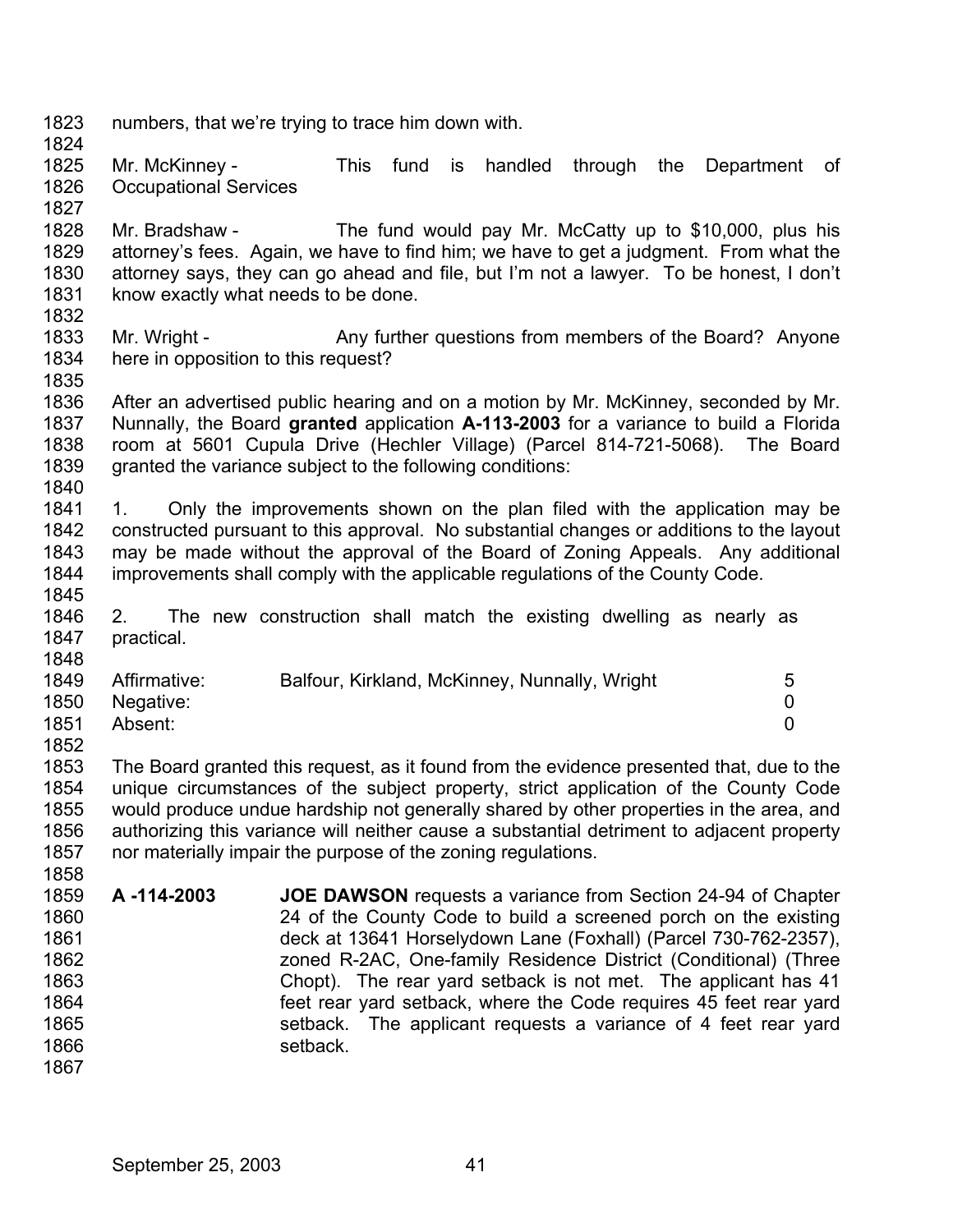numbers, that we're trying to trace him down with.

Mr. McKinney - This fund is handled through the Department of Occupational Services

Mr. Bradshaw - The fund would pay Mr. McCatty up to $10,000, plus his attorney's fees. Again, we have to find him; we have to get a judgment. From what the attorney says, they can go ahead and file, but I'm not a lawyer. To be honest, I don't know exactly what needs to be done.

Mr. Wright - Any further questions from members of the Board? Anyone here in opposition to this request?

After an advertised public hearing and on a motion by Mr. McKinney, seconded by Mr. Nunnally, the Board **granted** application **A-113-2003** for a variance to build a Florida room at 5601 Cupula Drive (Hechler Village) (Parcel 814-721-5068). The Board granted the variance subject to the following conditions:

1. Only the improvements shown on the plan filed with the application may be constructed pursuant to this approval. No substantial changes or additions to the layout may be made without the approval of the Board of Zoning Appeals. Any additional improvements shall comply with the applicable regulations of the County Code.

2. The new construction shall match the existing dwelling as nearly as practical.

| | | |
|---|---|---|
| Affirmative: | Balfour, Kirkland, McKinney, Nunnally, Wright | 5 |
| Negative: | | 0 |
| Absent: | | 0 |

The Board granted this request, as it found from the evidence presented that, due to the unique circumstances of the subject property, strict application of the County Code would produce undue hardship not generally shared by other properties in the area, and authorizing this variance will neither cause a substantial detriment to adjacent property nor materially impair the purpose of the zoning regulations.

**A -114-2003** **JOE DAWSON** requests a variance from Section 24-94 of Chapter 24 of the County Code to build a screened porch on the existing deck at 13641 Horselydown Lane (Foxhall) (Parcel 730-762-2357), zoned R-2AC, One-family Residence District (Conditional) (Three Chopt). The rear yard setback is not met. The applicant has 41 feet rear yard setback, where the Code requires 45 feet rear yard setback. The applicant requests a variance of 4 feet rear yard setback.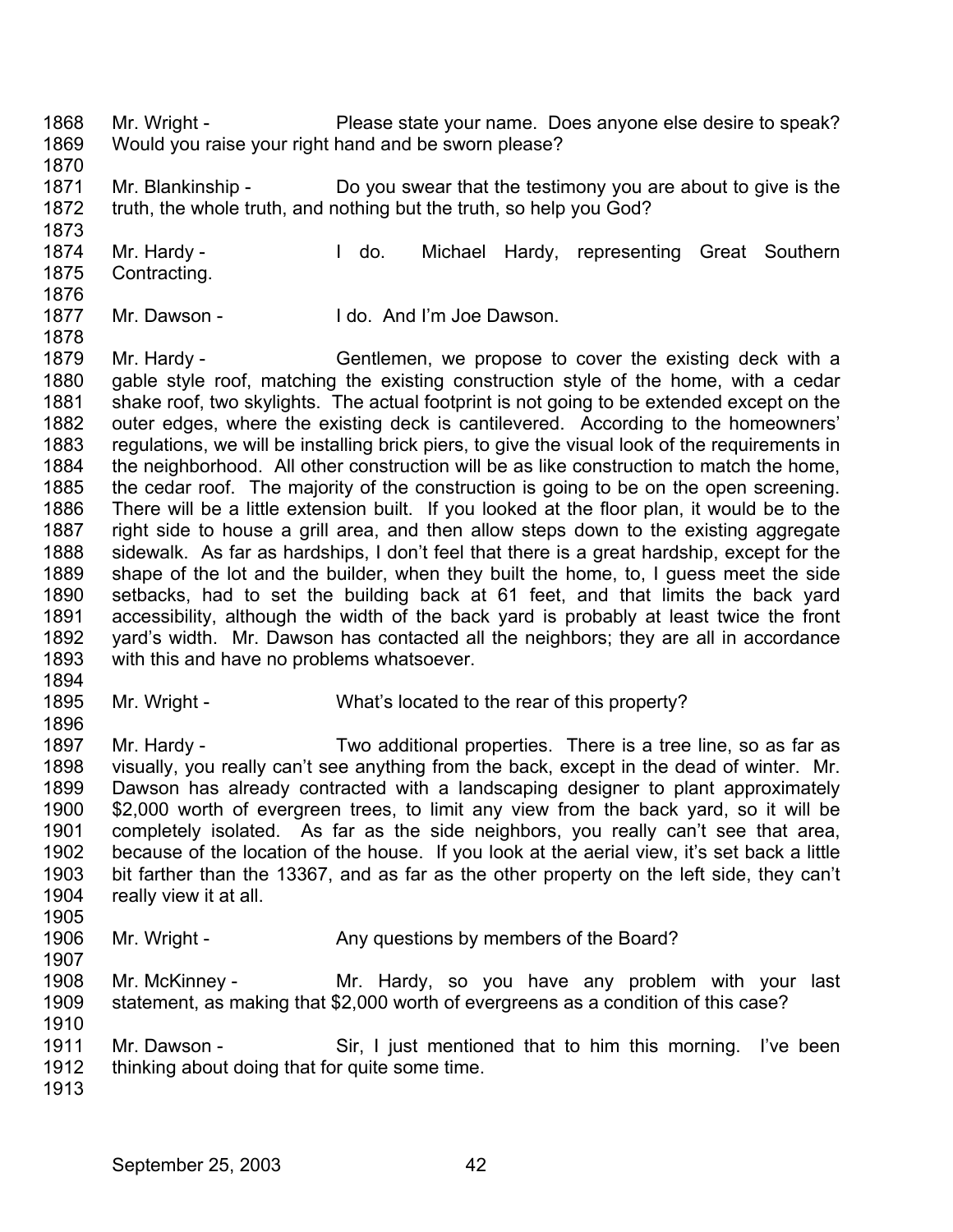1868 Mr. Wright - Please state your name. Does anyone else desire to speak?
1869 Would you raise your right hand and be sworn please?
1870
1871 Mr. Blankinship - Do you swear that the testimony you are about to give is the
1872 truth, the whole truth, and nothing but the truth, so help you God?
1873
1874 Mr. Hardy - I do. Michael Hardy, representing Great Southern
1875 Contracting.
1876
1877 Mr. Dawson - I do. And I'm Joe Dawson.
1878
1879 Mr. Hardy - Gentlemen, we propose to cover the existing deck with a
1880 gable style roof, matching the existing construction style of the home, with a cedar
1881 shake roof, two skylights. The actual footprint is not going to be extended except on the
1882 outer edges, where the existing deck is cantilevered. According to the homeowners'
1883 regulations, we will be installing brick piers, to give the visual look of the requirements in
1884 the neighborhood. All other construction will be as like construction to match the home,
1885 the cedar roof. The majority of the construction is going to be on the open screening.
1886 There will be a little extension built. If you looked at the floor plan, it would be to the
1887 right side to house a grill area, and then allow steps down to the existing aggregate
1888 sidewalk. As far as hardships, I don't feel that there is a great hardship, except for the
1889 shape of the lot and the builder, when they built the home, to, I guess meet the side
1890 setbacks, had to set the building back at 61 feet, and that limits the back yard
1891 accessibility, although the width of the back yard is probably at least twice the front
1892 yard's width. Mr. Dawson has contacted all the neighbors; they are all in accordance
1893 with this and have no problems whatsoever.
1894
1895 Mr. Wright - What's located to the rear of this property?
1896
1897 Mr. Hardy - Two additional properties. There is a tree line, so as far as
1898 visually, you really can't see anything from the back, except in the dead of winter. Mr.
1899 Dawson has already contracted with a landscaping designer to plant approximately
1900 $2,000 worth of evergreen trees, to limit any view from the back yard, so it will be
1901 completely isolated. As far as the side neighbors, you really can't see that area,
1902 because of the location of the house. If you look at the aerial view, it's set back a little
1903 bit farther than the 13367, and as far as the other property on the left side, they can't
1904 really view it at all.
1905
1906 Mr. Wright - Any questions by members of the Board?
1907
1908 Mr. McKinney - Mr. Hardy, so you have any problem with your last
1909 statement, as making that $2,000 worth of evergreens as a condition of this case?
1910
1911 Mr. Dawson - Sir, I just mentioned that to him this morning. I've been
1912 thinking about doing that for quite some time.
1913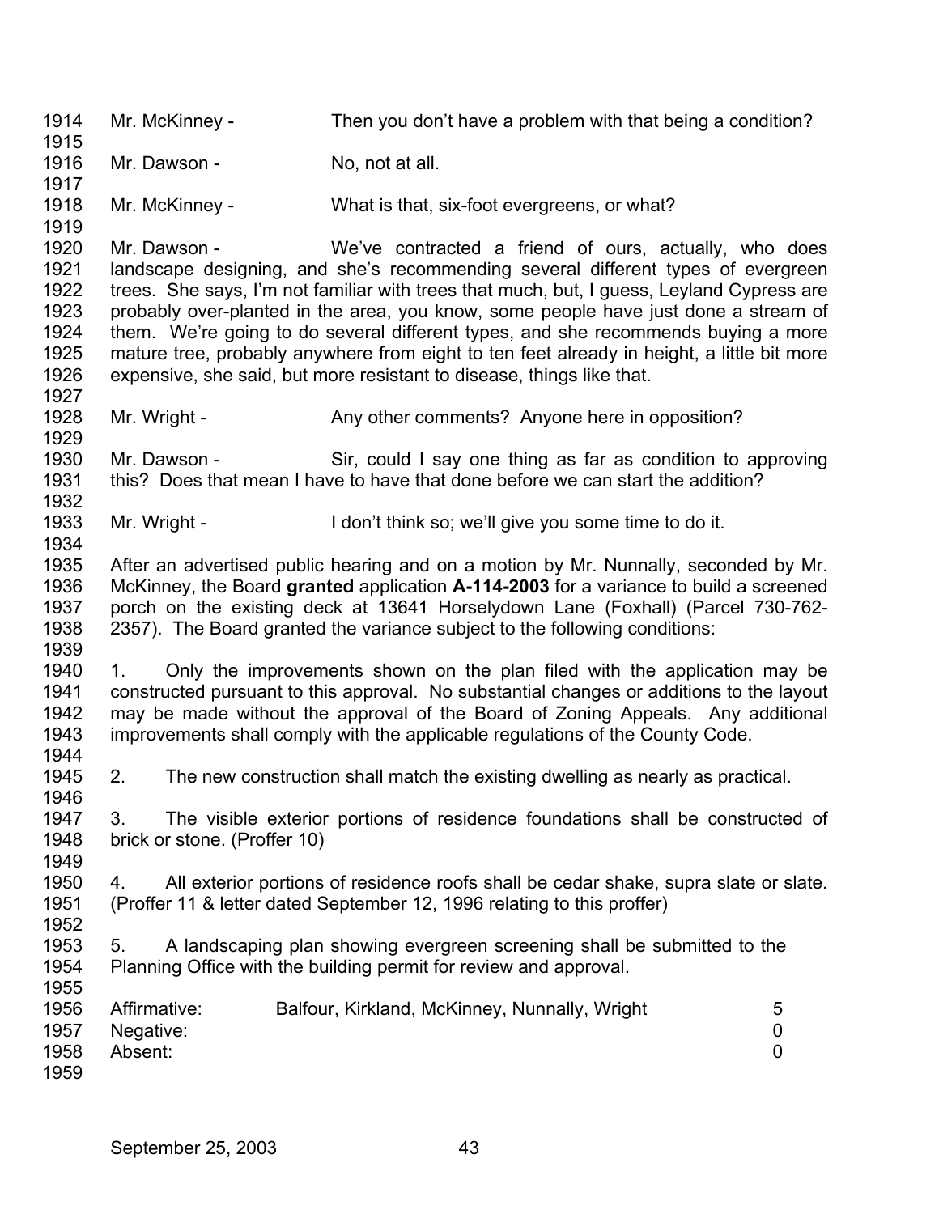Mr. McKinney - Then you don't have a problem with that being a condition?

Mr. Dawson - No, not at all.

Mr. McKinney - What is that, six-foot evergreens, or what?

Mr. Dawson - We've contracted a friend of ours, actually, who does landscape designing, and she's recommending several different types of evergreen trees. She says, I'm not familiar with trees that much, but, I guess, Leyland Cypress are probably over-planted in the area, you know, some people have just done a stream of them. We're going to do several different types, and she recommends buying a more mature tree, probably anywhere from eight to ten feet already in height, a little bit more expensive, she said, but more resistant to disease, things like that.

Mr. Wright - Any other comments? Anyone here in opposition?

Mr. Dawson - Sir, could I say one thing as far as condition to approving this? Does that mean I have to have that done before we can start the addition?

Mr. Wright - I don't think so; we'll give you some time to do it.

After an advertised public hearing and on a motion by Mr. Nunnally, seconded by Mr. McKinney, the Board **granted** application **A-114-2003** for a variance to build a screened porch on the existing deck at 13641 Horselydown Lane (Foxhall) (Parcel 730-762-2357). The Board granted the variance subject to the following conditions:

1. Only the improvements shown on the plan filed with the application may be constructed pursuant to this approval. No substantial changes or additions to the layout may be made without the approval of the Board of Zoning Appeals. Any additional improvements shall comply with the applicable regulations of the County Code.

2. The new construction shall match the existing dwelling as nearly as practical.

3. The visible exterior portions of residence foundations shall be constructed of brick or stone. (Proffer 10)

4. All exterior portions of residence roofs shall be cedar shake, supra slate or slate. (Proffer 11 & letter dated September 12, 1996 relating to this proffer)

5. A landscaping plan showing evergreen screening shall be submitted to the Planning Office with the building permit for review and approval.

| | | |
|---|---|---|
| Affirmative: | Balfour, Kirkland, McKinney, Nunnally, Wright | 5 |
| Negative: | | 0 |
| Absent: | | 0 |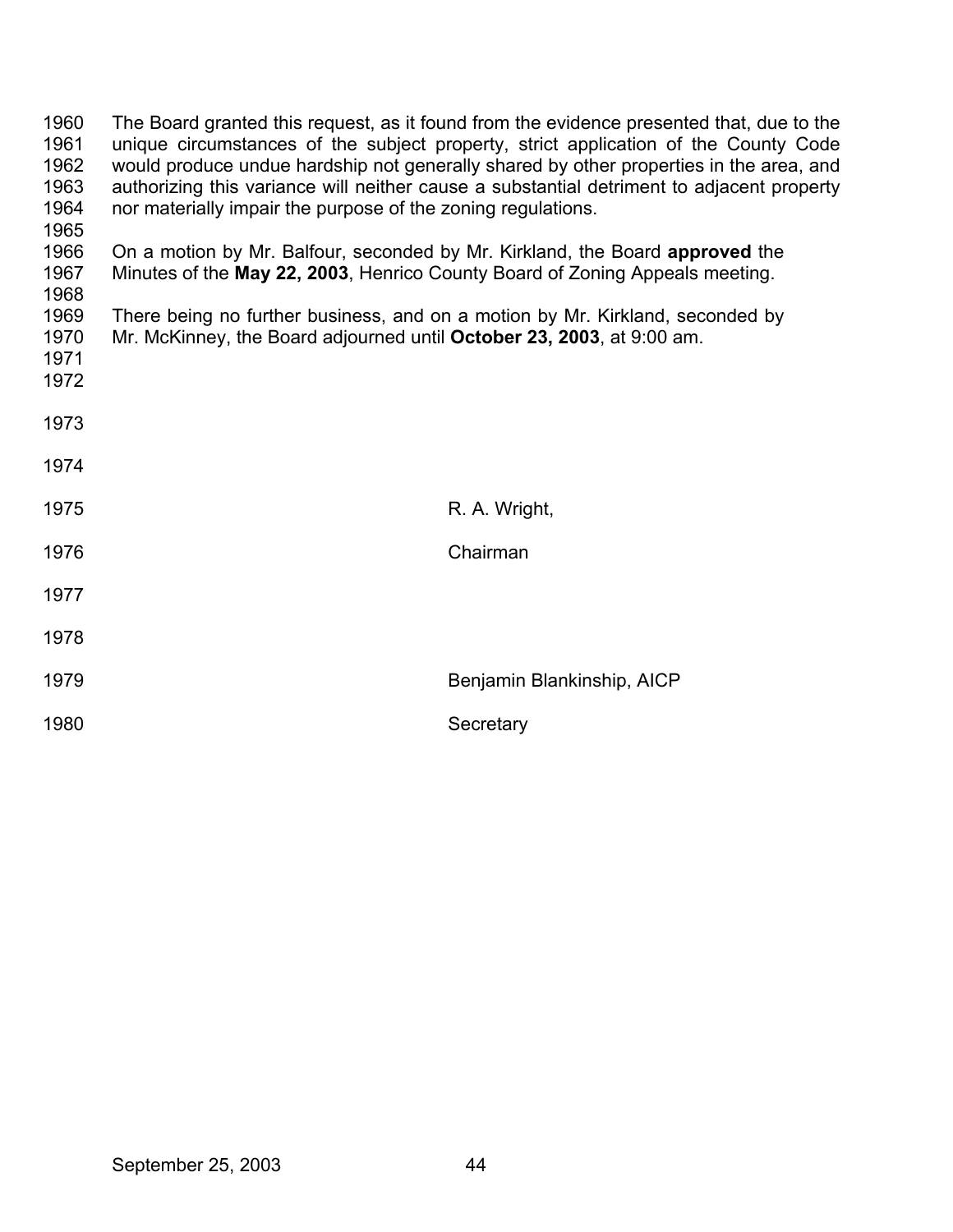The Board granted this request, as it found from the evidence presented that, due to the unique circumstances of the subject property, strict application of the County Code would produce undue hardship not generally shared by other properties in the area, and authorizing this variance will neither cause a substantial detriment to adjacent property nor materially impair the purpose of the zoning regulations.

On a motion by Mr. Balfour, seconded by Mr. Kirkland, the Board **approved** the Minutes of the **May 22, 2003**, Henrico County Board of Zoning Appeals meeting.

There being no further business, and on a motion by Mr. Kirkland, seconded by Mr. McKinney, the Board adjourned until **October 23, 2003**, at 9:00 am.

R. A. Wright,

Chairman

Benjamin Blankinship, AICP

Secretary